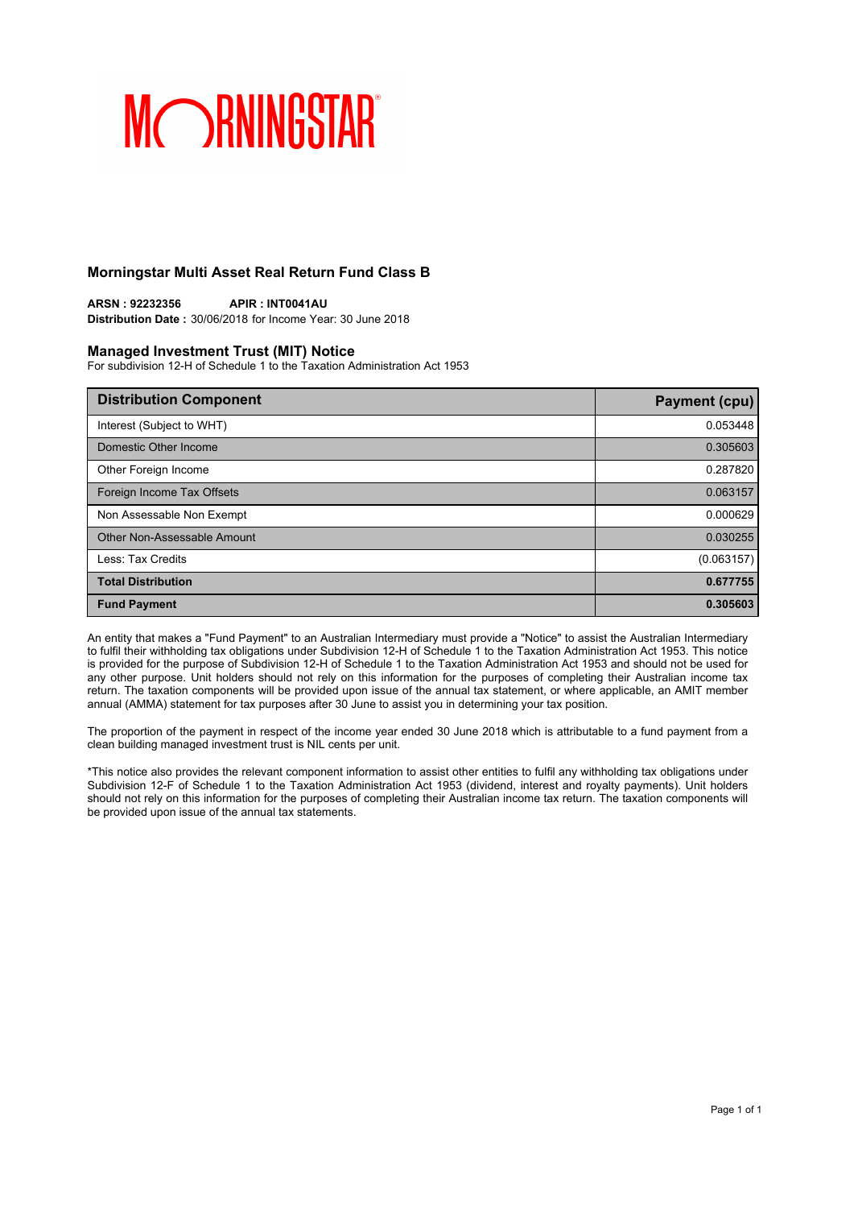MORNINGSTAR

## Morningstar Multi Asset Real Return Fund Class B

**ARSN : 92232356** **APIR : INT0041AU**
**Distribution Date :** 30/06/2018 for Income Year: 30 June 2018

### Managed Investment Trust (MIT) Notice

For subdivision 12-H of Schedule 1 to the Taxation Administration Act 1953

| Distribution Component | Payment (cpu) |
|---|---|
| Interest (Subject to WHT) | 0.053448 |
| Domestic Other Income | 0.305603 |
| Other Foreign Income | 0.287820 |
| Foreign Income Tax Offsets | 0.063157 |
| Non Assessable Non Exempt | 0.000629 |
| Other Non-Assessable Amount | 0.030255 |
| Less: Tax Credits | (0.063157) |
| **Total Distribution** | **0.677755** |
| **Fund Payment** | **0.305603** |

An entity that makes a "Fund Payment" to an Australian Intermediary must provide a "Notice" to assist the Australian Intermediary to fulfil their withholding tax obligations under Subdivision 12-H of Schedule 1 to the Taxation Administration Act 1953. This notice is provided for the purpose of Subdivision 12-H of Schedule 1 to the Taxation Administration Act 1953 and should not be used for any other purpose. Unit holders should not rely on this information for the purposes of completing their Australian income tax return. The taxation components will be provided upon issue of the annual tax statement, or where applicable, an AMIT member annual (AMMA) statement for tax purposes after 30 June to assist you in determining your tax position.

The proportion of the payment in respect of the income year ended 30 June 2018 which is attributable to a fund payment from a clean building managed investment trust is NIL cents per unit.

*This notice also provides the relevant component information to assist other entities to fulfil any withholding tax obligations under Subdivision 12-F of Schedule 1 to the Taxation Administration Act 1953 (dividend, interest and royalty payments). Unit holders should not rely on this information for the purposes of completing their Australian income tax return. The taxation components will be provided upon issue of the annual tax statements.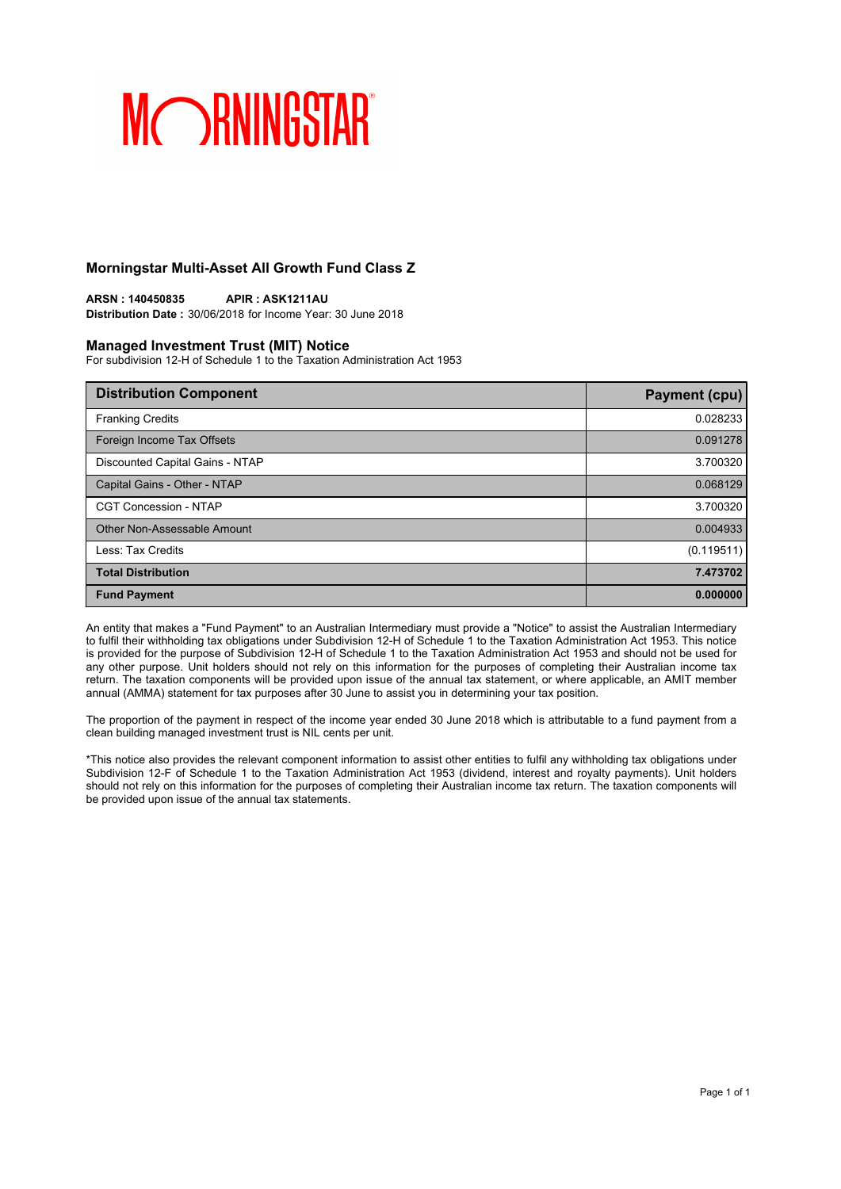MORNINGSTAR

## Morningstar Multi-Asset All Growth Fund Class Z

**ARSN : 140450835** **APIR : ASK1211AU**
**Distribution Date :** 30/06/2018 for Income Year: 30 June 2018

### Managed Investment Trust (MIT) Notice

For subdivision 12-H of Schedule 1 to the Taxation Administration Act 1953

| Distribution Component | Payment (cpu) |
|---|---|
| Franking Credits | 0.028233 |
| Foreign Income Tax Offsets | 0.091278 |
| Discounted Capital Gains - NTAP | 3.700320 |
| Capital Gains - Other - NTAP | 0.068129 |
| CGT Concession - NTAP | 3.700320 |
| Other Non-Assessable Amount | 0.004933 |
| Less: Tax Credits | (0.119511) |
| **Total Distribution** | **7.473702** |
| **Fund Payment** | **0.000000** |

An entity that makes a "Fund Payment" to an Australian Intermediary must provide a "Notice" to assist the Australian Intermediary to fulfil their withholding tax obligations under Subdivision 12-H of Schedule 1 to the Taxation Administration Act 1953. This notice is provided for the purpose of Subdivision 12-H of Schedule 1 to the Taxation Administration Act 1953 and should not be used for any other purpose. Unit holders should not rely on this information for the purposes of completing their Australian income tax return. The taxation components will be provided upon issue of the annual tax statement, or where applicable, an AMIT member annual (AMMA) statement for tax purposes after 30 June to assist you in determining your tax position.

The proportion of the payment in respect of the income year ended 30 June 2018 which is attributable to a fund payment from a clean building managed investment trust is NIL cents per unit.

*This notice also provides the relevant component information to assist other entities to fulfil any withholding tax obligations under Subdivision 12-F of Schedule 1 to the Taxation Administration Act 1953 (dividend, interest and royalty payments). Unit holders should not rely on this information for the purposes of completing their Australian income tax return. The taxation components will be provided upon issue of the annual tax statements.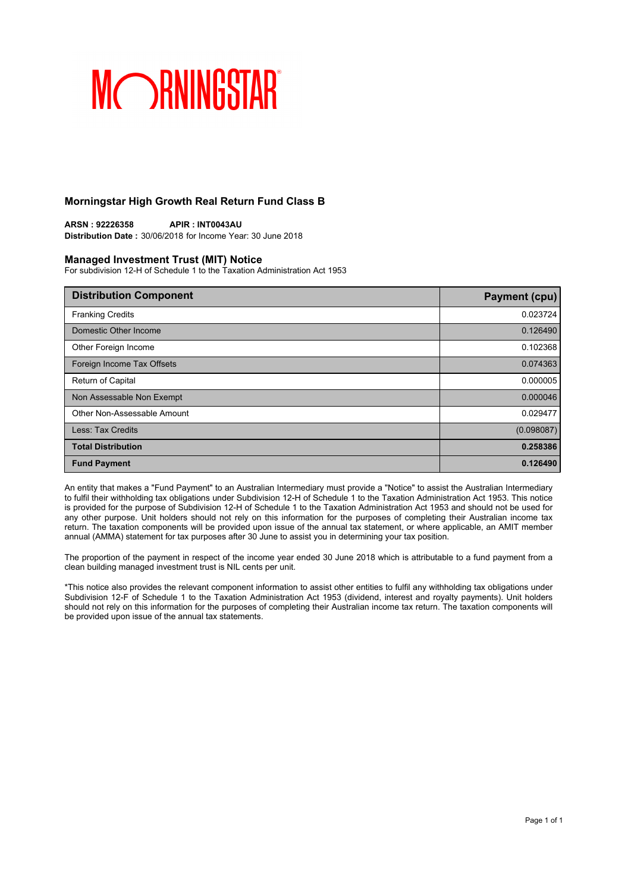MORNINGSTAR

## Morningstar High Growth Real Return Fund Class B

**ARSN : 92226358** **APIR : INT0043AU**
**Distribution Date :** 30/06/2018 for Income Year: 30 June 2018

### Managed Investment Trust (MIT) Notice

For subdivision 12-H of Schedule 1 to the Taxation Administration Act 1953

| Distribution Component | Payment (cpu) |
|---|---|
| Franking Credits | 0.023724 |
| Domestic Other Income | 0.126490 |
| Other Foreign Income | 0.102368 |
| Foreign Income Tax Offsets | 0.074363 |
| Return of Capital | 0.000005 |
| Non Assessable Non Exempt | 0.000046 |
| Other Non-Assessable Amount | 0.029477 |
| Less: Tax Credits | (0.098087) |
| **Total Distribution** | **0.258386** |
| **Fund Payment** | **0.126490** |

An entity that makes a "Fund Payment" to an Australian Intermediary must provide a "Notice" to assist the Australian Intermediary to fulfil their withholding tax obligations under Subdivision 12-H of Schedule 1 to the Taxation Administration Act 1953. This notice is provided for the purpose of Subdivision 12-H of Schedule 1 to the Taxation Administration Act 1953 and should not be used for any other purpose. Unit holders should not rely on this information for the purposes of completing their Australian income tax return. The taxation components will be provided upon issue of the annual tax statement, or where applicable, an AMIT member annual (AMMA) statement for tax purposes after 30 June to assist you in determining your tax position.

The proportion of the payment in respect of the income year ended 30 June 2018 which is attributable to a fund payment from a clean building managed investment trust is NIL cents per unit.

*This notice also provides the relevant component information to assist other entities to fulfil any withholding tax obligations under Subdivision 12-F of Schedule 1 to the Taxation Administration Act 1953 (dividend, interest and royalty payments). Unit holders should not rely on this information for the purposes of completing their Australian income tax return. The taxation components will be provided upon issue of the annual tax statements.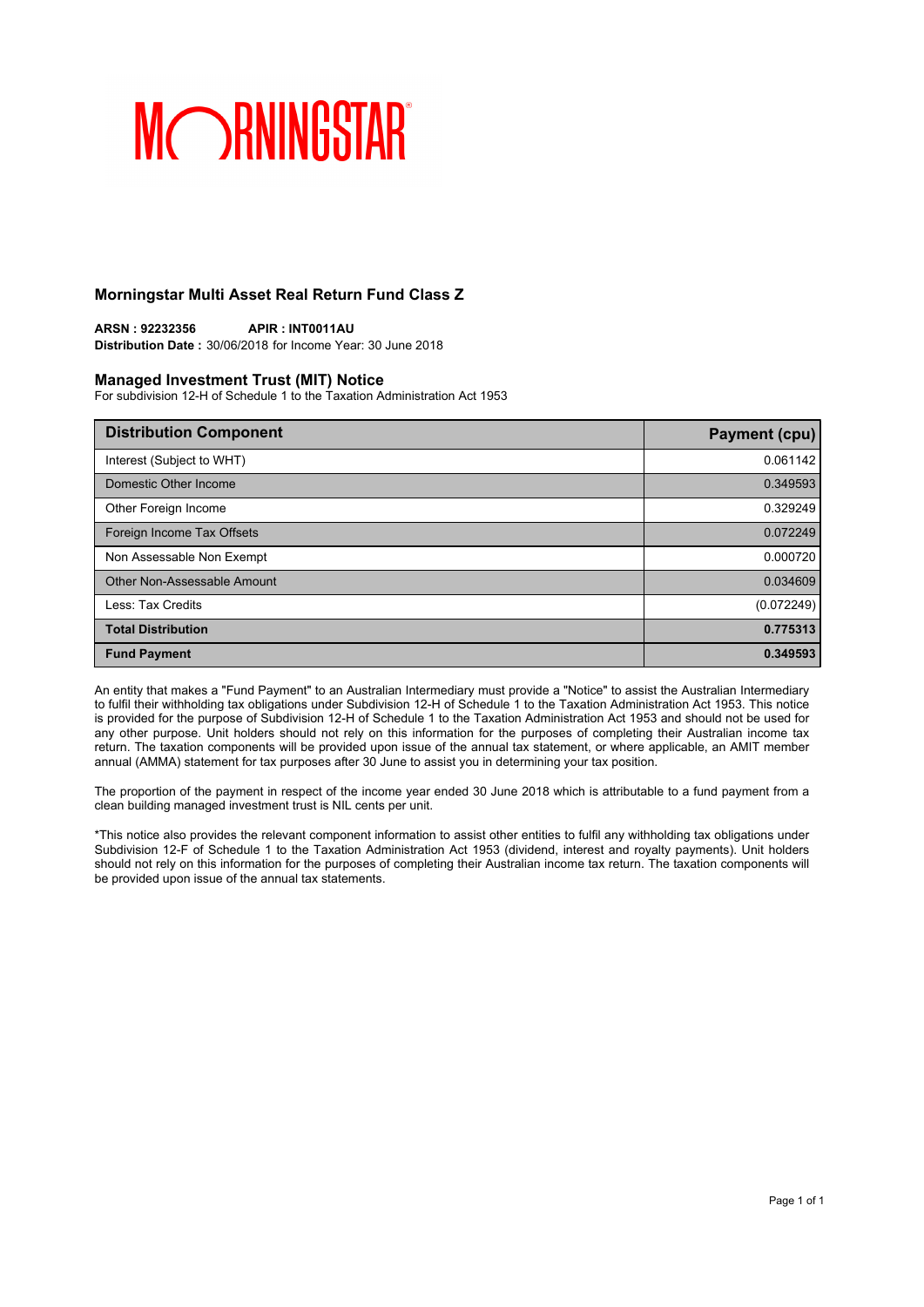MORNINGSTAR

## Morningstar Multi Asset Real Return Fund Class Z

**ARSN : 92232356** **APIR : INT0011AU**
**Distribution Date :** 30/06/2018 for Income Year: 30 June 2018

### Managed Investment Trust (MIT) Notice

For subdivision 12-H of Schedule 1 to the Taxation Administration Act 1953

| Distribution Component | Payment (cpu) |
|---|---|
| Interest (Subject to WHT) | 0.061142 |
| Domestic Other Income | 0.349593 |
| Other Foreign Income | 0.329249 |
| Foreign Income Tax Offsets | 0.072249 |
| Non Assessable Non Exempt | 0.000720 |
| Other Non-Assessable Amount | 0.034609 |
| Less: Tax Credits | (0.072249) |
| **Total Distribution** | **0.775313** |
| **Fund Payment** | **0.349593** |

An entity that makes a "Fund Payment" to an Australian Intermediary must provide a "Notice" to assist the Australian Intermediary to fulfil their withholding tax obligations under Subdivision 12-H of Schedule 1 to the Taxation Administration Act 1953. This notice is provided for the purpose of Subdivision 12-H of Schedule 1 to the Taxation Administration Act 1953 and should not be used for any other purpose. Unit holders should not rely on this information for the purposes of completing their Australian income tax return. The taxation components will be provided upon issue of the annual tax statement, or where applicable, an AMIT member annual (AMMA) statement for tax purposes after 30 June to assist you in determining your tax position.

The proportion of the payment in respect of the income year ended 30 June 2018 which is attributable to a fund payment from a clean building managed investment trust is NIL cents per unit.

*This notice also provides the relevant component information to assist other entities to fulfil any withholding tax obligations under Subdivision 12-F of Schedule 1 to the Taxation Administration Act 1953 (dividend, interest and royalty payments). Unit holders should not rely on this information for the purposes of completing their Australian income tax return. The taxation components will be provided upon issue of the annual tax statements.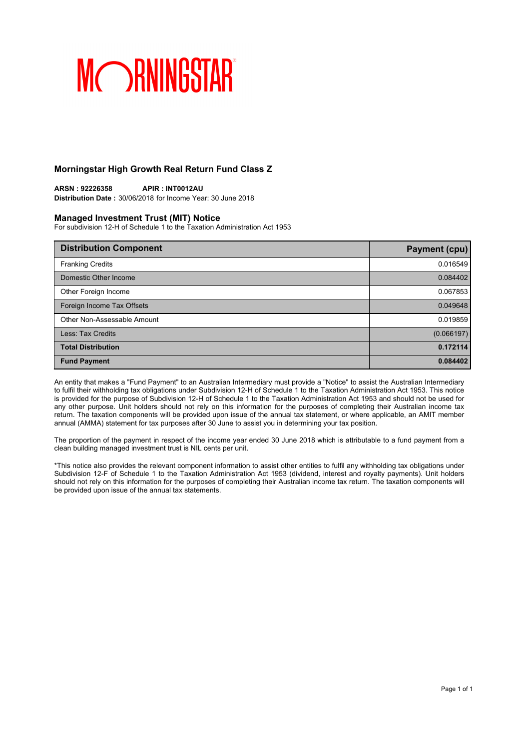MORNINGSTAR

## Morningstar High Growth Real Return Fund Class Z

**ARSN : 92226358** **APIR : INT0012AU**
**Distribution Date :** 30/06/2018 for Income Year: 30 June 2018

### Managed Investment Trust (MIT) Notice

For subdivision 12-H of Schedule 1 to the Taxation Administration Act 1953

| Distribution Component | Payment (cpu) |
|---|---|
| Franking Credits | 0.016549 |
| Domestic Other Income | 0.084402 |
| Other Foreign Income | 0.067853 |
| Foreign Income Tax Offsets | 0.049648 |
| Other Non-Assessable Amount | 0.019859 |
| Less: Tax Credits | (0.066197) |
| **Total Distribution** | **0.172114** |
| **Fund Payment** | **0.084402** |

An entity that makes a "Fund Payment" to an Australian Intermediary must provide a "Notice" to assist the Australian Intermediary to fulfil their withholding tax obligations under Subdivision 12-H of Schedule 1 to the Taxation Administration Act 1953. This notice is provided for the purpose of Subdivision 12-H of Schedule 1 to the Taxation Administration Act 1953 and should not be used for any other purpose. Unit holders should not rely on this information for the purposes of completing their Australian income tax return. The taxation components will be provided upon issue of the annual tax statement, or where applicable, an AMIT member annual (AMMA) statement for tax purposes after 30 June to assist you in determining your tax position.

The proportion of the payment in respect of the income year ended 30 June 2018 which is attributable to a fund payment from a clean building managed investment trust is NIL cents per unit.

*This notice also provides the relevant component information to assist other entities to fulfil any withholding tax obligations under Subdivision 12-F of Schedule 1 to the Taxation Administration Act 1953 (dividend, interest and royalty payments). Unit holders should not rely on this information for the purposes of completing their Australian income tax return. The taxation components will be provided upon issue of the annual tax statements.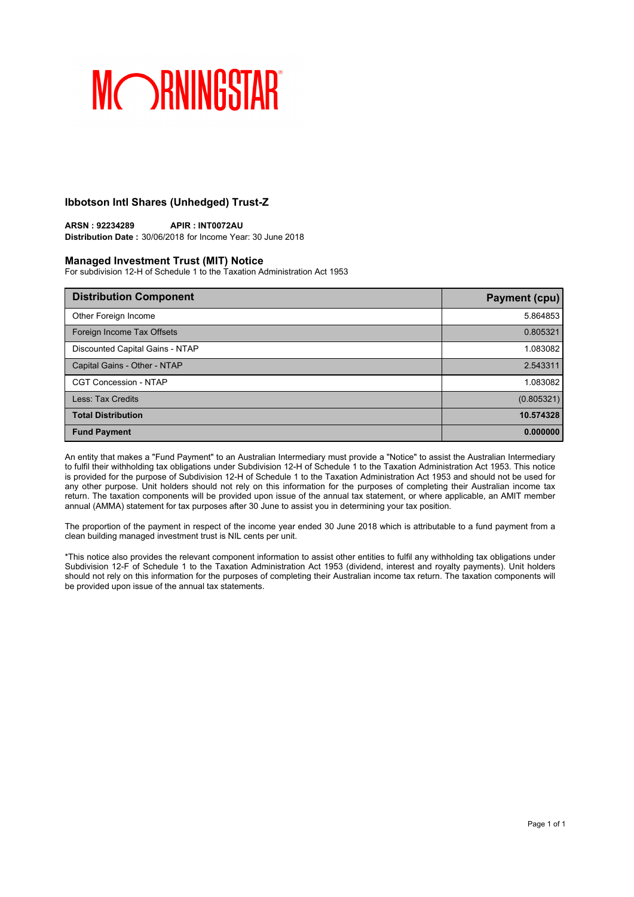MORNINGSTAR

## Ibbotson Intl Shares (Unhedged) Trust-Z

**ARSN : 92234289** **APIR : INT0072AU**
**Distribution Date :** 30/06/2018 for Income Year: 30 June 2018

### Managed Investment Trust (MIT) Notice

For subdivision 12-H of Schedule 1 to the Taxation Administration Act 1953

| Distribution Component | Payment (cpu) |
|---|---|
| Other Foreign Income | 5.864853 |
| Foreign Income Tax Offsets | 0.805321 |
| Discounted Capital Gains - NTAP | 1.083082 |
| Capital Gains - Other - NTAP | 2.543311 |
| CGT Concession - NTAP | 1.083082 |
| Less: Tax Credits | (0.805321) |
| **Total Distribution** | **10.574328** |
| **Fund Payment** | **0.000000** |

An entity that makes a "Fund Payment" to an Australian Intermediary must provide a "Notice" to assist the Australian Intermediary to fulfil their withholding tax obligations under Subdivision 12-H of Schedule 1 to the Taxation Administration Act 1953. This notice is provided for the purpose of Subdivision 12-H of Schedule 1 to the Taxation Administration Act 1953 and should not be used for any other purpose. Unit holders should not rely on this information for the purposes of completing their Australian income tax return. The taxation components will be provided upon issue of the annual tax statement, or where applicable, an AMIT member annual (AMMA) statement for tax purposes after 30 June to assist you in determining your tax position.

The proportion of the payment in respect of the income year ended 30 June 2018 which is attributable to a fund payment from a clean building managed investment trust is NIL cents per unit.

*This notice also provides the relevant component information to assist other entities to fulfil any withholding tax obligations under Subdivision 12-F of Schedule 1 to the Taxation Administration Act 1953 (dividend, interest and royalty payments). Unit holders should not rely on this information for the purposes of completing their Australian income tax return. The taxation components will be provided upon issue of the annual tax statements.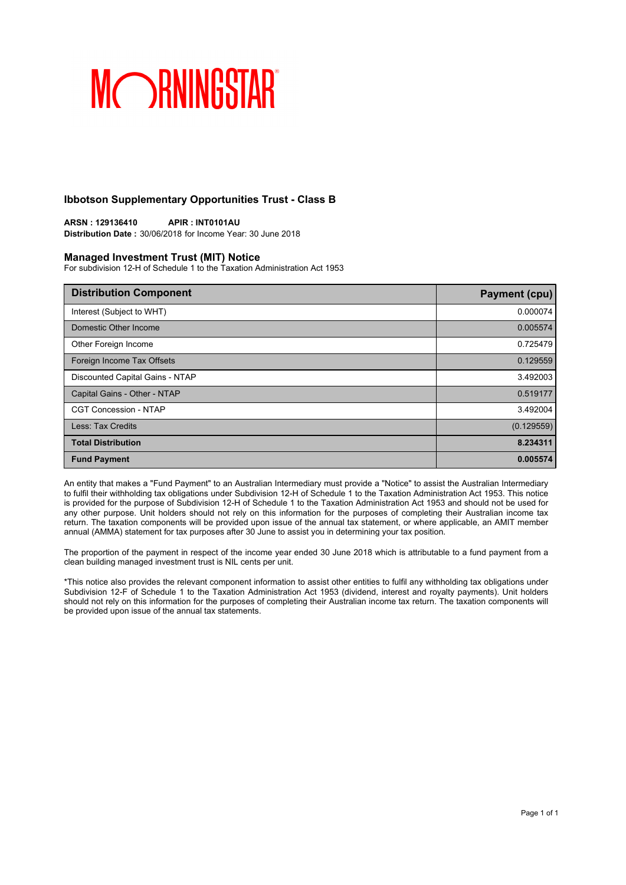MORNINGSTAR

## Ibbotson Supplementary Opportunities Trust - Class B

**ARSN : 129136410** **APIR : INT0101AU**
**Distribution Date :** 30/06/2018 for Income Year: 30 June 2018

### Managed Investment Trust (MIT) Notice

For subdivision 12-H of Schedule 1 to the Taxation Administration Act 1953

| Distribution Component | Payment (cpu) |
|---|---|
| Interest (Subject to WHT) | 0.000074 |
| Domestic Other Income | 0.005574 |
| Other Foreign Income | 0.725479 |
| Foreign Income Tax Offsets | 0.129559 |
| Discounted Capital Gains - NTAP | 3.492003 |
| Capital Gains - Other - NTAP | 0.519177 |
| CGT Concession - NTAP | 3.492004 |
| Less: Tax Credits | (0.129559) |
| **Total Distribution** | **8.234311** |
| **Fund Payment** | **0.005574** |

An entity that makes a "Fund Payment" to an Australian Intermediary must provide a "Notice" to assist the Australian Intermediary to fulfil their withholding tax obligations under Subdivision 12-H of Schedule 1 to the Taxation Administration Act 1953. This notice is provided for the purpose of Subdivision 12-H of Schedule 1 to the Taxation Administration Act 1953 and should not be used for any other purpose. Unit holders should not rely on this information for the purposes of completing their Australian income tax return. The taxation components will be provided upon issue of the annual tax statement, or where applicable, an AMIT member annual (AMMA) statement for tax purposes after 30 June to assist you in determining your tax position.

The proportion of the payment in respect of the income year ended 30 June 2018 which is attributable to a fund payment from a clean building managed investment trust is NIL cents per unit.

*This notice also provides the relevant component information to assist other entities to fulfil any withholding tax obligations under Subdivision 12-F of Schedule 1 to the Taxation Administration Act 1953 (dividend, interest and royalty payments). Unit holders should not rely on this information for the purposes of completing their Australian income tax return. The taxation components will be provided upon issue of the annual tax statements.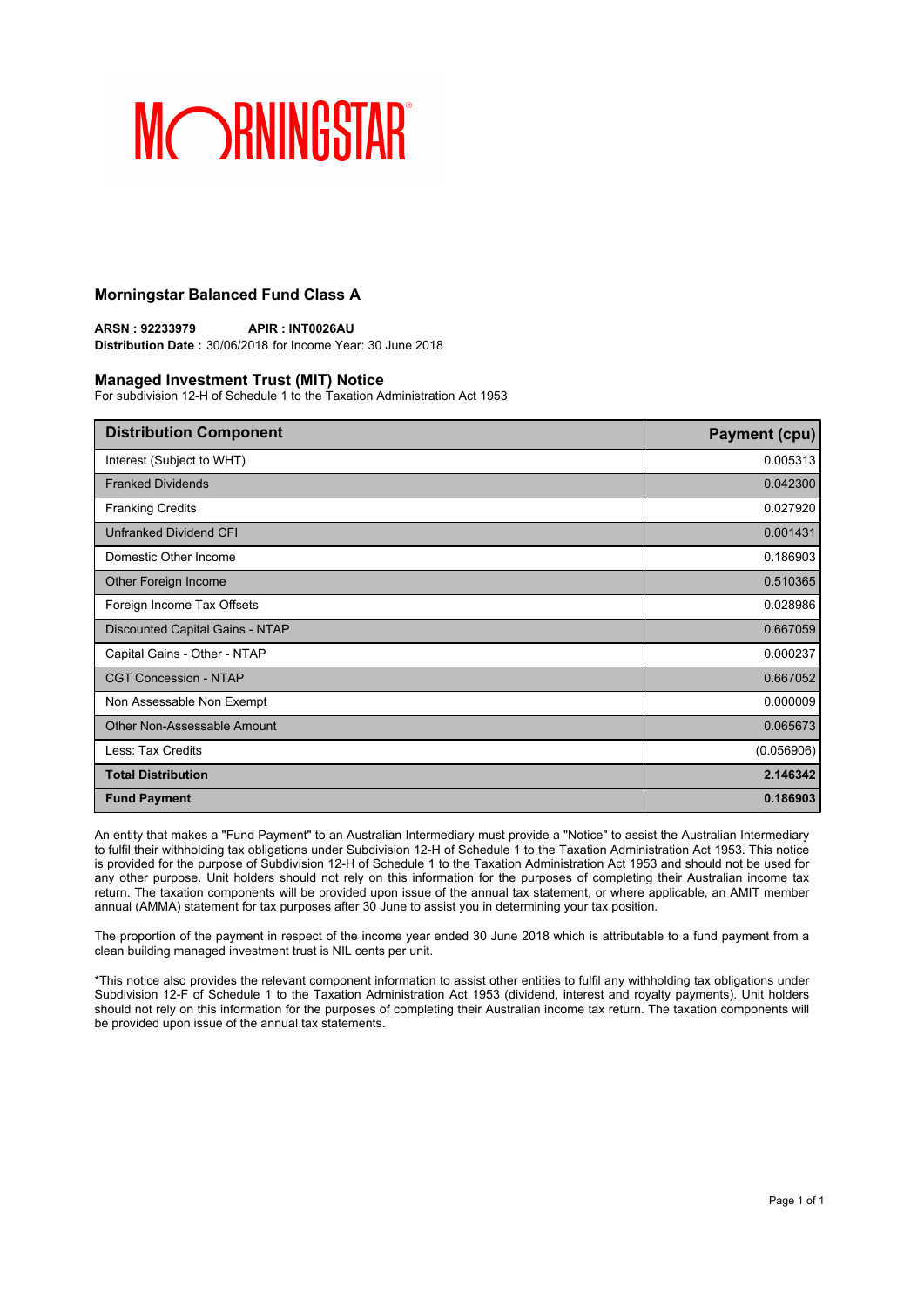# MORNINGSTAR

## Morningstar Balanced Fund Class A

**ARSN : 92233979** **APIR : INT0026AU**
**Distribution Date :** 30/06/2018 for Income Year: 30 June 2018

### Managed Investment Trust (MIT) Notice

For subdivision 12-H of Schedule 1 to the Taxation Administration Act 1953

| Distribution Component | Payment (cpu) |
|---|---|
| Interest (Subject to WHT) | 0.005313 |
| Franked Dividends | 0.042300 |
| Franking Credits | 0.027920 |
| Unfranked Dividend CFI | 0.001431 |
| Domestic Other Income | 0.186903 |
| Other Foreign Income | 0.510365 |
| Foreign Income Tax Offsets | 0.028986 |
| Discounted Capital Gains - NTAP | 0.667059 |
| Capital Gains - Other - NTAP | 0.000237 |
| CGT Concession - NTAP | 0.667052 |
| Non Assessable Non Exempt | 0.000009 |
| Other Non-Assessable Amount | 0.065673 |
| Less: Tax Credits | (0.056906) |
| **Total Distribution** | **2.146342** |
| **Fund Payment** | **0.186903** |

An entity that makes a "Fund Payment" to an Australian Intermediary must provide a "Notice" to assist the Australian Intermediary to fulfil their withholding tax obligations under Subdivision 12-H of Schedule 1 to the Taxation Administration Act 1953. This notice is provided for the purpose of Subdivision 12-H of Schedule 1 to the Taxation Administration Act 1953 and should not be used for any other purpose. Unit holders should not rely on this information for the purposes of completing their Australian income tax return. The taxation components will be provided upon issue of the annual tax statement, or where applicable, an AMIT member annual (AMMA) statement for tax purposes after 30 June to assist you in determining your tax position.

The proportion of the payment in respect of the income year ended 30 June 2018 which is attributable to a fund payment from a clean building managed investment trust is NIL cents per unit.

*This notice also provides the relevant component information to assist other entities to fulfil any withholding tax obligations under Subdivision 12-F of Schedule 1 to the Taxation Administration Act 1953 (dividend, interest and royalty payments). Unit holders should not rely on this information for the purposes of completing their Australian income tax return. The taxation components will be provided upon issue of the annual tax statements.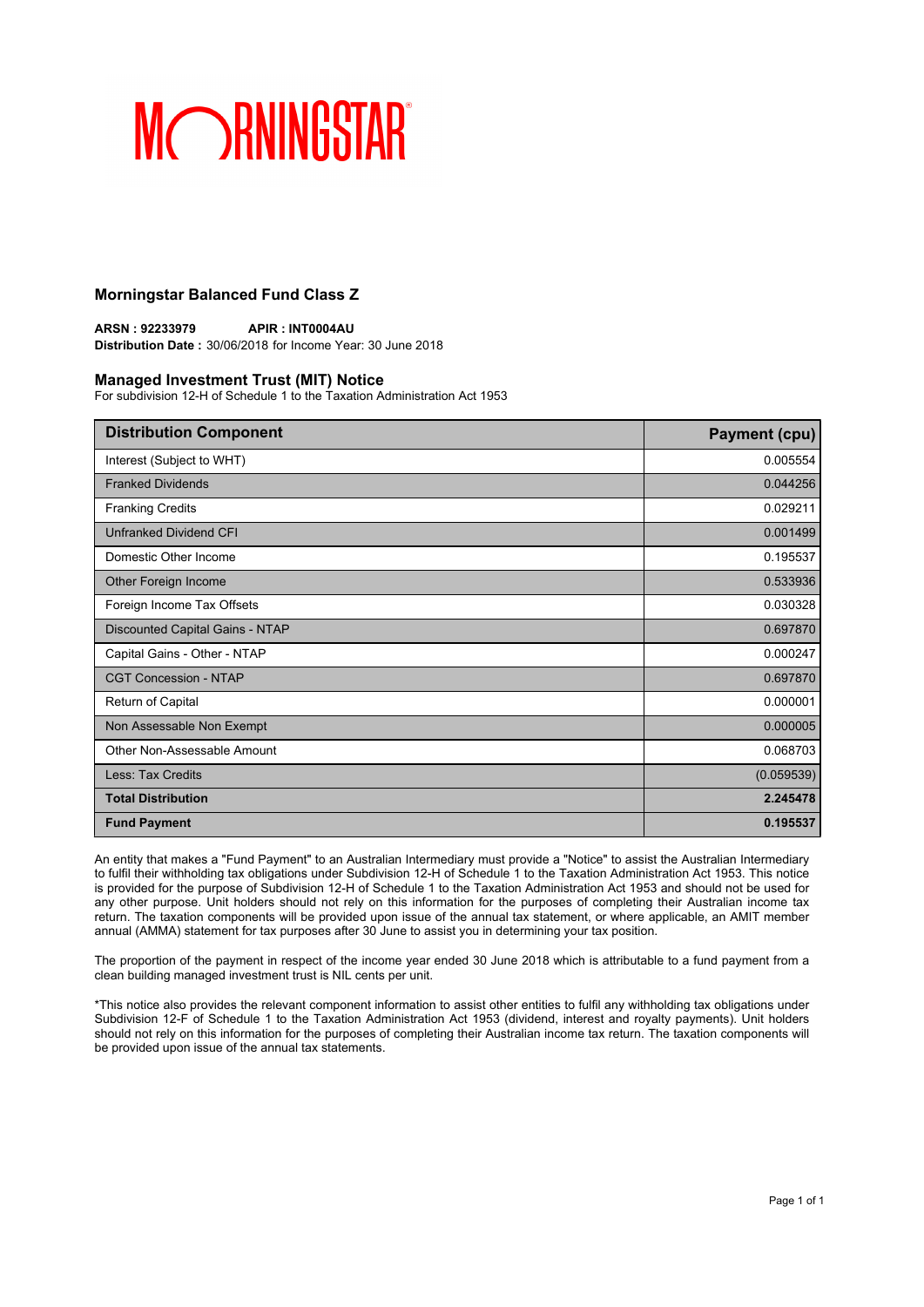MORNINGSTAR

## Morningstar Balanced Fund Class Z

**ARSN : 92233979** **APIR : INT0004AU**
**Distribution Date :** 30/06/2018 for Income Year: 30 June 2018

### Managed Investment Trust (MIT) Notice

For subdivision 12-H of Schedule 1 to the Taxation Administration Act 1953

| Distribution Component | Payment (cpu) |
|---|---:|
| Interest (Subject to WHT) | 0.005554 |
| Franked Dividends | 0.044256 |
| Franking Credits | 0.029211 |
| Unfranked Dividend CFI | 0.001499 |
| Domestic Other Income | 0.195537 |
| Other Foreign Income | 0.533936 |
| Foreign Income Tax Offsets | 0.030328 |
| Discounted Capital Gains - NTAP | 0.697870 |
| Capital Gains - Other - NTAP | 0.000247 |
| CGT Concession - NTAP | 0.697870 |
| Return of Capital | 0.000001 |
| Non Assessable Non Exempt | 0.000005 |
| Other Non-Assessable Amount | 0.068703 |
| Less: Tax Credits | (0.059539) |
| **Total Distribution** | **2.245478** |
| **Fund Payment** | **0.195537** |

An entity that makes a "Fund Payment" to an Australian Intermediary must provide a "Notice" to assist the Australian Intermediary to fulfil their withholding tax obligations under Subdivision 12-H of Schedule 1 to the Taxation Administration Act 1953. This notice is provided for the purpose of Subdivision 12-H of Schedule 1 to the Taxation Administration Act 1953 and should not be used for any other purpose. Unit holders should not rely on this information for the purposes of completing their Australian income tax return. The taxation components will be provided upon issue of the annual tax statement, or where applicable, an AMIT member annual (AMMA) statement for tax purposes after 30 June to assist you in determining your tax position.

The proportion of the payment in respect of the income year ended 30 June 2018 which is attributable to a fund payment from a clean building managed investment trust is NIL cents per unit.

*This notice also provides the relevant component information to assist other entities to fulfil any withholding tax obligations under Subdivision 12-F of Schedule 1 to the Taxation Administration Act 1953 (dividend, interest and royalty payments). Unit holders should not rely on this information for the purposes of completing their Australian income tax return. The taxation components will be provided upon issue of the annual tax statements.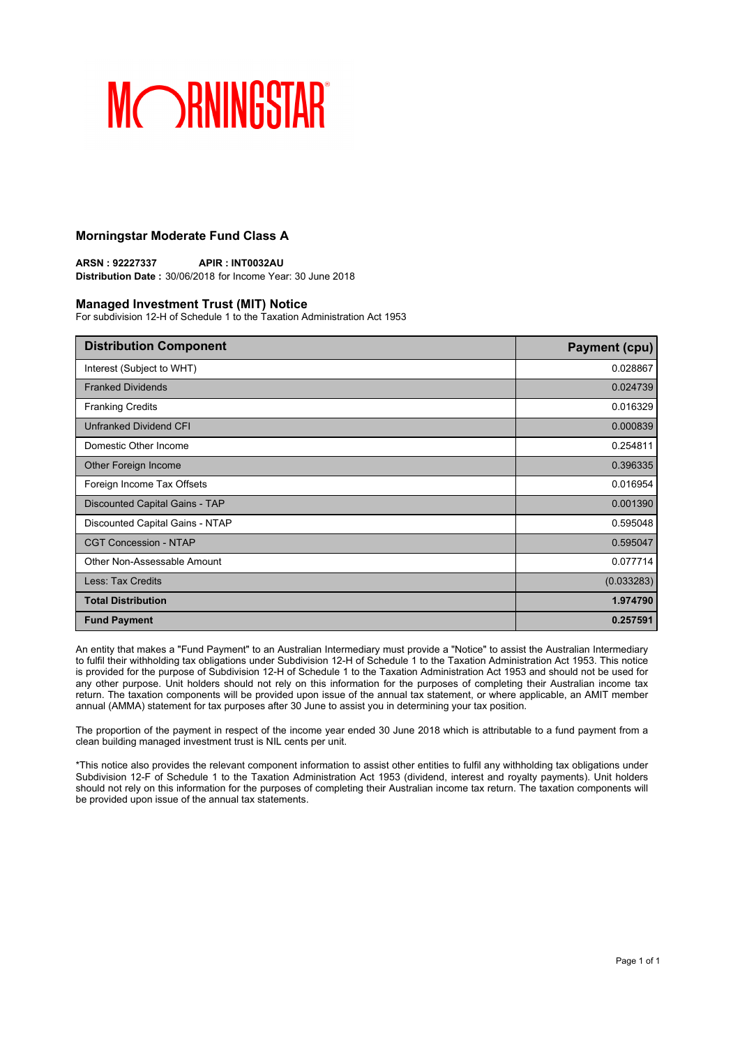MORNINGSTAR

## Morningstar Moderate Fund Class A

**ARSN : 92227337** **APIR : INT0032AU**
**Distribution Date :** 30/06/2018 for Income Year: 30 June 2018

## Managed Investment Trust (MIT) Notice

For subdivision 12-H of Schedule 1 to the Taxation Administration Act 1953

| Distribution Component | Payment (cpu) |
|---|---|
| Interest (Subject to WHT) | 0.028867 |
| Franked Dividends | 0.024739 |
| Franking Credits | 0.016329 |
| Unfranked Dividend CFI | 0.000839 |
| Domestic Other Income | 0.254811 |
| Other Foreign Income | 0.396335 |
| Foreign Income Tax Offsets | 0.016954 |
| Discounted Capital Gains - TAP | 0.001390 |
| Discounted Capital Gains - NTAP | 0.595048 |
| CGT Concession - NTAP | 0.595047 |
| Other Non-Assessable Amount | 0.077714 |
| Less: Tax Credits | (0.033283) |
| **Total Distribution** | **1.974790** |
| **Fund Payment** | **0.257591** |

An entity that makes a "Fund Payment" to an Australian Intermediary must provide a "Notice" to assist the Australian Intermediary to fulfil their withholding tax obligations under Subdivision 12-H of Schedule 1 to the Taxation Administration Act 1953. This notice is provided for the purpose of Subdivision 12-H of Schedule 1 to the Taxation Administration Act 1953 and should not be used for any other purpose. Unit holders should not rely on this information for the purposes of completing their Australian income tax return. The taxation components will be provided upon issue of the annual tax statement, or where applicable, an AMIT member annual (AMMA) statement for tax purposes after 30 June to assist you in determining your tax position.

The proportion of the payment in respect of the income year ended 30 June 2018 which is attributable to a fund payment from a clean building managed investment trust is NIL cents per unit.

*This notice also provides the relevant component information to assist other entities to fulfil any withholding tax obligations under Subdivision 12-F of Schedule 1 to the Taxation Administration Act 1953 (dividend, interest and royalty payments). Unit holders should not rely on this information for the purposes of completing their Australian income tax return. The taxation components will be provided upon issue of the annual tax statements.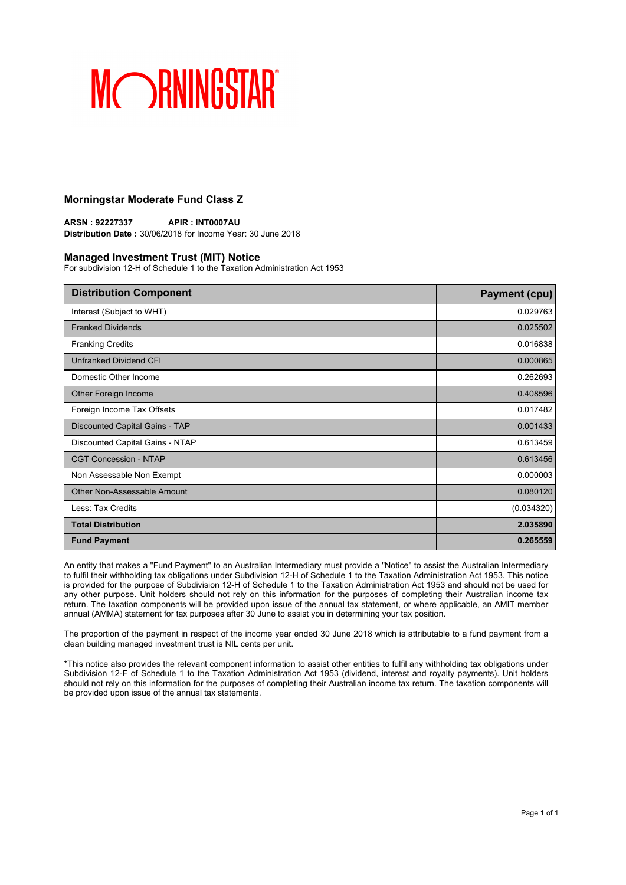MORNINGSTAR

## Morningstar Moderate Fund Class Z

**ARSN : 92227337** **APIR : INT0007AU**
**Distribution Date :** 30/06/2018 for Income Year: 30 June 2018

### Managed Investment Trust (MIT) Notice

For subdivision 12-H of Schedule 1 to the Taxation Administration Act 1953

| Distribution Component | Payment (cpu) |
|---|---|
| Interest (Subject to WHT) | 0.029763 |
| Franked Dividends | 0.025502 |
| Franking Credits | 0.016838 |
| Unfranked Dividend CFI | 0.000865 |
| Domestic Other Income | 0.262693 |
| Other Foreign Income | 0.408596 |
| Foreign Income Tax Offsets | 0.017482 |
| Discounted Capital Gains - TAP | 0.001433 |
| Discounted Capital Gains - NTAP | 0.613459 |
| CGT Concession - NTAP | 0.613456 |
| Non Assessable Non Exempt | 0.000003 |
| Other Non-Assessable Amount | 0.080120 |
| Less: Tax Credits | (0.034320) |
| **Total Distribution** | **2.035890** |
| **Fund Payment** | **0.265559** |

An entity that makes a "Fund Payment" to an Australian Intermediary must provide a "Notice" to assist the Australian Intermediary to fulfil their withholding tax obligations under Subdivision 12-H of Schedule 1 to the Taxation Administration Act 1953. This notice is provided for the purpose of Subdivision 12-H of Schedule 1 to the Taxation Administration Act 1953 and should not be used for any other purpose. Unit holders should not rely on this information for the purposes of completing their Australian income tax return. The taxation components will be provided upon issue of the annual tax statement, or where applicable, an AMIT member annual (AMMA) statement for tax purposes after 30 June to assist you in determining your tax position.

The proportion of the payment in respect of the income year ended 30 June 2018 which is attributable to a fund payment from a clean building managed investment trust is NIL cents per unit.

*This notice also provides the relevant component information to assist other entities to fulfil any withholding tax obligations under Subdivision 12-F of Schedule 1 to the Taxation Administration Act 1953 (dividend, interest and royalty payments). Unit holders should not rely on this information for the purposes of completing their Australian income tax return. The taxation components will be provided upon issue of the annual tax statements.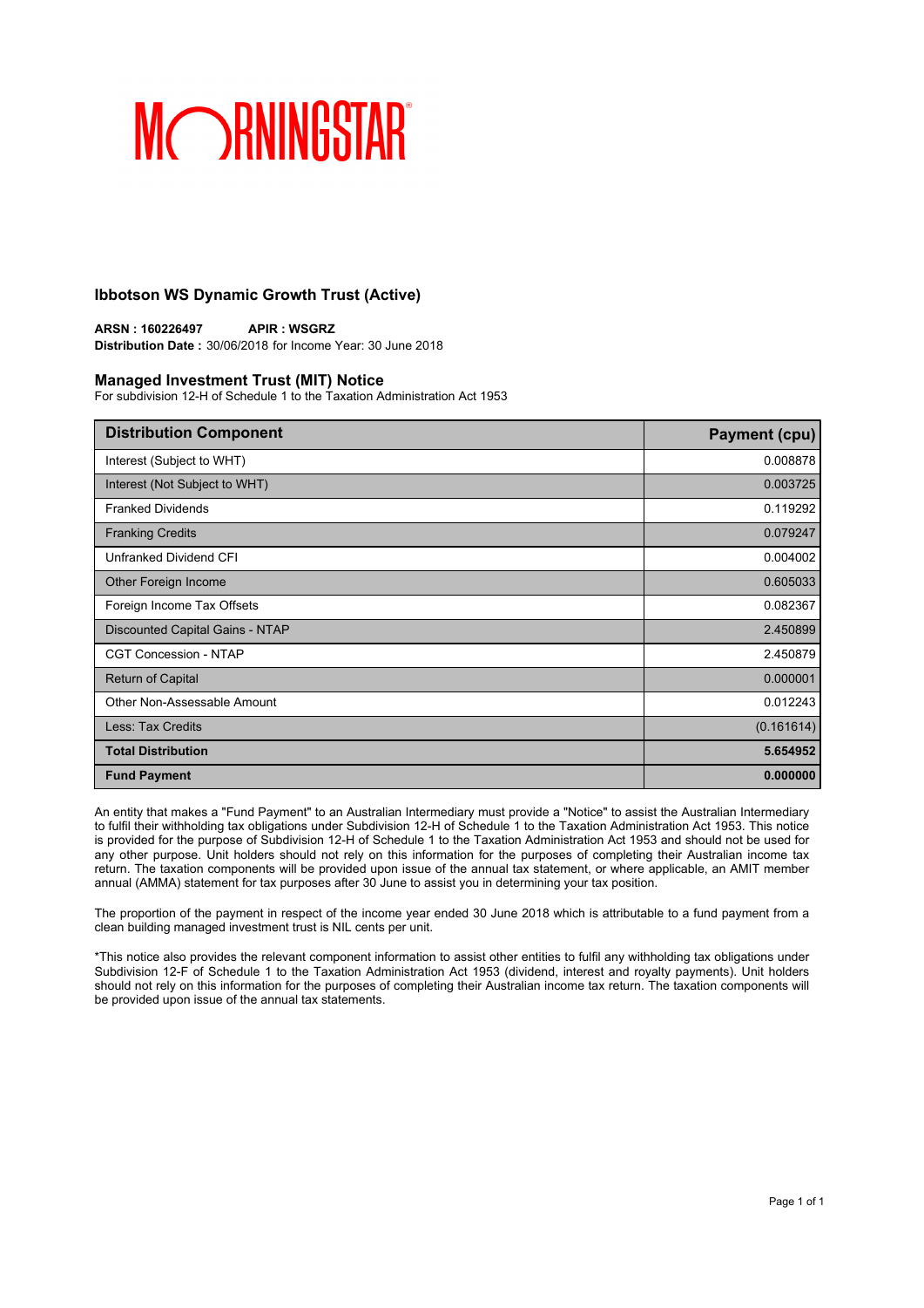MORNINGSTAR

### Ibbotson WS Dynamic Growth Trust (Active)

**ARSN : 160226497** **APIR : WSGRZ**
**Distribution Date :** 30/06/2018 for Income Year: 30 June 2018

### Managed Investment Trust (MIT) Notice

For subdivision 12-H of Schedule 1 to the Taxation Administration Act 1953

| Distribution Component | Payment (cpu) |
| --- | ---: |
| Interest (Subject to WHT) | 0.008878 |
| Interest (Not Subject to WHT) | 0.003725 |
| Franked Dividends | 0.119292 |
| Franking Credits | 0.079247 |
| Unfranked Dividend CFI | 0.004002 |
| Other Foreign Income | 0.605033 |
| Foreign Income Tax Offsets | 0.082367 |
| Discounted Capital Gains - NTAP | 2.450899 |
| CGT Concession - NTAP | 2.450879 |
| Return of Capital | 0.000001 |
| Other Non-Assessable Amount | 0.012243 |
| Less: Tax Credits | (0.161614) |
| **Total Distribution** | **5.654952** |
| **Fund Payment** | **0.000000** |

An entity that makes a "Fund Payment" to an Australian Intermediary must provide a "Notice" to assist the Australian Intermediary to fulfil their withholding tax obligations under Subdivision 12-H of Schedule 1 to the Taxation Administration Act 1953. This notice is provided for the purpose of Subdivision 12-H of Schedule 1 to the Taxation Administration Act 1953 and should not be used for any other purpose. Unit holders should not rely on this information for the purposes of completing their Australian income tax return. The taxation components will be provided upon issue of the annual tax statement, or where applicable, an AMIT member annual (AMMA) statement for tax purposes after 30 June to assist you in determining your tax position.

The proportion of the payment in respect of the income year ended 30 June 2018 which is attributable to a fund payment from a clean building managed investment trust is NIL cents per unit.

*This notice also provides the relevant component information to assist other entities to fulfil any withholding tax obligations under Subdivision 12-F of Schedule 1 to the Taxation Administration Act 1953 (dividend, interest and royalty payments). Unit holders should not rely on this information for the purposes of completing their Australian income tax return. The taxation components will be provided upon issue of the annual tax statements.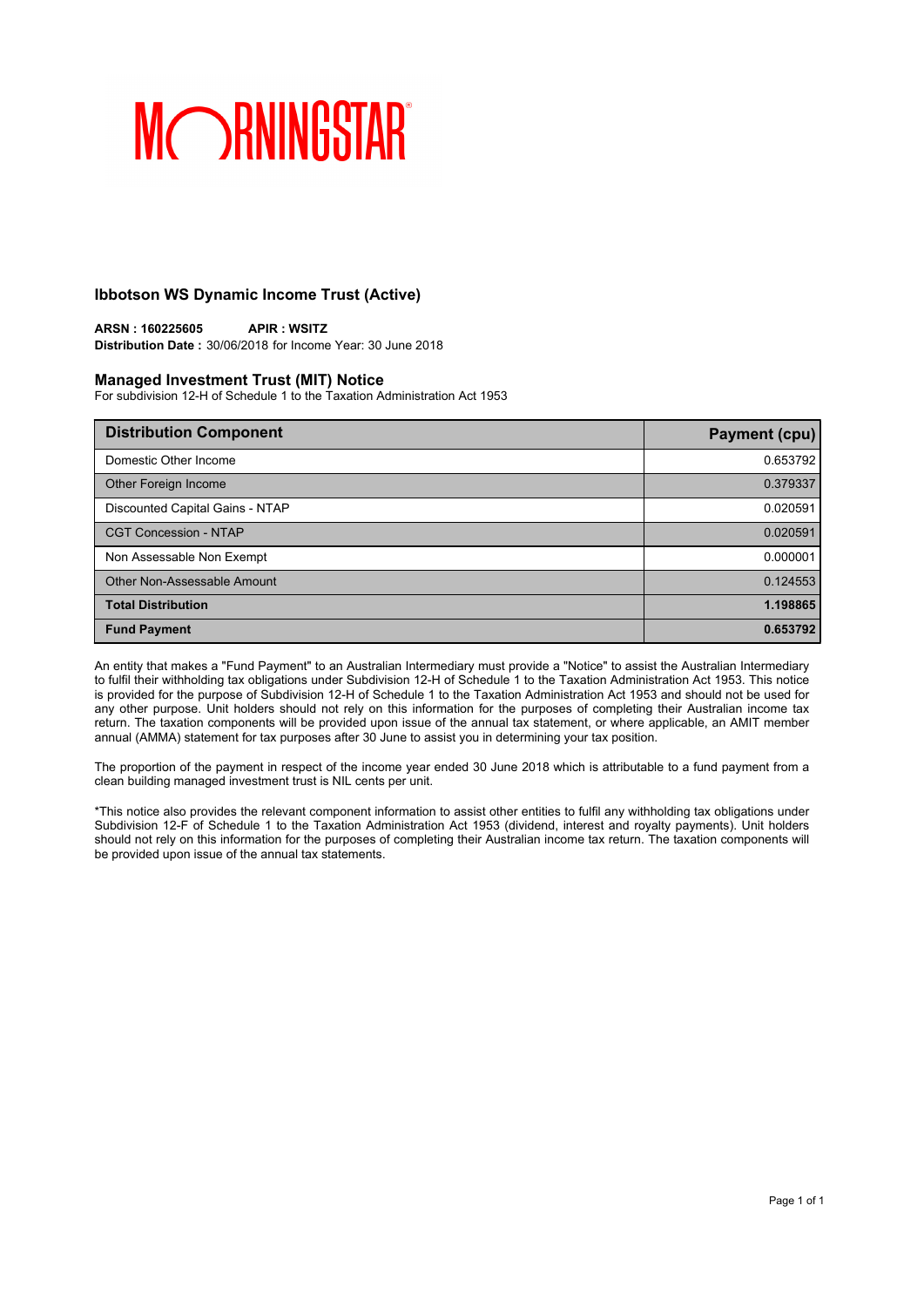MORNINGSTAR®

## Ibbotson WS Dynamic Income Trust (Active)

**ARSN : 160225605** **APIR : WSITZ**
**Distribution Date :** 30/06/2018 for Income Year: 30 June 2018

### Managed Investment Trust (MIT) Notice

For subdivision 12-H of Schedule 1 to the Taxation Administration Act 1953

| Distribution Component | Payment (cpu) |
|---|---|
| Domestic Other Income | 0.653792 |
| Other Foreign Income | 0.379337 |
| Discounted Capital Gains - NTAP | 0.020591 |
| CGT Concession - NTAP | 0.020591 |
| Non Assessable Non Exempt | 0.000001 |
| Other Non-Assessable Amount | 0.124553 |
| **Total Distribution** | **1.198865** |
| **Fund Payment** | **0.653792** |

An entity that makes a "Fund Payment" to an Australian Intermediary must provide a "Notice" to assist the Australian Intermediary to fulfil their withholding tax obligations under Subdivision 12-H of Schedule 1 to the Taxation Administration Act 1953. This notice is provided for the purpose of Subdivision 12-H of Schedule 1 to the Taxation Administration Act 1953 and should not be used for any other purpose. Unit holders should not rely on this information for the purposes of completing their Australian income tax return. The taxation components will be provided upon issue of the annual tax statement, or where applicable, an AMIT member annual (AMMA) statement for tax purposes after 30 June to assist you in determining your tax position.

The proportion of the payment in respect of the income year ended 30 June 2018 which is attributable to a fund payment from a clean building managed investment trust is NIL cents per unit.

*This notice also provides the relevant component information to assist other entities to fulfil any withholding tax obligations under Subdivision 12-F of Schedule 1 to the Taxation Administration Act 1953 (dividend, interest and royalty payments). Unit holders should not rely on this information for the purposes of completing their Australian income tax return. The taxation components will be provided upon issue of the annual tax statements.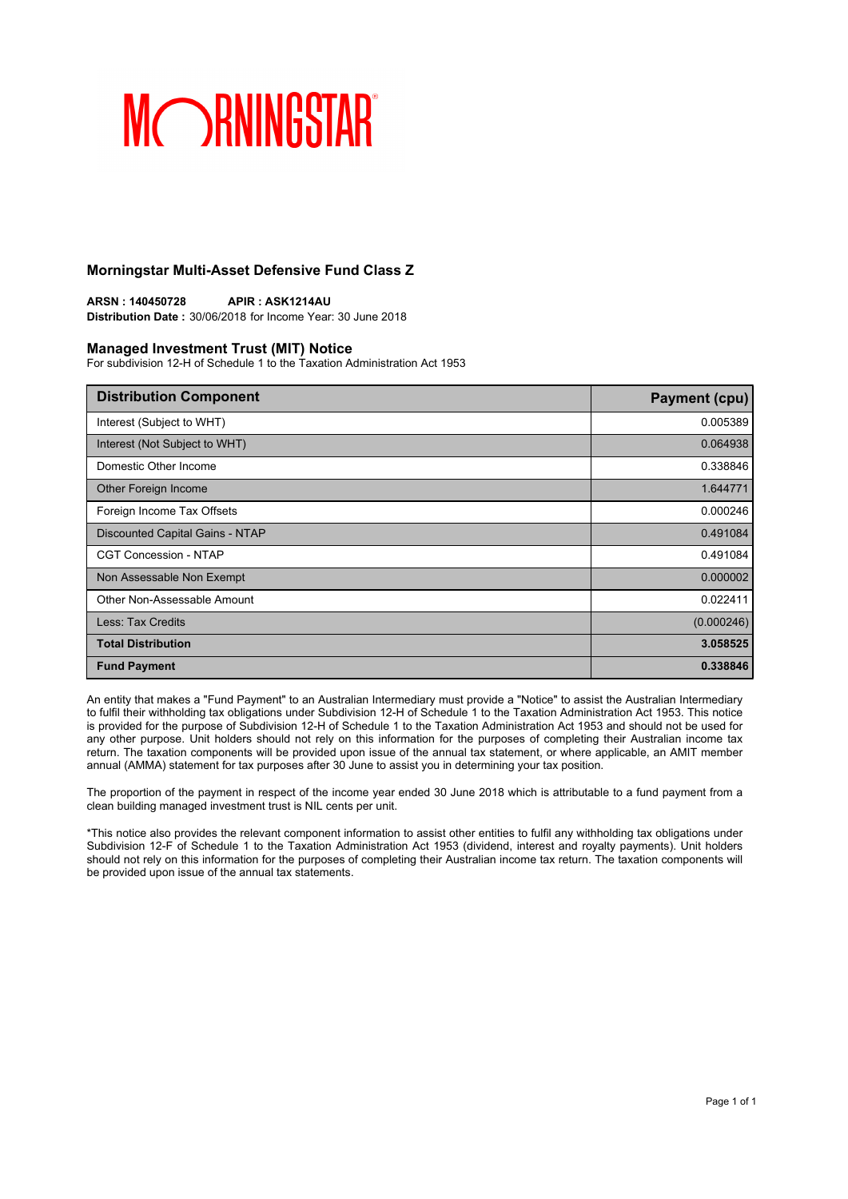MORNINGSTAR

### Morningstar Multi-Asset Defensive Fund Class Z

**ARSN : 140450728** **APIR : ASK1214AU**
**Distribution Date :** 30/06/2018 for Income Year: 30 June 2018

### Managed Investment Trust (MIT) Notice

For subdivision 12-H of Schedule 1 to the Taxation Administration Act 1953

| Distribution Component | Payment (cpu) |
|---|---:|
| Interest (Subject to WHT) | 0.005389 |
| Interest (Not Subject to WHT) | 0.064938 |
| Domestic Other Income | 0.338846 |
| Other Foreign Income | 1.644771 |
| Foreign Income Tax Offsets | 0.000246 |
| Discounted Capital Gains - NTAP | 0.491084 |
| CGT Concession - NTAP | 0.491084 |
| Non Assessable Non Exempt | 0.000002 |
| Other Non-Assessable Amount | 0.022411 |
| Less: Tax Credits | (0.000246) |
| **Total Distribution** | **3.058525** |
| **Fund Payment** | **0.338846** |

An entity that makes a "Fund Payment" to an Australian Intermediary must provide a "Notice" to assist the Australian Intermediary to fulfil their withholding tax obligations under Subdivision 12-H of Schedule 1 to the Taxation Administration Act 1953. This notice is provided for the purpose of Subdivision 12-H of Schedule 1 to the Taxation Administration Act 1953 and should not be used for any other purpose. Unit holders should not rely on this information for the purposes of completing their Australian income tax return. The taxation components will be provided upon issue of the annual tax statement, or where applicable, an AMIT member annual (AMMA) statement for tax purposes after 30 June to assist you in determining your tax position.

The proportion of the payment in respect of the income year ended 30 June 2018 which is attributable to a fund payment from a clean building managed investment trust is NIL cents per unit.

*This notice also provides the relevant component information to assist other entities to fulfil any withholding tax obligations under Subdivision 12-F of Schedule 1 to the Taxation Administration Act 1953 (dividend, interest and royalty payments). Unit holders should not rely on this information for the purposes of completing their Australian income tax return. The taxation components will be provided upon issue of the annual tax statements.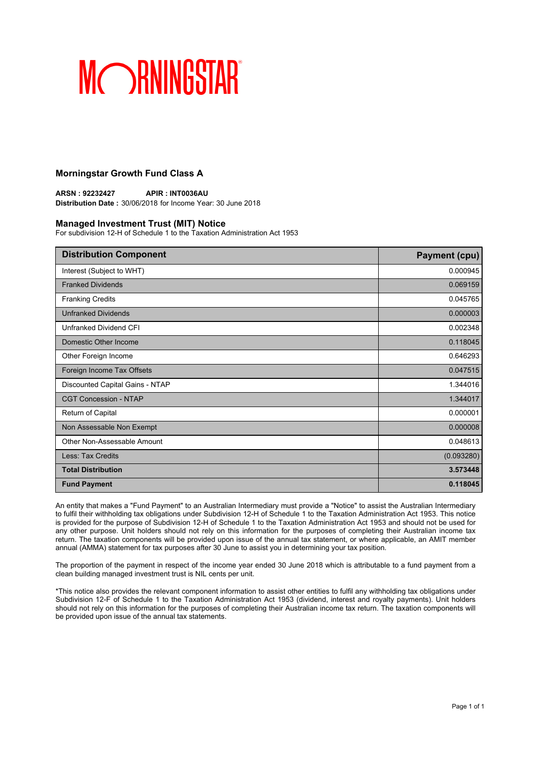MORNINGSTAR

## Morningstar Growth Fund Class A

**ARSN : 92232427** **APIR : INT0036AU**
**Distribution Date :** 30/06/2018 for Income Year: 30 June 2018

### Managed Investment Trust (MIT) Notice

For subdivision 12-H of Schedule 1 to the Taxation Administration Act 1953

| Distribution Component | Payment (cpu) |
| --- | --- |
| Interest (Subject to WHT) | 0.000945 |
| Franked Dividends | 0.069159 |
| Franking Credits | 0.045765 |
| Unfranked Dividends | 0.000003 |
| Unfranked Dividend CFI | 0.002348 |
| Domestic Other Income | 0.118045 |
| Other Foreign Income | 0.646293 |
| Foreign Income Tax Offsets | 0.047515 |
| Discounted Capital Gains - NTAP | 1.344016 |
| CGT Concession - NTAP | 1.344017 |
| Return of Capital | 0.000001 |
| Non Assessable Non Exempt | 0.000008 |
| Other Non-Assessable Amount | 0.048613 |
| Less: Tax Credits | (0.093280) |
| **Total Distribution** | **3.573448** |
| **Fund Payment** | **0.118045** |

An entity that makes a "Fund Payment" to an Australian Intermediary must provide a "Notice" to assist the Australian Intermediary to fulfil their withholding tax obligations under Subdivision 12-H of Schedule 1 to the Taxation Administration Act 1953. This notice is provided for the purpose of Subdivision 12-H of Schedule 1 to the Taxation Administration Act 1953 and should not be used for any other purpose. Unit holders should not rely on this information for the purposes of completing their Australian income tax return. The taxation components will be provided upon issue of the annual tax statement, or where applicable, an AMIT member annual (AMMA) statement for tax purposes after 30 June to assist you in determining your tax position.

The proportion of the payment in respect of the income year ended 30 June 2018 which is attributable to a fund payment from a clean building managed investment trust is NIL cents per unit.

*This notice also provides the relevant component information to assist other entities to fulfil any withholding tax obligations under Subdivision 12-F of Schedule 1 to the Taxation Administration Act 1953 (dividend, interest and royalty payments). Unit holders should not rely on this information for the purposes of completing their Australian income tax return. The taxation components will be provided upon issue of the annual tax statements.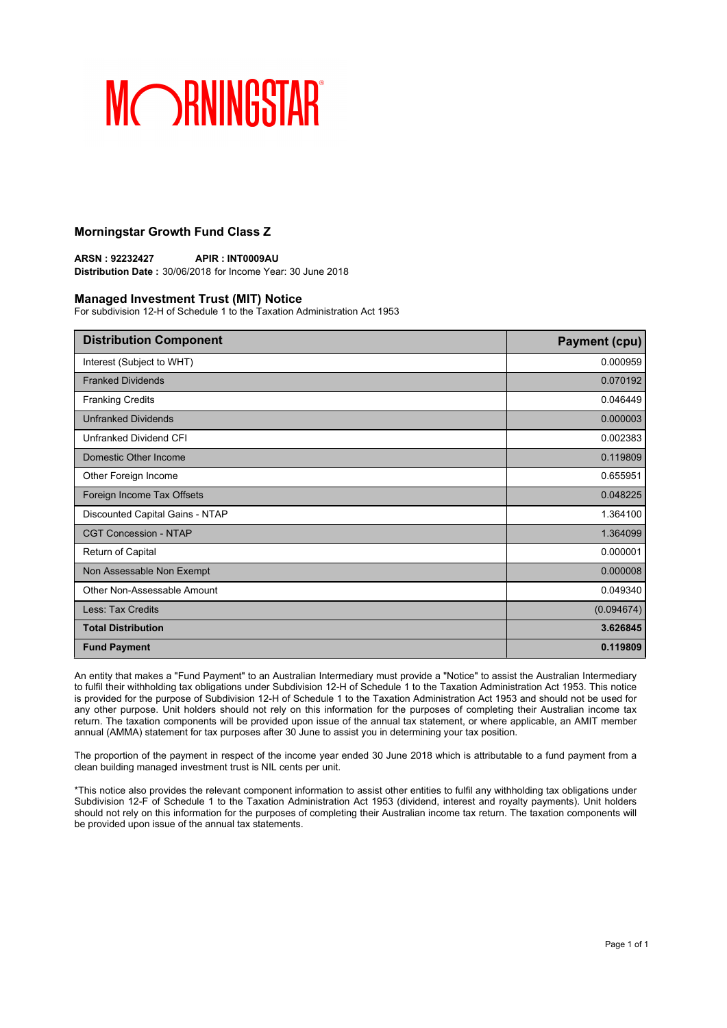MORNINGSTAR

## Morningstar Growth Fund Class Z

**ARSN : 92232427** **APIR : INT0009AU**
**Distribution Date :** 30/06/2018 for Income Year: 30 June 2018

## Managed Investment Trust (MIT) Notice

For subdivision 12-H of Schedule 1 to the Taxation Administration Act 1953

| Distribution Component | Payment (cpu) |
|---|---|
| Interest (Subject to WHT) | 0.000959 |
| Franked Dividends | 0.070192 |
| Franking Credits | 0.046449 |
| Unfranked Dividends | 0.000003 |
| Unfranked Dividend CFI | 0.002383 |
| Domestic Other Income | 0.119809 |
| Other Foreign Income | 0.655951 |
| Foreign Income Tax Offsets | 0.048225 |
| Discounted Capital Gains - NTAP | 1.364100 |
| CGT Concession - NTAP | 1.364099 |
| Return of Capital | 0.000001 |
| Non Assessable Non Exempt | 0.000008 |
| Other Non-Assessable Amount | 0.049340 |
| Less: Tax Credits | (0.094674) |
| **Total Distribution** | **3.626845** |
| **Fund Payment** | **0.119809** |

An entity that makes a "Fund Payment" to an Australian Intermediary must provide a "Notice" to assist the Australian Intermediary to fulfil their withholding tax obligations under Subdivision 12-H of Schedule 1 to the Taxation Administration Act 1953. This notice is provided for the purpose of Subdivision 12-H of Schedule 1 to the Taxation Administration Act 1953 and should not be used for any other purpose. Unit holders should not rely on this information for the purposes of completing their Australian income tax return. The taxation components will be provided upon issue of the annual tax statement, or where applicable, an AMIT member annual (AMMA) statement for tax purposes after 30 June to assist you in determining your tax position.

The proportion of the payment in respect of the income year ended 30 June 2018 which is attributable to a fund payment from a clean building managed investment trust is NIL cents per unit.

*This notice also provides the relevant component information to assist other entities to fulfil any withholding tax obligations under Subdivision 12-F of Schedule 1 to the Taxation Administration Act 1953 (dividend, interest and royalty payments). Unit holders should not rely on this information for the purposes of completing their Australian income tax return. The taxation components will be provided upon issue of the annual tax statements.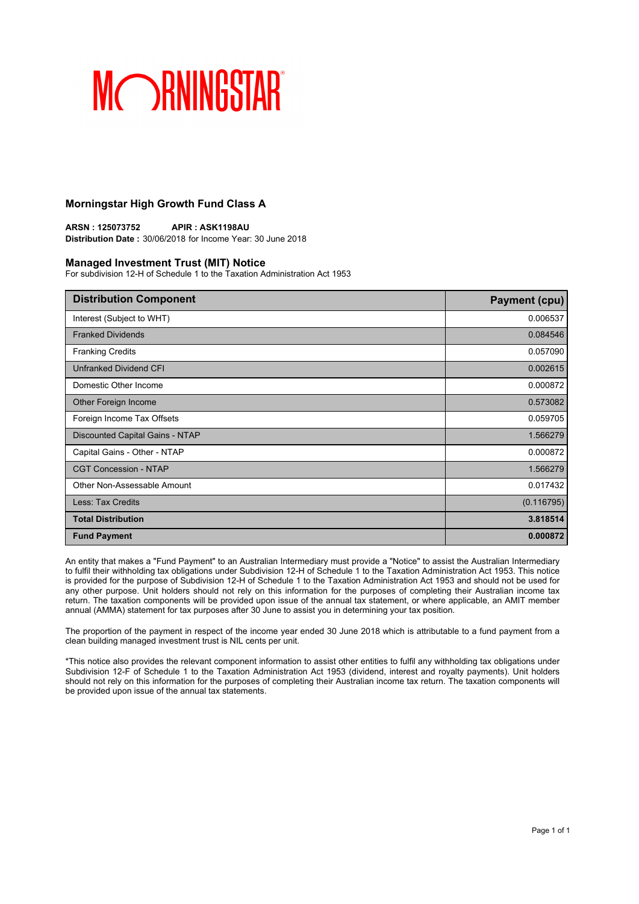MORNINGSTAR

## Morningstar High Growth Fund Class A

**ARSN : 125073752** **APIR : ASK1198AU**
**Distribution Date :** 30/06/2018 for Income Year: 30 June 2018

## Managed Investment Trust (MIT) Notice

For subdivision 12-H of Schedule 1 to the Taxation Administration Act 1953

| Distribution Component | Payment (cpu) |
|---|---:|
| Interest (Subject to WHT) | 0.006537 |
| Franked Dividends | 0.084546 |
| Franking Credits | 0.057090 |
| Unfranked Dividend CFI | 0.002615 |
| Domestic Other Income | 0.000872 |
| Other Foreign Income | 0.573082 |
| Foreign Income Tax Offsets | 0.059705 |
| Discounted Capital Gains - NTAP | 1.566279 |
| Capital Gains - Other - NTAP | 0.000872 |
| CGT Concession - NTAP | 1.566279 |
| Other Non-Assessable Amount | 0.017432 |
| Less: Tax Credits | (0.116795) |
| **Total Distribution** | **3.818514** |
| **Fund Payment** | **0.000872** |

An entity that makes a "Fund Payment" to an Australian Intermediary must provide a "Notice" to assist the Australian Intermediary to fulfil their withholding tax obligations under Subdivision 12-H of Schedule 1 to the Taxation Administration Act 1953. This notice is provided for the purpose of Subdivision 12-H of Schedule 1 to the Taxation Administration Act 1953 and should not be used for any other purpose. Unit holders should not rely on this information for the purposes of completing their Australian income tax return. The taxation components will be provided upon issue of the annual tax statement, or where applicable, an AMIT member annual (AMMA) statement for tax purposes after 30 June to assist you in determining your tax position.

The proportion of the payment in respect of the income year ended 30 June 2018 which is attributable to a fund payment from a clean building managed investment trust is NIL cents per unit.

*This notice also provides the relevant component information to assist other entities to fulfil any withholding tax obligations under Subdivision 12-F of Schedule 1 to the Taxation Administration Act 1953 (dividend, interest and royalty payments). Unit holders should not rely on this information for the purposes of completing their Australian income tax return. The taxation components will be provided upon issue of the annual tax statements.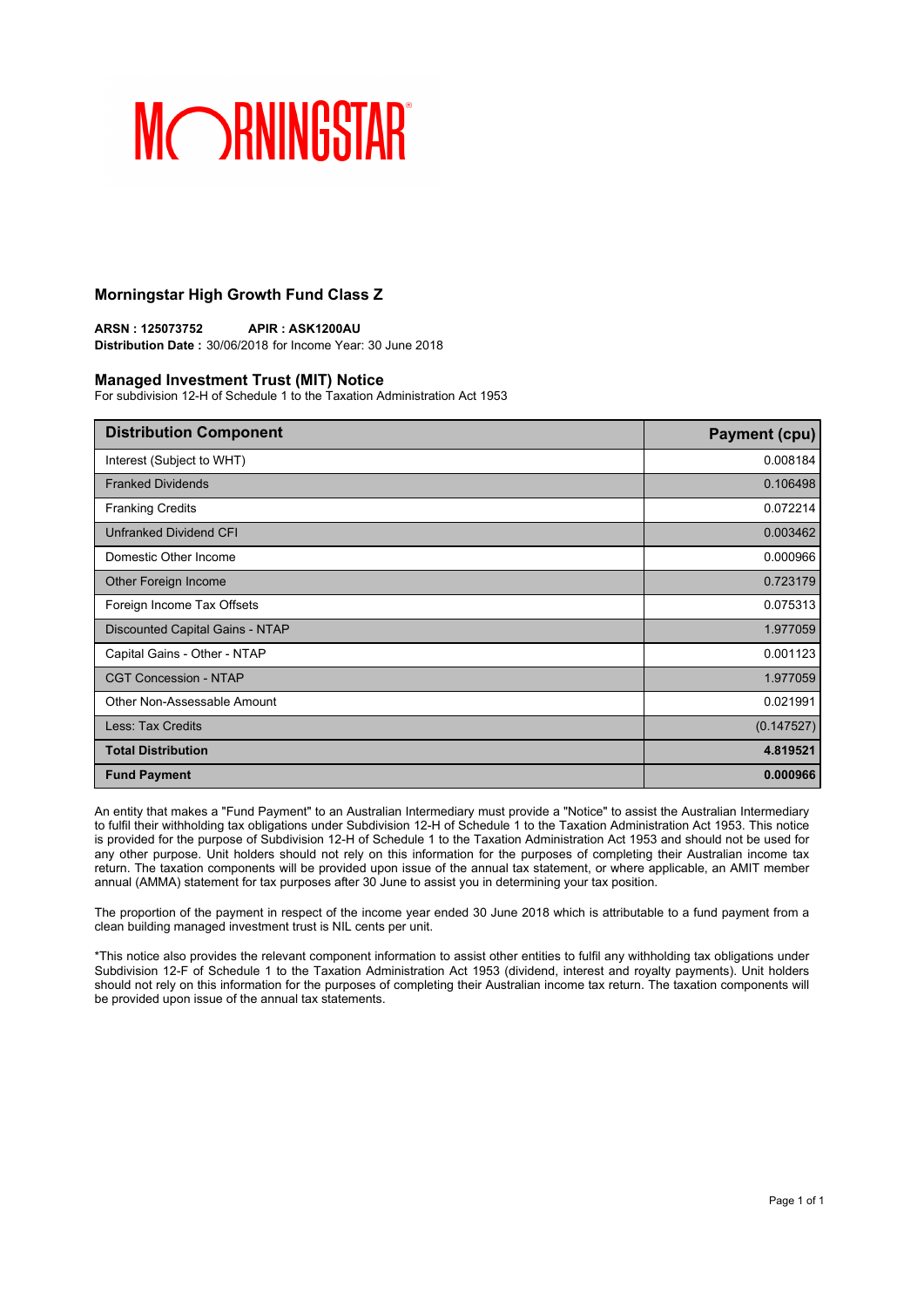MORNINGSTAR®

## Morningstar High Growth Fund Class Z

**ARSN : 125073752** **APIR : ASK1200AU**
**Distribution Date :** 30/06/2018 for Income Year: 30 June 2018

## Managed Investment Trust (MIT) Notice

For subdivision 12-H of Schedule 1 to the Taxation Administration Act 1953

| Distribution Component | Payment (cpu) |
|---|---:|
| Interest (Subject to WHT) | 0.008184 |
| Franked Dividends | 0.106498 |
| Franking Credits | 0.072214 |
| Unfranked Dividend CFI | 0.003462 |
| Domestic Other Income | 0.000966 |
| Other Foreign Income | 0.723179 |
| Foreign Income Tax Offsets | 0.075313 |
| Discounted Capital Gains - NTAP | 1.977059 |
| Capital Gains - Other - NTAP | 0.001123 |
| CGT Concession - NTAP | 1.977059 |
| Other Non-Assessable Amount | 0.021991 |
| Less: Tax Credits | (0.147527) |
| **Total Distribution** | **4.819521** |
| **Fund Payment** | **0.000966** |

An entity that makes a "Fund Payment" to an Australian Intermediary must provide a "Notice" to assist the Australian Intermediary to fulfil their withholding tax obligations under Subdivision 12-H of Schedule 1 to the Taxation Administration Act 1953. This notice is provided for the purpose of Subdivision 12-H of Schedule 1 to the Taxation Administration Act 1953 and should not be used for any other purpose. Unit holders should not rely on this information for the purposes of completing their Australian income tax return. The taxation components will be provided upon issue of the annual tax statement, or where applicable, an AMIT member annual (AMMA) statement for tax purposes after 30 June to assist you in determining your tax position.

The proportion of the payment in respect of the income year ended 30 June 2018 which is attributable to a fund payment from a clean building managed investment trust is NIL cents per unit.

*This notice also provides the relevant component information to assist other entities to fulfil any withholding tax obligations under Subdivision 12-F of Schedule 1 to the Taxation Administration Act 1953 (dividend, interest and royalty payments). Unit holders should not rely on this information for the purposes of completing their Australian income tax return. The taxation components will be provided upon issue of the annual tax statements.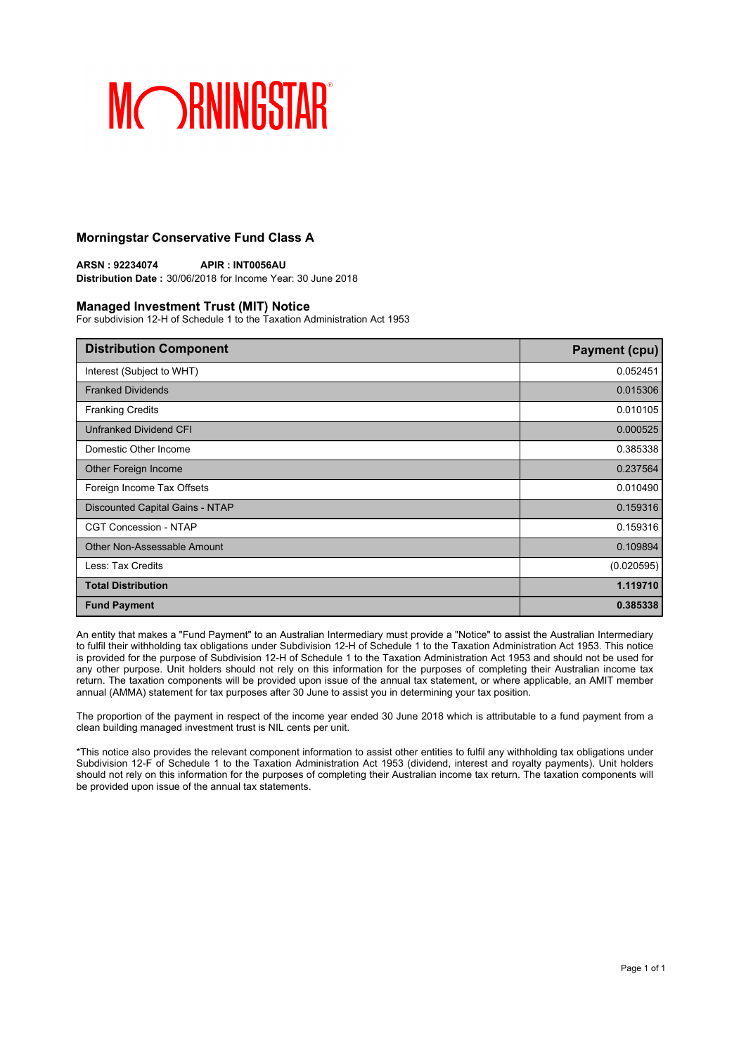MORNINGSTAR

## Morningstar Conservative Fund Class A

**ARSN : 92234074** **APIR : INT0056AU**
**Distribution Date :** 30/06/2018 for Income Year: 30 June 2018

## Managed Investment Trust (MIT) Notice

For subdivision 12-H of Schedule 1 to the Taxation Administration Act 1953

| Distribution Component | Payment (cpu) |
|---|---|
| Interest (Subject to WHT) | 0.052451 |
| Franked Dividends | 0.015306 |
| Franking Credits | 0.010105 |
| Unfranked Dividend CFI | 0.000525 |
| Domestic Other Income | 0.385338 |
| Other Foreign Income | 0.237564 |
| Foreign Income Tax Offsets | 0.010490 |
| Discounted Capital Gains - NTAP | 0.159316 |
| CGT Concession - NTAP | 0.159316 |
| Other Non-Assessable Amount | 0.109894 |
| Less: Tax Credits | (0.020595) |
| **Total Distribution** | **1.119710** |
| **Fund Payment** | **0.385338** |

An entity that makes a "Fund Payment" to an Australian Intermediary must provide a "Notice" to assist the Australian Intermediary to fulfil their withholding tax obligations under Subdivision 12-H of Schedule 1 to the Taxation Administration Act 1953. This notice is provided for the purpose of Subdivision 12-H of Schedule 1 to the Taxation Administration Act 1953 and should not be used for any other purpose. Unit holders should not rely on this information for the purposes of completing their Australian income tax return. The taxation components will be provided upon issue of the annual tax statement, or where applicable, an AMIT member annual (AMMA) statement for tax purposes after 30 June to assist you in determining your tax position.

The proportion of the payment in respect of the income year ended 30 June 2018 which is attributable to a fund payment from a clean building managed investment trust is NIL cents per unit.

*This notice also provides the relevant component information to assist other entities to fulfil any withholding tax obligations under Subdivision 12-F of Schedule 1 to the Taxation Administration Act 1953 (dividend, interest and royalty payments). Unit holders should not rely on this information for the purposes of completing their Australian income tax return. The taxation components will be provided upon issue of the annual tax statements.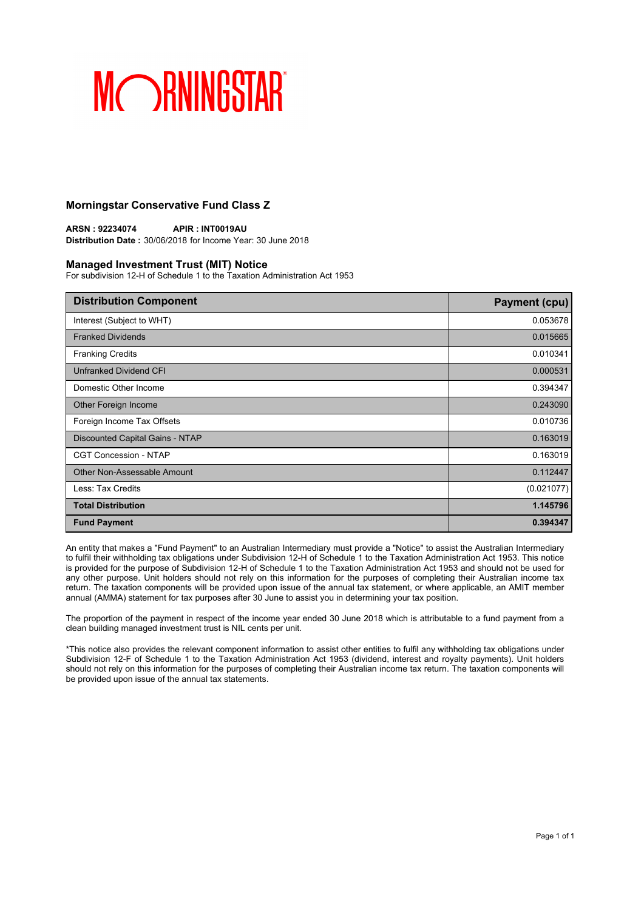MORNINGSTAR

## Morningstar Conservative Fund Class Z

**ARSN : 92234074** **APIR : INT0019AU**
**Distribution Date :** 30/06/2018 for Income Year: 30 June 2018

### Managed Investment Trust (MIT) Notice

For subdivision 12-H of Schedule 1 to the Taxation Administration Act 1953

| Distribution Component | Payment (cpu) |
|---|---|
| Interest (Subject to WHT) | 0.053678 |
| Franked Dividends | 0.015665 |
| Franking Credits | 0.010341 |
| Unfranked Dividend CFI | 0.000531 |
| Domestic Other Income | 0.394347 |
| Other Foreign Income | 0.243090 |
| Foreign Income Tax Offsets | 0.010736 |
| Discounted Capital Gains - NTAP | 0.163019 |
| CGT Concession - NTAP | 0.163019 |
| Other Non-Assessable Amount | 0.112447 |
| Less: Tax Credits | (0.021077) |
| **Total Distribution** | **1.145796** |
| **Fund Payment** | **0.394347** |

An entity that makes a "Fund Payment" to an Australian Intermediary must provide a "Notice" to assist the Australian Intermediary to fulfil their withholding tax obligations under Subdivision 12-H of Schedule 1 to the Taxation Administration Act 1953. This notice is provided for the purpose of Subdivision 12-H of Schedule 1 to the Taxation Administration Act 1953 and should not be used for any other purpose. Unit holders should not rely on this information for the purposes of completing their Australian income tax return. The taxation components will be provided upon issue of the annual tax statement, or where applicable, an AMIT member annual (AMMA) statement for tax purposes after 30 June to assist you in determining your tax position.

The proportion of the payment in respect of the income year ended 30 June 2018 which is attributable to a fund payment from a clean building managed investment trust is NIL cents per unit.

*This notice also provides the relevant component information to assist other entities to fulfil any withholding tax obligations under Subdivision 12-F of Schedule 1 to the Taxation Administration Act 1953 (dividend, interest and royalty payments). Unit holders should not rely on this information for the purposes of completing their Australian income tax return. The taxation components will be provided upon issue of the annual tax statements.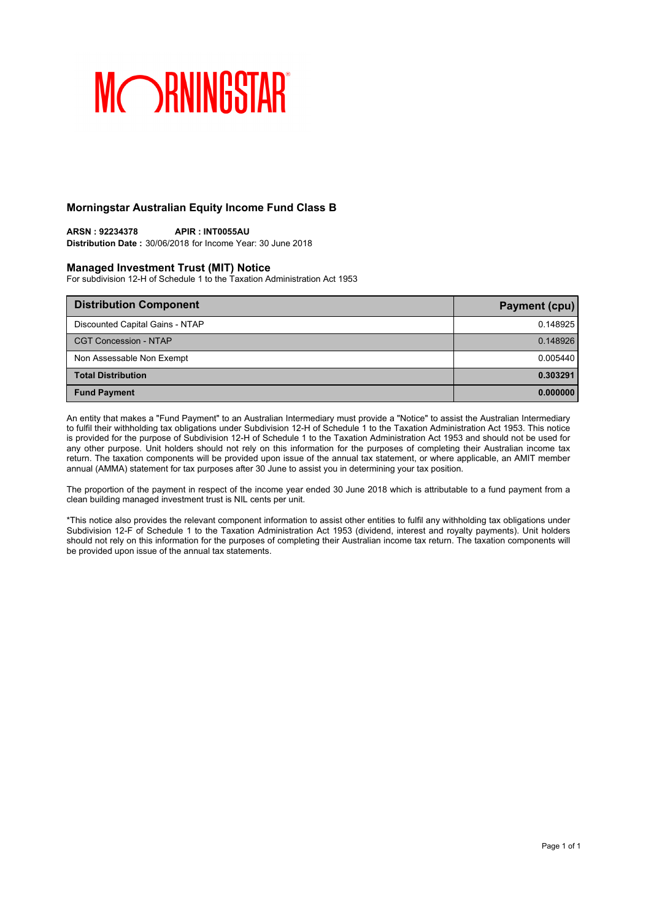MORNINGSTAR

## Morningstar Australian Equity Income Fund Class B

**ARSN : 92234378** **APIR : INT0055AU**
**Distribution Date :** 30/06/2018 for Income Year: 30 June 2018

### Managed Investment Trust (MIT) Notice

For subdivision 12-H of Schedule 1 to the Taxation Administration Act 1953

| Distribution Component | Payment (cpu) |
|---|---|
| Discounted Capital Gains - NTAP | 0.148925 |
| CGT Concession - NTAP | 0.148926 |
| Non Assessable Non Exempt | 0.005440 |
| **Total Distribution** | **0.303291** |
| **Fund Payment** | **0.000000** |

An entity that makes a "Fund Payment" to an Australian Intermediary must provide a "Notice" to assist the Australian Intermediary to fulfil their withholding tax obligations under Subdivision 12-H of Schedule 1 to the Taxation Administration Act 1953. This notice is provided for the purpose of Subdivision 12-H of Schedule 1 to the Taxation Administration Act 1953 and should not be used for any other purpose. Unit holders should not rely on this information for the purposes of completing their Australian income tax return. The taxation components will be provided upon issue of the annual tax statement, or where applicable, an AMIT member annual (AMMA) statement for tax purposes after 30 June to assist you in determining your tax position.

The proportion of the payment in respect of the income year ended 30 June 2018 which is attributable to a fund payment from a clean building managed investment trust is NIL cents per unit.

*This notice also provides the relevant component information to assist other entities to fulfil any withholding tax obligations under Subdivision 12-F of Schedule 1 to the Taxation Administration Act 1953 (dividend, interest and royalty payments). Unit holders should not rely on this information for the purposes of completing their Australian income tax return. The taxation components will be provided upon issue of the annual tax statements.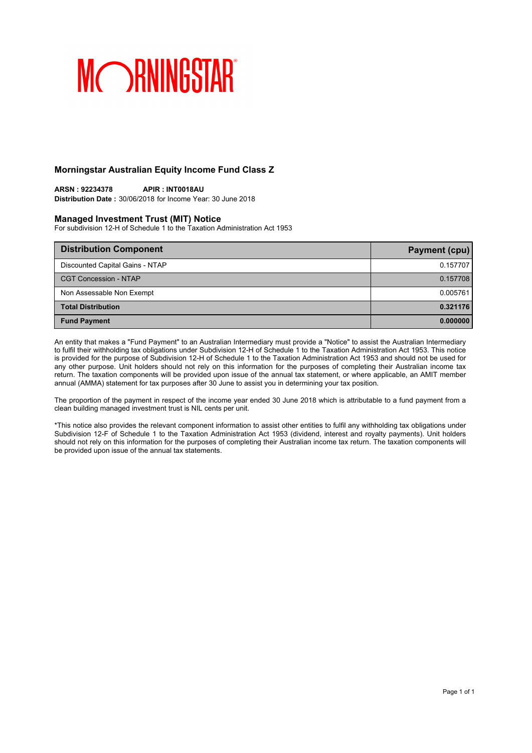MORNINGSTAR

## Morningstar Australian Equity Income Fund Class Z

**ARSN : 92234378** **APIR : INT0018AU**
**Distribution Date :** 30/06/2018 for Income Year: 30 June 2018

### Managed Investment Trust (MIT) Notice

For subdivision 12-H of Schedule 1 to the Taxation Administration Act 1953

| Distribution Component | Payment (cpu) |
|---|---|
| Discounted Capital Gains - NTAP | 0.157707 |
| CGT Concession - NTAP | 0.157708 |
| Non Assessable Non Exempt | 0.005761 |
| **Total Distribution** | **0.321176** |
| **Fund Payment** | **0.000000** |

An entity that makes a "Fund Payment" to an Australian Intermediary must provide a "Notice" to assist the Australian Intermediary to fulfil their withholding tax obligations under Subdivision 12-H of Schedule 1 to the Taxation Administration Act 1953. This notice is provided for the purpose of Subdivision 12-H of Schedule 1 to the Taxation Administration Act 1953 and should not be used for any other purpose. Unit holders should not rely on this information for the purposes of completing their Australian income tax return. The taxation components will be provided upon issue of the annual tax statement, or where applicable, an AMIT member annual (AMMA) statement for tax purposes after 30 June to assist you in determining your tax position.

The proportion of the payment in respect of the income year ended 30 June 2018 which is attributable to a fund payment from a clean building managed investment trust is NIL cents per unit.

*This notice also provides the relevant component information to assist other entities to fulfil any withholding tax obligations under Subdivision 12-F of Schedule 1 to the Taxation Administration Act 1953 (dividend, interest and royalty payments). Unit holders should not rely on this information for the purposes of completing their Australian income tax return. The taxation components will be provided upon issue of the annual tax statements.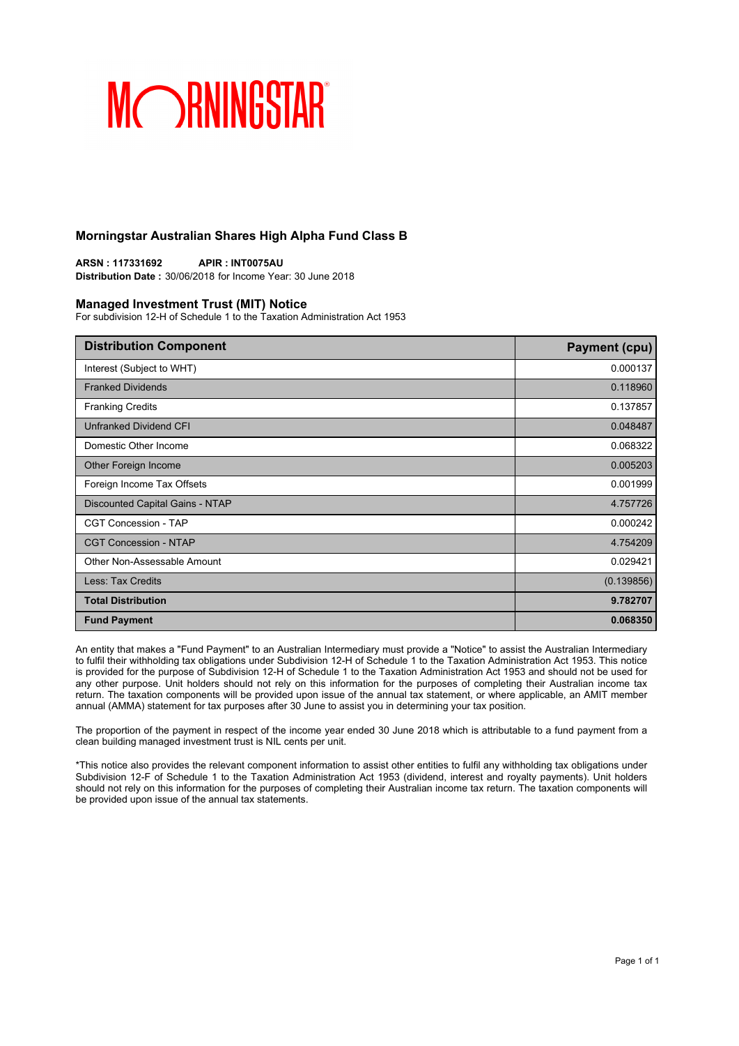MORNINGSTAR®

## Morningstar Australian Shares High Alpha Fund Class B

**ARSN : 117331692** **APIR : INT0075AU**
**Distribution Date :** 30/06/2018 for Income Year: 30 June 2018

### Managed Investment Trust (MIT) Notice

For subdivision 12-H of Schedule 1 to the Taxation Administration Act 1953

| Distribution Component | Payment (cpu) |
|---|---:|
| Interest (Subject to WHT) | 0.000137 |
| Franked Dividends | 0.118960 |
| Franking Credits | 0.137857 |
| Unfranked Dividend CFI | 0.048487 |
| Domestic Other Income | 0.068322 |
| Other Foreign Income | 0.005203 |
| Foreign Income Tax Offsets | 0.001999 |
| Discounted Capital Gains - NTAP | 4.757726 |
| CGT Concession - TAP | 0.000242 |
| CGT Concession - NTAP | 4.754209 |
| Other Non-Assessable Amount | 0.029421 |
| Less: Tax Credits | (0.139856) |
| **Total Distribution** | **9.782707** |
| **Fund Payment** | **0.068350** |

An entity that makes a "Fund Payment" to an Australian Intermediary must provide a "Notice" to assist the Australian Intermediary to fulfil their withholding tax obligations under Subdivision 12-H of Schedule 1 to the Taxation Administration Act 1953. This notice is provided for the purpose of Subdivision 12-H of Schedule 1 to the Taxation Administration Act 1953 and should not be used for any other purpose. Unit holders should not rely on this information for the purposes of completing their Australian income tax return. The taxation components will be provided upon issue of the annual tax statement, or where applicable, an AMIT member annual (AMMA) statement for tax purposes after 30 June to assist you in determining your tax position.

The proportion of the payment in respect of the income year ended 30 June 2018 which is attributable to a fund payment from a clean building managed investment trust is NIL cents per unit.

*This notice also provides the relevant component information to assist other entities to fulfil any withholding tax obligations under Subdivision 12-F of Schedule 1 to the Taxation Administration Act 1953 (dividend, interest and royalty payments). Unit holders should not rely on this information for the purposes of completing their Australian income tax return. The taxation components will be provided upon issue of the annual tax statements.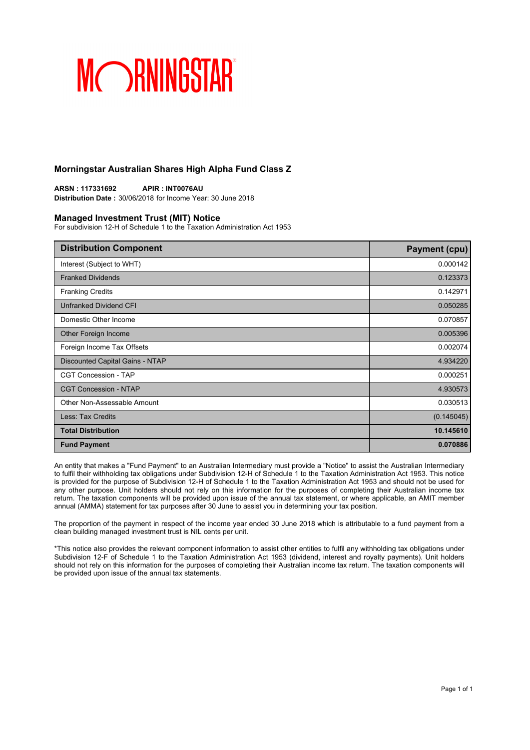MORNINGSTAR

## Morningstar Australian Shares High Alpha Fund Class Z

**ARSN : 117331692** **APIR : INT0076AU**
**Distribution Date :** 30/06/2018 for Income Year: 30 June 2018

### Managed Investment Trust (MIT) Notice

For subdivision 12-H of Schedule 1 to the Taxation Administration Act 1953

| Distribution Component | Payment (cpu) |
| --- | ---: |
| Interest (Subject to WHT) | 0.000142 |
| Franked Dividends | 0.123373 |
| Franking Credits | 0.142971 |
| Unfranked Dividend CFI | 0.050285 |
| Domestic Other Income | 0.070857 |
| Other Foreign Income | 0.005396 |
| Foreign Income Tax Offsets | 0.002074 |
| Discounted Capital Gains - NTAP | 4.934220 |
| CGT Concession - TAP | 0.000251 |
| CGT Concession - NTAP | 4.930573 |
| Other Non-Assessable Amount | 0.030513 |
| Less: Tax Credits | (0.145045) |
| **Total Distribution** | **10.145610** |
| **Fund Payment** | **0.070886** |

An entity that makes a "Fund Payment" to an Australian Intermediary must provide a "Notice" to assist the Australian Intermediary to fulfil their withholding tax obligations under Subdivision 12-H of Schedule 1 to the Taxation Administration Act 1953. This notice is provided for the purpose of Subdivision 12-H of Schedule 1 to the Taxation Administration Act 1953 and should not be used for any other purpose. Unit holders should not rely on this information for the purposes of completing their Australian income tax return. The taxation components will be provided upon issue of the annual tax statement, or where applicable, an AMIT member annual (AMMA) statement for tax purposes after 30 June to assist you in determining your tax position.

The proportion of the payment in respect of the income year ended 30 June 2018 which is attributable to a fund payment from a clean building managed investment trust is NIL cents per unit.

*This notice also provides the relevant component information to assist other entities to fulfil any withholding tax obligations under Subdivision 12-F of Schedule 1 to the Taxation Administration Act 1953 (dividend, interest and royalty payments). Unit holders should not rely on this information for the purposes of completing their Australian income tax return. The taxation components will be provided upon issue of the annual tax statements.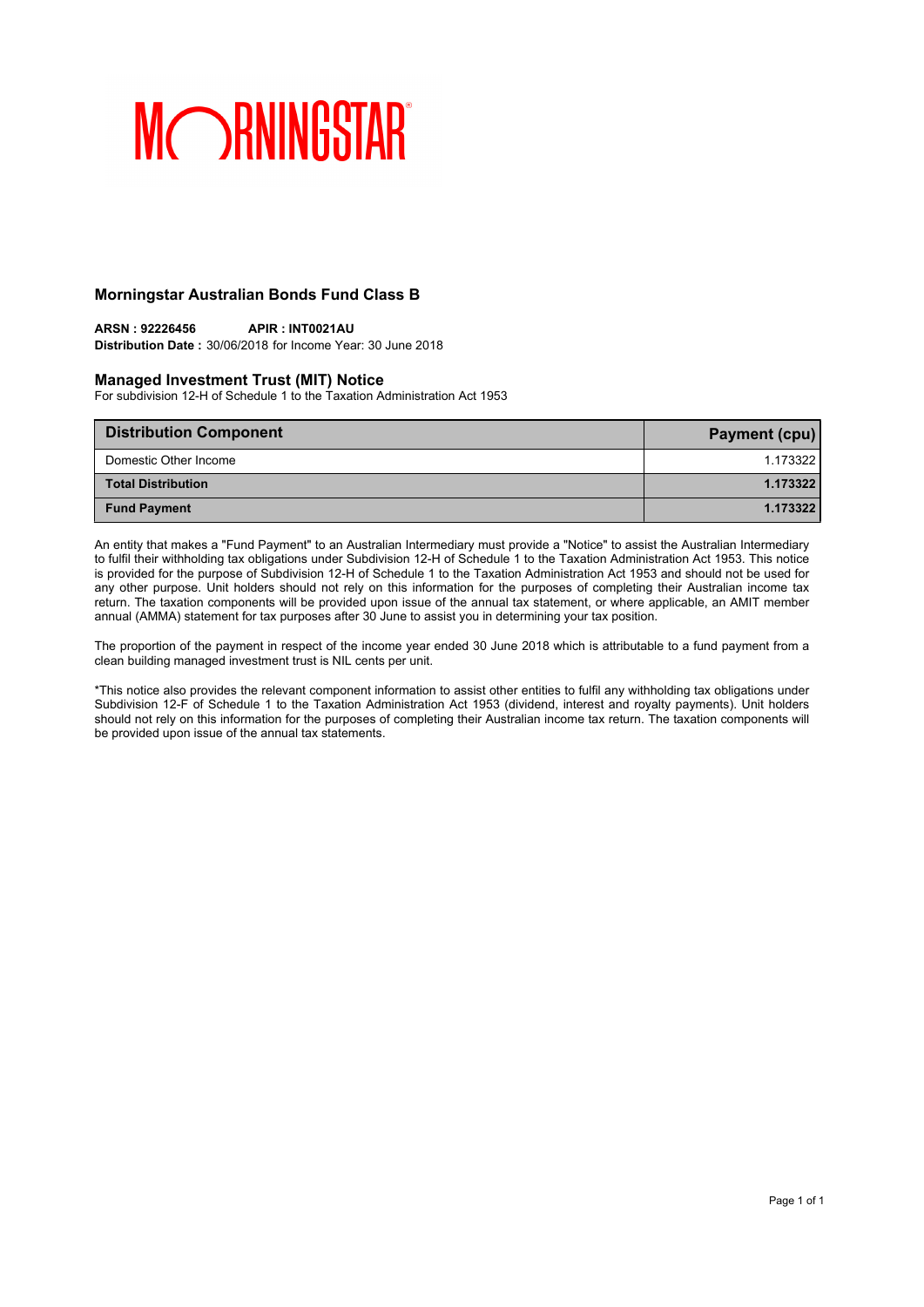MORNINGSTAR

## Morningstar Australian Bonds Fund Class B

**ARSN : 92226456** **APIR : INT0021AU**
**Distribution Date :** 30/06/2018 for Income Year: 30 June 2018

### Managed Investment Trust (MIT) Notice

For subdivision 12-H of Schedule 1 to the Taxation Administration Act 1953

| Distribution Component | Payment (cpu) |
|---|---|
| Domestic Other Income | 1.173322 |
| **Total Distribution** | **1.173322** |
| **Fund Payment** | **1.173322** |

An entity that makes a "Fund Payment" to an Australian Intermediary must provide a "Notice" to assist the Australian Intermediary to fulfil their withholding tax obligations under Subdivision 12-H of Schedule 1 to the Taxation Administration Act 1953. This notice is provided for the purpose of Subdivision 12-H of Schedule 1 to the Taxation Administration Act 1953 and should not be used for any other purpose. Unit holders should not rely on this information for the purposes of completing their Australian income tax return. The taxation components will be provided upon issue of the annual tax statement, or where applicable, an AMIT member annual (AMMA) statement for tax purposes after 30 June to assist you in determining your tax position.

The proportion of the payment in respect of the income year ended 30 June 2018 which is attributable to a fund payment from a clean building managed investment trust is NIL cents per unit.

*This notice also provides the relevant component information to assist other entities to fulfil any withholding tax obligations under Subdivision 12-F of Schedule 1 to the Taxation Administration Act 1953 (dividend, interest and royalty payments). Unit holders should not rely on this information for the purposes of completing their Australian income tax return. The taxation components will be provided upon issue of the annual tax statements.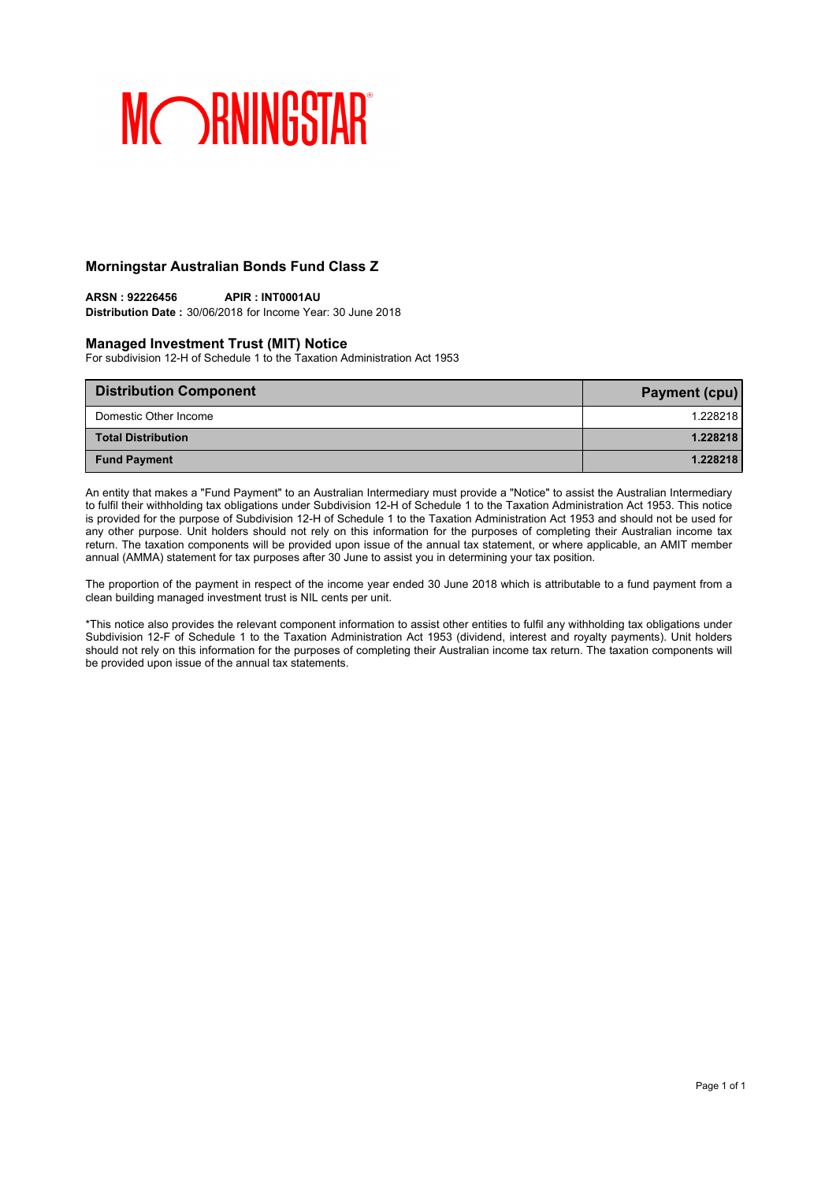MORNINGSTAR

## Morningstar Australian Bonds Fund Class Z

**ARSN : 92226456** **APIR : INT0001AU**
**Distribution Date :** 30/06/2018 for Income Year: 30 June 2018

### Managed Investment Trust (MIT) Notice

For subdivision 12-H of Schedule 1 to the Taxation Administration Act 1953

| Distribution Component | Payment (cpu) |
|---|---|
| Domestic Other Income | 1.228218 |
| **Total Distribution** | **1.228218** |
| **Fund Payment** | **1.228218** |

An entity that makes a "Fund Payment" to an Australian Intermediary must provide a "Notice" to assist the Australian Intermediary to fulfil their withholding tax obligations under Subdivision 12-H of Schedule 1 to the Taxation Administration Act 1953. This notice is provided for the purpose of Subdivision 12-H of Schedule 1 to the Taxation Administration Act 1953 and should not be used for any other purpose. Unit holders should not rely on this information for the purposes of completing their Australian income tax return. The taxation components will be provided upon issue of the annual tax statement, or where applicable, an AMIT member annual (AMMA) statement for tax purposes after 30 June to assist you in determining your tax position.

The proportion of the payment in respect of the income year ended 30 June 2018 which is attributable to a fund payment from a clean building managed investment trust is NIL cents per unit.

*This notice also provides the relevant component information to assist other entities to fulfil any withholding tax obligations under Subdivision 12-F of Schedule 1 to the Taxation Administration Act 1953 (dividend, interest and royalty payments). Unit holders should not rely on this information for the purposes of completing their Australian income tax return. The taxation components will be provided upon issue of the annual tax statements.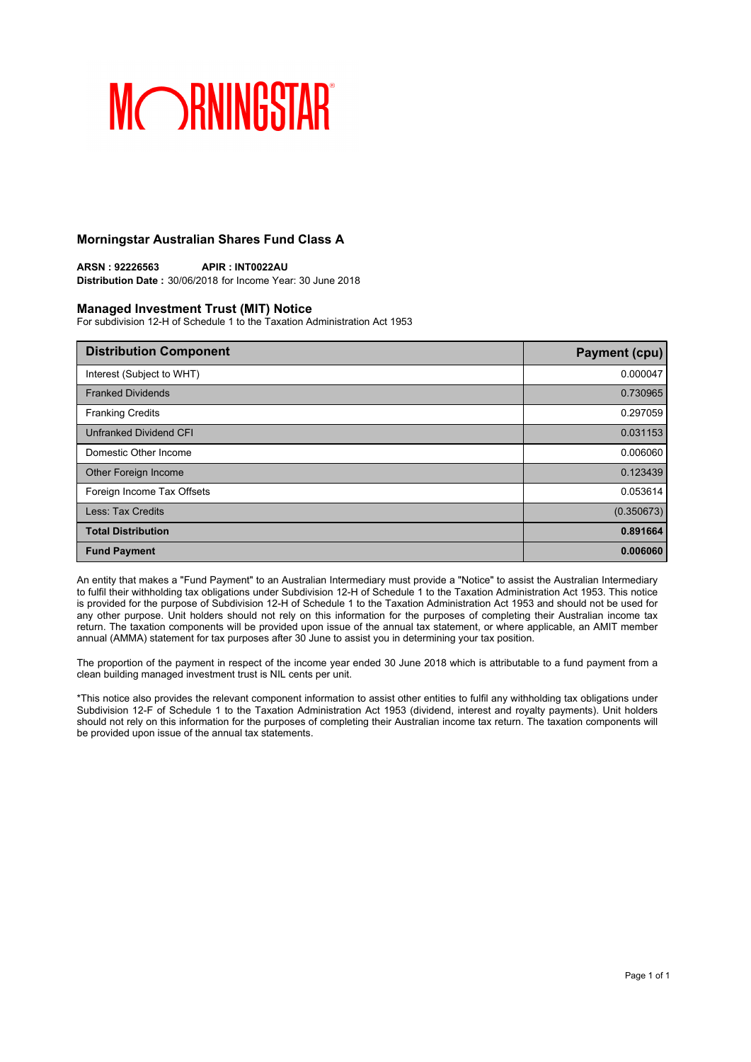MORNINGSTAR

## Morningstar Australian Shares Fund Class A

**ARSN : 92226563** **APIR : INT0022AU**
**Distribution Date :** 30/06/2018 for Income Year: 30 June 2018

### Managed Investment Trust (MIT) Notice

For subdivision 12-H of Schedule 1 to the Taxation Administration Act 1953

| Distribution Component | Payment (cpu) |
|---|---|
| Interest (Subject to WHT) | 0.000047 |
| Franked Dividends | 0.730965 |
| Franking Credits | 0.297059 |
| Unfranked Dividend CFI | 0.031153 |
| Domestic Other Income | 0.006060 |
| Other Foreign Income | 0.123439 |
| Foreign Income Tax Offsets | 0.053614 |
| Less: Tax Credits | (0.350673) |
| **Total Distribution** | **0.891664** |
| **Fund Payment** | **0.006060** |

An entity that makes a "Fund Payment" to an Australian Intermediary must provide a "Notice" to assist the Australian Intermediary to fulfil their withholding tax obligations under Subdivision 12-H of Schedule 1 to the Taxation Administration Act 1953. This notice is provided for the purpose of Subdivision 12-H of Schedule 1 to the Taxation Administration Act 1953 and should not be used for any other purpose. Unit holders should not rely on this information for the purposes of completing their Australian income tax return. The taxation components will be provided upon issue of the annual tax statement, or where applicable, an AMIT member annual (AMMA) statement for tax purposes after 30 June to assist you in determining your tax position.

The proportion of the payment in respect of the income year ended 30 June 2018 which is attributable to a fund payment from a clean building managed investment trust is NIL cents per unit.

*This notice also provides the relevant component information to assist other entities to fulfil any withholding tax obligations under Subdivision 12-F of Schedule 1 to the Taxation Administration Act 1953 (dividend, interest and royalty payments). Unit holders should not rely on this information for the purposes of completing their Australian income tax return. The taxation components will be provided upon issue of the annual tax statements.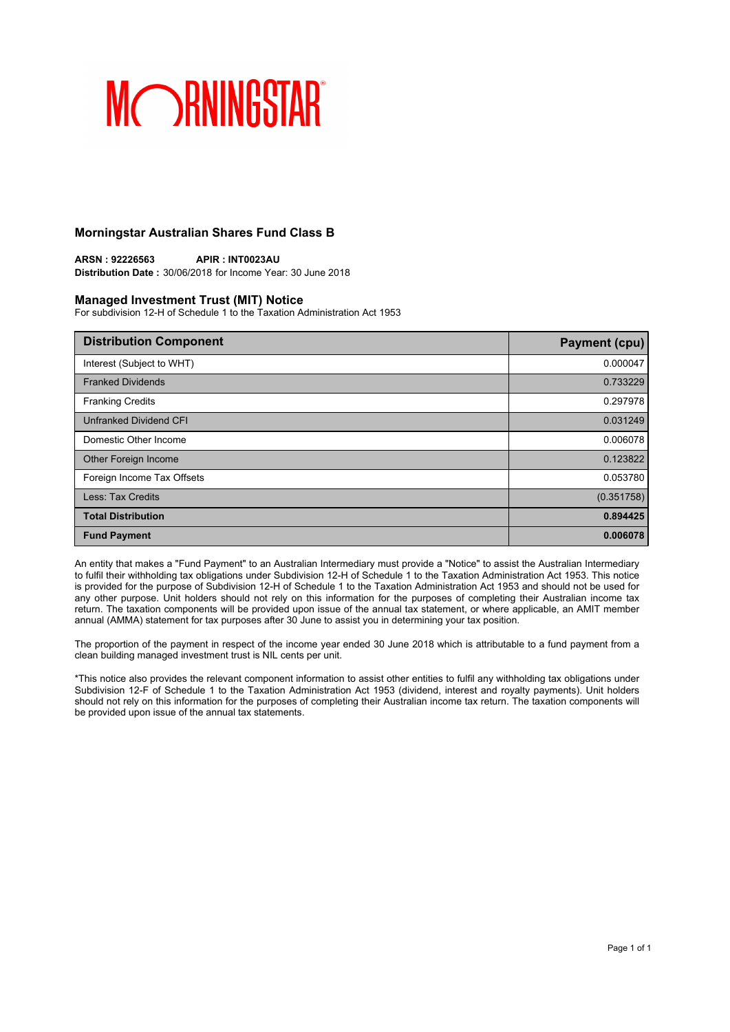MORNINGSTAR

## Morningstar Australian Shares Fund Class B

**ARSN : 92226563** **APIR : INT0023AU**
**Distribution Date :** 30/06/2018 for Income Year: 30 June 2018

### Managed Investment Trust (MIT) Notice

For subdivision 12-H of Schedule 1 to the Taxation Administration Act 1953

| Distribution Component | Payment (cpu) |
|---|---|
| Interest (Subject to WHT) | 0.000047 |
| Franked Dividends | 0.733229 |
| Franking Credits | 0.297978 |
| Unfranked Dividend CFI | 0.031249 |
| Domestic Other Income | 0.006078 |
| Other Foreign Income | 0.123822 |
| Foreign Income Tax Offsets | 0.053780 |
| Less: Tax Credits | (0.351758) |
| **Total Distribution** | **0.894425** |
| **Fund Payment** | **0.006078** |

An entity that makes a "Fund Payment" to an Australian Intermediary must provide a "Notice" to assist the Australian Intermediary to fulfil their withholding tax obligations under Subdivision 12-H of Schedule 1 to the Taxation Administration Act 1953. This notice is provided for the purpose of Subdivision 12-H of Schedule 1 to the Taxation Administration Act 1953 and should not be used for any other purpose. Unit holders should not rely on this information for the purposes of completing their Australian income tax return. The taxation components will be provided upon issue of the annual tax statement, or where applicable, an AMIT member annual (AMMA) statement for tax purposes after 30 June to assist you in determining your tax position.

The proportion of the payment in respect of the income year ended 30 June 2018 which is attributable to a fund payment from a clean building managed investment trust is NIL cents per unit.

*This notice also provides the relevant component information to assist other entities to fulfil any withholding tax obligations under Subdivision 12-F of Schedule 1 to the Taxation Administration Act 1953 (dividend, interest and royalty payments). Unit holders should not rely on this information for the purposes of completing their Australian income tax return. The taxation components will be provided upon issue of the annual tax statements.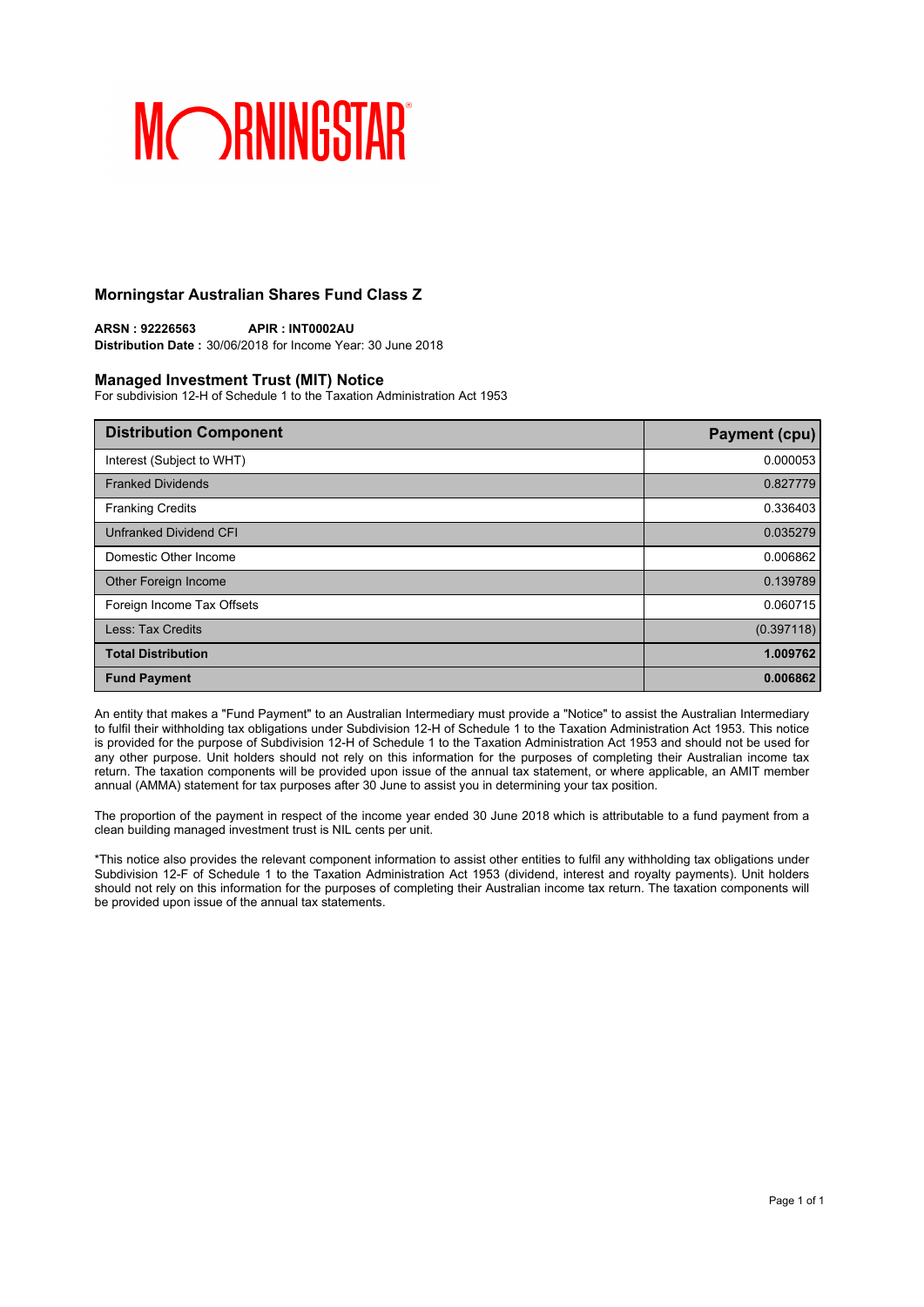MORNINGSTAR

## Morningstar Australian Shares Fund Class Z

**ARSN : 92226563** **APIR : INT0002AU**
**Distribution Date :** 30/06/2018 for Income Year: 30 June 2018

### Managed Investment Trust (MIT) Notice

For subdivision 12-H of Schedule 1 to the Taxation Administration Act 1953

| Distribution Component | Payment (cpu) |
|---|---|
| Interest (Subject to WHT) | 0.000053 |
| Franked Dividends | 0.827779 |
| Franking Credits | 0.336403 |
| Unfranked Dividend CFI | 0.035279 |
| Domestic Other Income | 0.006862 |
| Other Foreign Income | 0.139789 |
| Foreign Income Tax Offsets | 0.060715 |
| Less: Tax Credits | (0.397118) |
| **Total Distribution** | **1.009762** |
| **Fund Payment** | **0.006862** |

An entity that makes a "Fund Payment" to an Australian Intermediary must provide a "Notice" to assist the Australian Intermediary to fulfil their withholding tax obligations under Subdivision 12-H of Schedule 1 to the Taxation Administration Act 1953. This notice is provided for the purpose of Subdivision 12-H of Schedule 1 to the Taxation Administration Act 1953 and should not be used for any other purpose. Unit holders should not rely on this information for the purposes of completing their Australian income tax return. The taxation components will be provided upon issue of the annual tax statement, or where applicable, an AMIT member annual (AMMA) statement for tax purposes after 30 June to assist you in determining your tax position.

The proportion of the payment in respect of the income year ended 30 June 2018 which is attributable to a fund payment from a clean building managed investment trust is NIL cents per unit.

*This notice also provides the relevant component information to assist other entities to fulfil any withholding tax obligations under Subdivision 12-F of Schedule 1 to the Taxation Administration Act 1953 (dividend, interest and royalty payments). Unit holders should not rely on this information for the purposes of completing their Australian income tax return. The taxation components will be provided upon issue of the annual tax statements.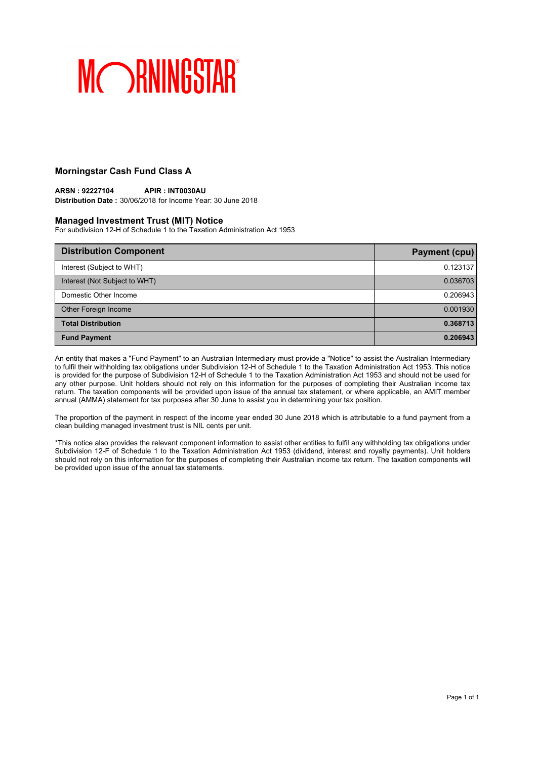MORNINGSTAR

## Morningstar Cash Fund Class A

**ARSN : 92227104** **APIR : INT0030AU**
**Distribution Date :** 30/06/2018 for Income Year: 30 June 2018

### Managed Investment Trust (MIT) Notice

For subdivision 12-H of Schedule 1 to the Taxation Administration Act 1953

| Distribution Component | Payment (cpu) |
|---|---|
| Interest (Subject to WHT) | 0.123137 |
| Interest (Not Subject to WHT) | 0.036703 |
| Domestic Other Income | 0.206943 |
| Other Foreign Income | 0.001930 |
| **Total Distribution** | **0.368713** |
| **Fund Payment** | **0.206943** |

An entity that makes a "Fund Payment" to an Australian Intermediary must provide a "Notice" to assist the Australian Intermediary to fulfil their withholding tax obligations under Subdivision 12-H of Schedule 1 to the Taxation Administration Act 1953. This notice is provided for the purpose of Subdivision 12-H of Schedule 1 to the Taxation Administration Act 1953 and should not be used for any other purpose. Unit holders should not rely on this information for the purposes of completing their Australian income tax return. The taxation components will be provided upon issue of the annual tax statement, or where applicable, an AMIT member annual (AMMA) statement for tax purposes after 30 June to assist you in determining your tax position.

The proportion of the payment in respect of the income year ended 30 June 2018 which is attributable to a fund payment from a clean building managed investment trust is NIL cents per unit.

*This notice also provides the relevant component information to assist other entities to fulfil any withholding tax obligations under Subdivision 12-F of Schedule 1 to the Taxation Administration Act 1953 (dividend, interest and royalty payments). Unit holders should not rely on this information for the purposes of completing their Australian income tax return. The taxation components will be provided upon issue of the annual tax statements.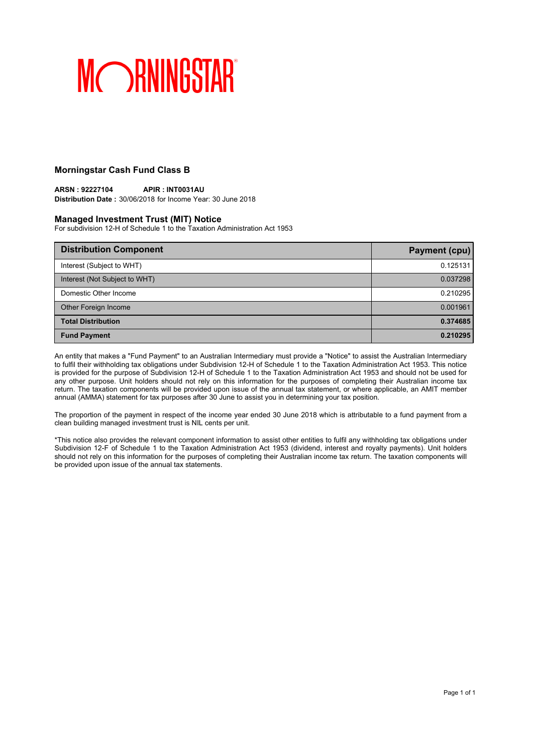MORNINGSTAR

## Morningstar Cash Fund Class B

**ARSN : 92227104** **APIR : INT0031AU**
**Distribution Date :** 30/06/2018 for Income Year: 30 June 2018

## Managed Investment Trust (MIT) Notice

For subdivision 12-H of Schedule 1 to the Taxation Administration Act 1953

| Distribution Component | Payment (cpu) |
|---|---:|
| Interest (Subject to WHT) | 0.125131 |
| Interest (Not Subject to WHT) | 0.037298 |
| Domestic Other Income | 0.210295 |
| Other Foreign Income | 0.001961 |
| **Total Distribution** | **0.374685** |
| **Fund Payment** | **0.210295** |

An entity that makes a "Fund Payment" to an Australian Intermediary must provide a "Notice" to assist the Australian Intermediary to fulfil their withholding tax obligations under Subdivision 12-H of Schedule 1 to the Taxation Administration Act 1953. This notice is provided for the purpose of Subdivision 12-H of Schedule 1 to the Taxation Administration Act 1953 and should not be used for any other purpose. Unit holders should not rely on this information for the purposes of completing their Australian income tax return. The taxation components will be provided upon issue of the annual tax statement, or where applicable, an AMIT member annual (AMMA) statement for tax purposes after 30 June to assist you in determining your tax position.

The proportion of the payment in respect of the income year ended 30 June 2018 which is attributable to a fund payment from a clean building managed investment trust is NIL cents per unit.

*This notice also provides the relevant component information to assist other entities to fulfil any withholding tax obligations under Subdivision 12-F of Schedule 1 to the Taxation Administration Act 1953 (dividend, interest and royalty payments). Unit holders should not rely on this information for the purposes of completing their Australian income tax return. The taxation components will be provided upon issue of the annual tax statements.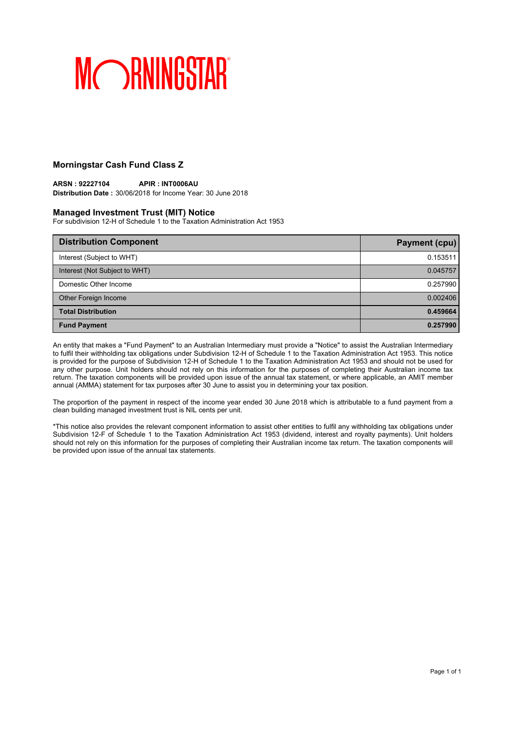MORNINGSTAR

## Morningstar Cash Fund Class Z

**ARSN : 92227104** **APIR : INT0006AU**
**Distribution Date :** 30/06/2018 for Income Year: 30 June 2018

### Managed Investment Trust (MIT) Notice

For subdivision 12-H of Schedule 1 to the Taxation Administration Act 1953

| Distribution Component | Payment (cpu) |
| --- | --- |
| Interest (Subject to WHT) | 0.153511 |
| Interest (Not Subject to WHT) | 0.045757 |
| Domestic Other Income | 0.257990 |
| Other Foreign Income | 0.002406 |
| **Total Distribution** | **0.459664** |
| **Fund Payment** | **0.257990** |

An entity that makes a "Fund Payment" to an Australian Intermediary must provide a "Notice" to assist the Australian Intermediary to fulfil their withholding tax obligations under Subdivision 12-H of Schedule 1 to the Taxation Administration Act 1953. This notice is provided for the purpose of Subdivision 12-H of Schedule 1 to the Taxation Administration Act 1953 and should not be used for any other purpose. Unit holders should not rely on this information for the purposes of completing their Australian income tax return. The taxation components will be provided upon issue of the annual tax statement, or where applicable, an AMIT member annual (AMMA) statement for tax purposes after 30 June to assist you in determining your tax position.

The proportion of the payment in respect of the income year ended 30 June 2018 which is attributable to a fund payment from a clean building managed investment trust is NIL cents per unit.

*This notice also provides the relevant component information to assist other entities to fulfil any withholding tax obligations under Subdivision 12-F of Schedule 1 to the Taxation Administration Act 1953 (dividend, interest and royalty payments). Unit holders should not rely on this information for the purposes of completing their Australian income tax return. The taxation components will be provided upon issue of the annual tax statements.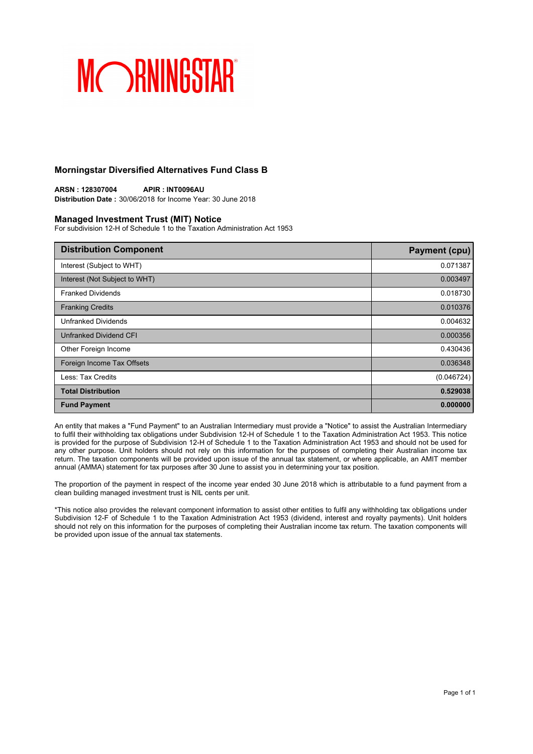## Morningstar Diversified Alternatives Fund Class B

**ARSN : 128307004** **APIR : INT0096AU**
**Distribution Date :** 30/06/2018 for Income Year: 30 June 2018

### Managed Investment Trust (MIT) Notice

For subdivision 12-H of Schedule 1 to the Taxation Administration Act 1953

| Distribution Component | Payment (cpu) |
|---|---|
| Interest (Subject to WHT) | 0.071387 |
| Interest (Not Subject to WHT) | 0.003497 |
| Franked Dividends | 0.018730 |
| Franking Credits | 0.010376 |
| Unfranked Dividends | 0.004632 |
| Unfranked Dividend CFI | 0.000356 |
| Other Foreign Income | 0.430436 |
| Foreign Income Tax Offsets | 0.036348 |
| Less: Tax Credits | (0.046724) |
| **Total Distribution** | **0.529038** |
| **Fund Payment** | **0.000000** |

An entity that makes a "Fund Payment" to an Australian Intermediary must provide a "Notice" to assist the Australian Intermediary to fulfil their withholding tax obligations under Subdivision 12-H of Schedule 1 to the Taxation Administration Act 1953. This notice is provided for the purpose of Subdivision 12-H of Schedule 1 to the Taxation Administration Act 1953 and should not be used for any other purpose. Unit holders should not rely on this information for the purposes of completing their Australian income tax return. The taxation components will be provided upon issue of the annual tax statement, or where applicable, an AMIT member annual (AMMA) statement for tax purposes after 30 June to assist you in determining your tax position.

The proportion of the payment in respect of the income year ended 30 June 2018 which is attributable to a fund payment from a clean building managed investment trust is NIL cents per unit.

*This notice also provides the relevant component information to assist other entities to fulfil any withholding tax obligations under Subdivision 12-F of Schedule 1 to the Taxation Administration Act 1953 (dividend, interest and royalty payments). Unit holders should not rely on this information for the purposes of completing their Australian income tax return. The taxation components will be provided upon issue of the annual tax statements.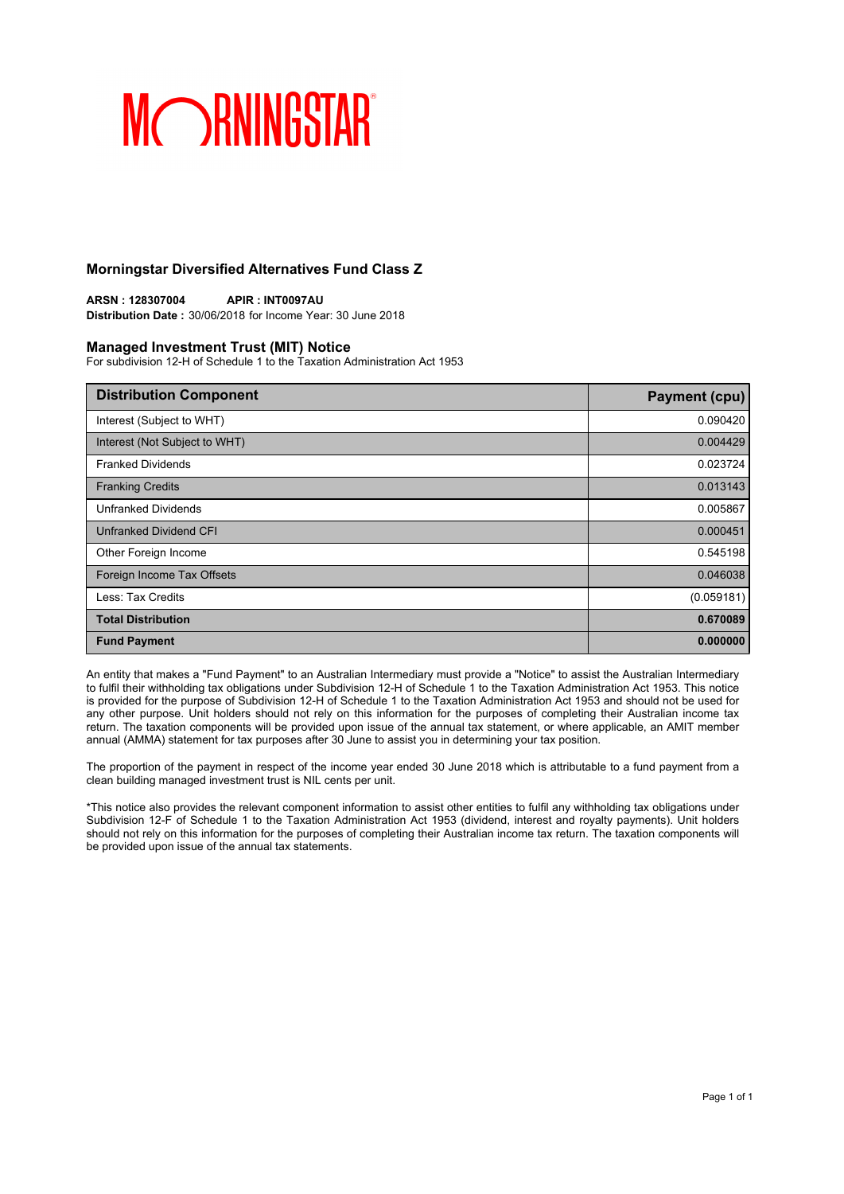# MORNINGSTAR

## Morningstar Diversified Alternatives Fund Class Z

**ARSN : 128307004** **APIR : INT0097AU**
**Distribution Date :** 30/06/2018 for Income Year: 30 June 2018

### Managed Investment Trust (MIT) Notice

For subdivision 12-H of Schedule 1 to the Taxation Administration Act 1953

| Distribution Component | Payment (cpu) |
|---|---|
| Interest (Subject to WHT) | 0.090420 |
| Interest (Not Subject to WHT) | 0.004429 |
| Franked Dividends | 0.023724 |
| Franking Credits | 0.013143 |
| Unfranked Dividends | 0.005867 |
| Unfranked Dividend CFI | 0.000451 |
| Other Foreign Income | 0.545198 |
| Foreign Income Tax Offsets | 0.046038 |
| Less: Tax Credits | (0.059181) |
| **Total Distribution** | **0.670089** |
| **Fund Payment** | **0.000000** |

An entity that makes a "Fund Payment" to an Australian Intermediary must provide a "Notice" to assist the Australian Intermediary to fulfil their withholding tax obligations under Subdivision 12-H of Schedule 1 to the Taxation Administration Act 1953. This notice is provided for the purpose of Subdivision 12-H of Schedule 1 to the Taxation Administration Act 1953 and should not be used for any other purpose. Unit holders should not rely on this information for the purposes of completing their Australian income tax return. The taxation components will be provided upon issue of the annual tax statement, or where applicable, an AMIT member annual (AMMA) statement for tax purposes after 30 June to assist you in determining your tax position.

The proportion of the payment in respect of the income year ended 30 June 2018 which is attributable to a fund payment from a clean building managed investment trust is NIL cents per unit.

*This notice also provides the relevant component information to assist other entities to fulfil any withholding tax obligations under Subdivision 12-F of Schedule 1 to the Taxation Administration Act 1953 (dividend, interest and royalty payments). Unit holders should not rely on this information for the purposes of completing their Australian income tax return. The taxation components will be provided upon issue of the annual tax statements.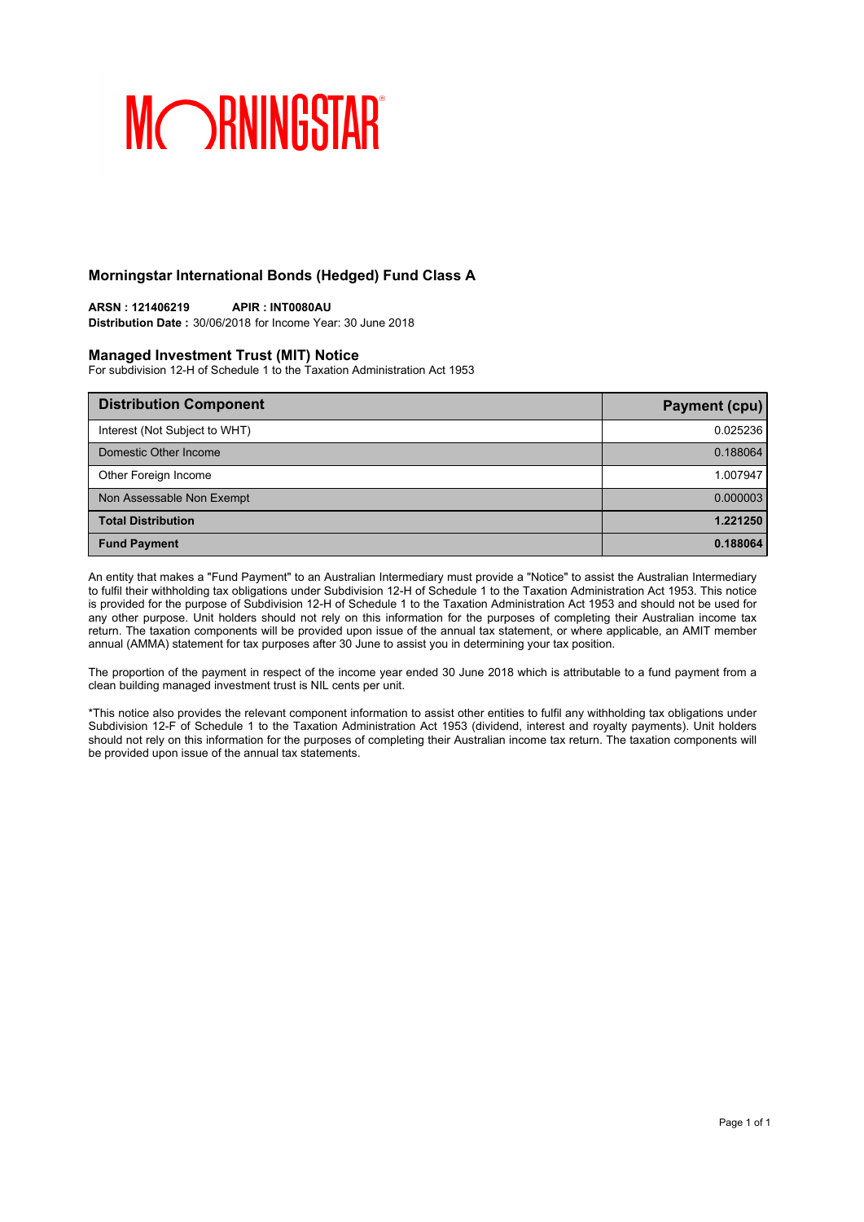# Morningstar International Bonds (Hedged) Fund Class A

**ARSN : 121406219** **APIR : INT0080AU**
**Distribution Date :** 30/06/2018 for Income Year: 30 June 2018

## Managed Investment Trust (MIT) Notice

For subdivision 12-H of Schedule 1 to the Taxation Administration Act 1953

| Distribution Component | Payment (cpu) |
| --- | ---: |
| Interest (Not Subject to WHT) | 0.025236 |
| Domestic Other Income | 0.188064 |
| Other Foreign Income | 1.007947 |
| Non Assessable Non Exempt | 0.000003 |
| **Total Distribution** | **1.221250** |
| **Fund Payment** | **0.188064** |

An entity that makes a "Fund Payment" to an Australian Intermediary must provide a "Notice" to assist the Australian Intermediary to fulfil their withholding tax obligations under Subdivision 12-H of Schedule 1 to the Taxation Administration Act 1953. This notice is provided for the purpose of Subdivision 12-H of Schedule 1 to the Taxation Administration Act 1953 and should not be used for any other purpose. Unit holders should not rely on this information for the purposes of completing their Australian income tax return. The taxation components will be provided upon issue of the annual tax statement, or where applicable, an AMIT member annual (AMMA) statement for tax purposes after 30 June to assist you in determining your tax position.

The proportion of the payment in respect of the income year ended 30 June 2018 which is attributable to a fund payment from a clean building managed investment trust is NIL cents per unit.

*This notice also provides the relevant component information to assist other entities to fulfil any withholding tax obligations under Subdivision 12-F of Schedule 1 to the Taxation Administration Act 1953 (dividend, interest and royalty payments). Unit holders should not rely on this information for the purposes of completing their Australian income tax return. The taxation components will be provided upon issue of the annual tax statements.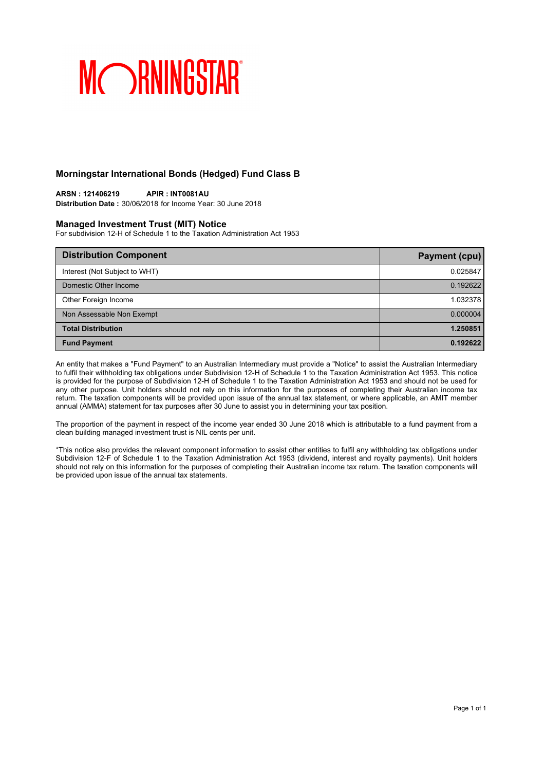MORNINGSTAR

## Morningstar International Bonds (Hedged) Fund Class B

**ARSN : 121406219** **APIR : INT0081AU**
**Distribution Date :** 30/06/2018 for Income Year: 30 June 2018

### Managed Investment Trust (MIT) Notice

For subdivision 12-H of Schedule 1 to the Taxation Administration Act 1953

| Distribution Component | Payment (cpu) |
|---|---|
| Interest (Not Subject to WHT) | 0.025847 |
| Domestic Other Income | 0.192622 |
| Other Foreign Income | 1.032378 |
| Non Assessable Non Exempt | 0.000004 |
| **Total Distribution** | **1.250851** |
| **Fund Payment** | **0.192622** |

An entity that makes a "Fund Payment" to an Australian Intermediary must provide a "Notice" to assist the Australian Intermediary to fulfil their withholding tax obligations under Subdivision 12-H of Schedule 1 to the Taxation Administration Act 1953. This notice is provided for the purpose of Subdivision 12-H of Schedule 1 to the Taxation Administration Act 1953 and should not be used for any other purpose. Unit holders should not rely on this information for the purposes of completing their Australian income tax return. The taxation components will be provided upon issue of the annual tax statement, or where applicable, an AMIT member annual (AMMA) statement for tax purposes after 30 June to assist you in determining your tax position.

The proportion of the payment in respect of the income year ended 30 June 2018 which is attributable to a fund payment from a clean building managed investment trust is NIL cents per unit.

*This notice also provides the relevant component information to assist other entities to fulfil any withholding tax obligations under Subdivision 12-F of Schedule 1 to the Taxation Administration Act 1953 (dividend, interest and royalty payments). Unit holders should not rely on this information for the purposes of completing their Australian income tax return. The taxation components will be provided upon issue of the annual tax statements.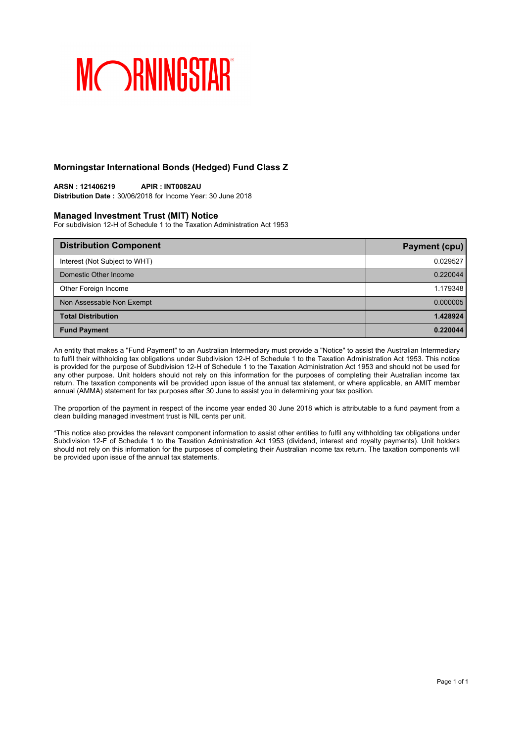MORNINGSTAR

## Morningstar International Bonds (Hedged) Fund Class Z

**ARSN : 121406219** **APIR : INT0082AU**
**Distribution Date :** 30/06/2018 for Income Year: 30 June 2018

### Managed Investment Trust (MIT) Notice

For subdivision 12-H of Schedule 1 to the Taxation Administration Act 1953

| Distribution Component | Payment (cpu) |
|---|---|
| Interest (Not Subject to WHT) | 0.029527 |
| Domestic Other Income | 0.220044 |
| Other Foreign Income | 1.179348 |
| Non Assessable Non Exempt | 0.000005 |
| **Total Distribution** | **1.428924** |
| **Fund Payment** | **0.220044** |

An entity that makes a "Fund Payment" to an Australian Intermediary must provide a "Notice" to assist the Australian Intermediary to fulfil their withholding tax obligations under Subdivision 12-H of Schedule 1 to the Taxation Administration Act 1953. This notice is provided for the purpose of Subdivision 12-H of Schedule 1 to the Taxation Administration Act 1953 and should not be used for any other purpose. Unit holders should not rely on this information for the purposes of completing their Australian income tax return. The taxation components will be provided upon issue of the annual tax statement, or where applicable, an AMIT member annual (AMMA) statement for tax purposes after 30 June to assist you in determining your tax position.

The proportion of the payment in respect of the income year ended 30 June 2018 which is attributable to a fund payment from a clean building managed investment trust is NIL cents per unit.

*This notice also provides the relevant component information to assist other entities to fulfil any withholding tax obligations under Subdivision 12-F of Schedule 1 to the Taxation Administration Act 1953 (dividend, interest and royalty payments). Unit holders should not rely on this information for the purposes of completing their Australian income tax return. The taxation components will be provided upon issue of the annual tax statements.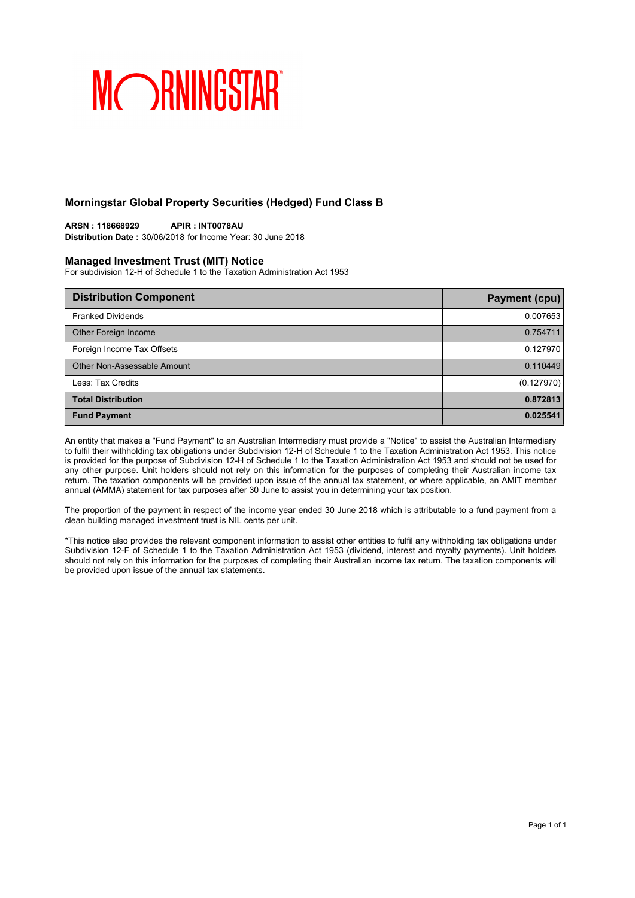MORNINGSTAR®

## Morningstar Global Property Securities (Hedged) Fund Class B

**ARSN : 118668929** **APIR : INT0078AU**
**Distribution Date :** 30/06/2018 for Income Year: 30 June 2018

### Managed Investment Trust (MIT) Notice

For subdivision 12-H of Schedule 1 to the Taxation Administration Act 1953

| Distribution Component | Payment (cpu) |
|---|---|
| Franked Dividends | 0.007653 |
| Other Foreign Income | 0.754711 |
| Foreign Income Tax Offsets | 0.127970 |
| Other Non-Assessable Amount | 0.110449 |
| Less: Tax Credits | (0.127970) |
| **Total Distribution** | **0.872813** |
| **Fund Payment** | **0.025541** |

An entity that makes a "Fund Payment" to an Australian Intermediary must provide a "Notice" to assist the Australian Intermediary to fulfil their withholding tax obligations under Subdivision 12-H of Schedule 1 to the Taxation Administration Act 1953. This notice is provided for the purpose of Subdivision 12-H of Schedule 1 to the Taxation Administration Act 1953 and should not be used for any other purpose. Unit holders should not rely on this information for the purposes of completing their Australian income tax return. The taxation components will be provided upon issue of the annual tax statement, or where applicable, an AMIT member annual (AMMA) statement for tax purposes after 30 June to assist you in determining your tax position.

The proportion of the payment in respect of the income year ended 30 June 2018 which is attributable to a fund payment from a clean building managed investment trust is NIL cents per unit.

*This notice also provides the relevant component information to assist other entities to fulfil any withholding tax obligations under Subdivision 12-F of Schedule 1 to the Taxation Administration Act 1953 (dividend, interest and royalty payments). Unit holders should not rely on this information for the purposes of completing their Australian income tax return. The taxation components will be provided upon issue of the annual tax statements.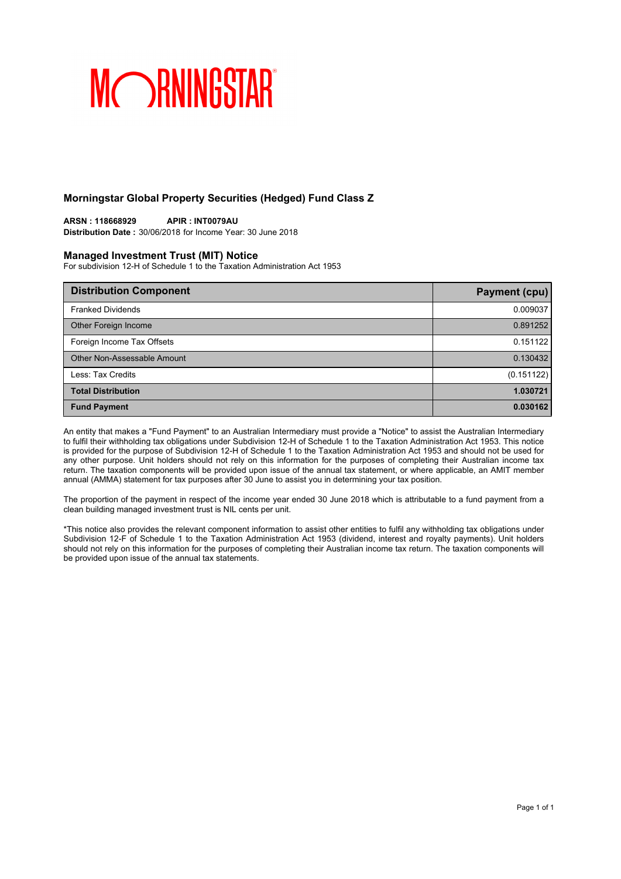MORNINGSTAR

## Morningstar Global Property Securities (Hedged) Fund Class Z

**ARSN : 118668929** **APIR : INT0079AU**
**Distribution Date :** 30/06/2018 for Income Year: 30 June 2018

### Managed Investment Trust (MIT) Notice

For subdivision 12-H of Schedule 1 to the Taxation Administration Act 1953

| Distribution Component | Payment (cpu) |
|---|---|
| Franked Dividends | 0.009037 |
| Other Foreign Income | 0.891252 |
| Foreign Income Tax Offsets | 0.151122 |
| Other Non-Assessable Amount | 0.130432 |
| Less: Tax Credits | (0.151122) |
| **Total Distribution** | **1.030721** |
| **Fund Payment** | **0.030162** |

An entity that makes a "Fund Payment" to an Australian Intermediary must provide a "Notice" to assist the Australian Intermediary to fulfil their withholding tax obligations under Subdivision 12-H of Schedule 1 to the Taxation Administration Act 1953. This notice is provided for the purpose of Subdivision 12-H of Schedule 1 to the Taxation Administration Act 1953 and should not be used for any other purpose. Unit holders should not rely on this information for the purposes of completing their Australian income tax return. The taxation components will be provided upon issue of the annual tax statement, or where applicable, an AMIT member annual (AMMA) statement for tax purposes after 30 June to assist you in determining your tax position.

The proportion of the payment in respect of the income year ended 30 June 2018 which is attributable to a fund payment from a clean building managed investment trust is NIL cents per unit.

*This notice also provides the relevant component information to assist other entities to fulfil any withholding tax obligations under Subdivision 12-F of Schedule 1 to the Taxation Administration Act 1953 (dividend, interest and royalty payments). Unit holders should not rely on this information for the purposes of completing their Australian income tax return. The taxation components will be provided upon issue of the annual tax statements.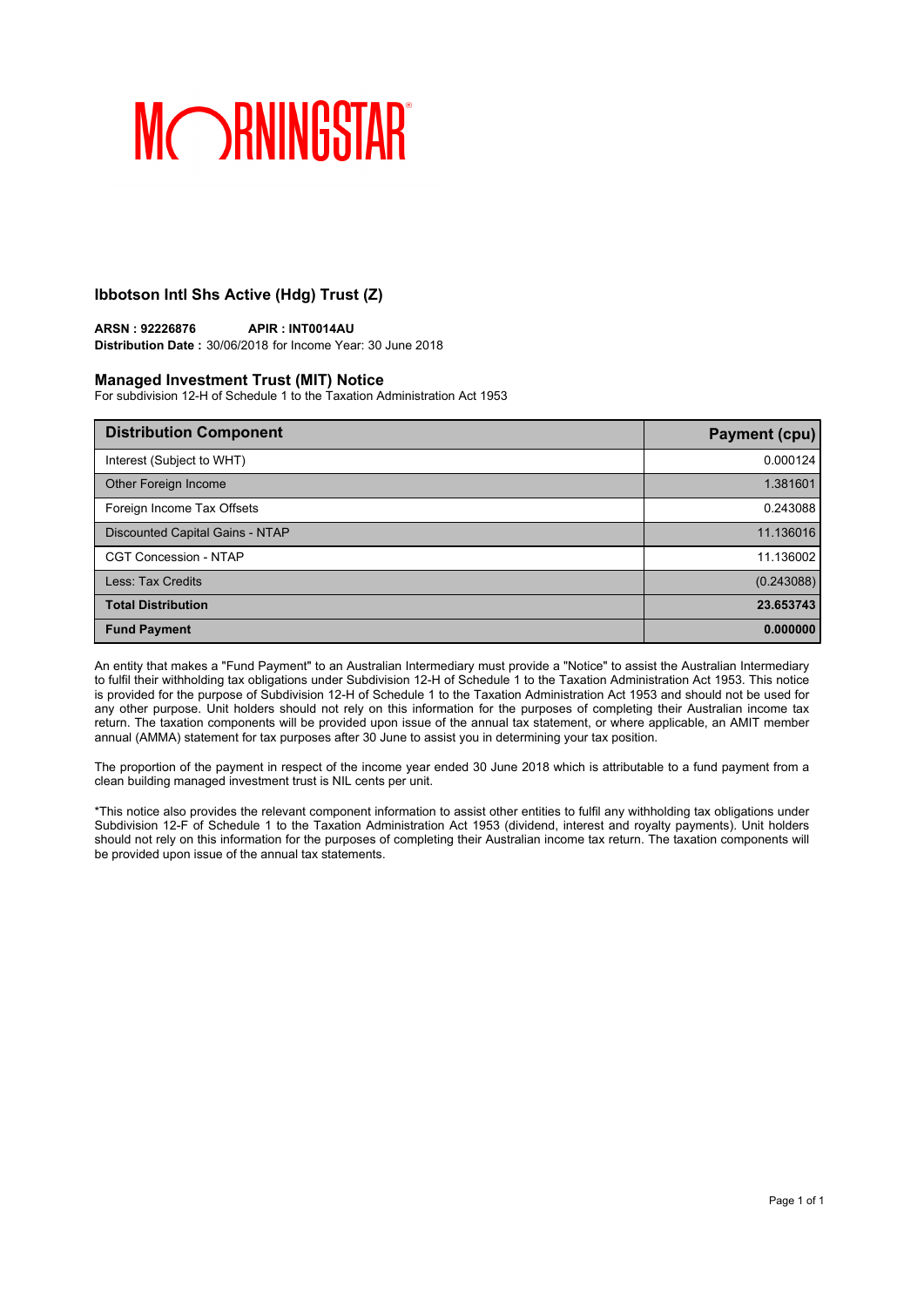MORNINGSTAR®

## Ibbotson Intl Shs Active (Hdg) Trust (Z)

**ARSN : 92226876** **APIR : INT0014AU**
**Distribution Date :** 30/06/2018 for Income Year: 30 June 2018

### Managed Investment Trust (MIT) Notice

For subdivision 12-H of Schedule 1 to the Taxation Administration Act 1953

| Distribution Component | Payment (cpu) |
|---|---|
| Interest (Subject to WHT) | 0.000124 |
| Other Foreign Income | 1.381601 |
| Foreign Income Tax Offsets | 0.243088 |
| Discounted Capital Gains - NTAP | 11.136016 |
| CGT Concession - NTAP | 11.136002 |
| Less: Tax Credits | (0.243088) |
| **Total Distribution** | **23.653743** |
| **Fund Payment** | **0.000000** |

An entity that makes a "Fund Payment" to an Australian Intermediary must provide a "Notice" to assist the Australian Intermediary to fulfil their withholding tax obligations under Subdivision 12-H of Schedule 1 to the Taxation Administration Act 1953. This notice is provided for the purpose of Subdivision 12-H of Schedule 1 to the Taxation Administration Act 1953 and should not be used for any other purpose. Unit holders should not rely on this information for the purposes of completing their Australian income tax return. The taxation components will be provided upon issue of the annual tax statement, or where applicable, an AMIT member annual (AMMA) statement for tax purposes after 30 June to assist you in determining your tax position.

The proportion of the payment in respect of the income year ended 30 June 2018 which is attributable to a fund payment from a clean building managed investment trust is NIL cents per unit.

*This notice also provides the relevant component information to assist other entities to fulfil any withholding tax obligations under Subdivision 12-F of Schedule 1 to the Taxation Administration Act 1953 (dividend, interest and royalty payments). Unit holders should not rely on this information for the purposes of completing their Australian income tax return. The taxation components will be provided upon issue of the annual tax statements.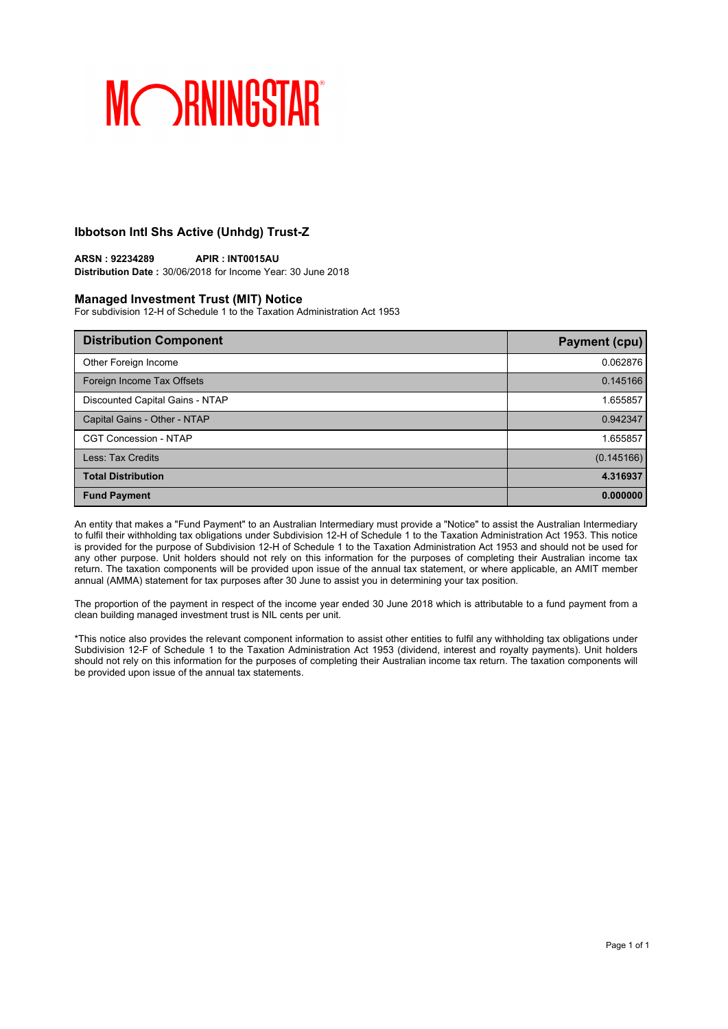MORNINGSTAR

### Ibbotson Intl Shs Active (Unhdg) Trust-Z

**ARSN : 92234289** **APIR : INT0015AU**
**Distribution Date :** 30/06/2018 for Income Year: 30 June 2018

### Managed Investment Trust (MIT) Notice

For subdivision 12-H of Schedule 1 to the Taxation Administration Act 1953

| Distribution Component | Payment (cpu) |
|---|---|
| Other Foreign Income | 0.062876 |
| Foreign Income Tax Offsets | 0.145166 |
| Discounted Capital Gains - NTAP | 1.655857 |
| Capital Gains - Other - NTAP | 0.942347 |
| CGT Concession - NTAP | 1.655857 |
| Less: Tax Credits | (0.145166) |
| **Total Distribution** | **4.316937** |
| **Fund Payment** | **0.000000** |

An entity that makes a "Fund Payment" to an Australian Intermediary must provide a "Notice" to assist the Australian Intermediary to fulfil their withholding tax obligations under Subdivision 12-H of Schedule 1 to the Taxation Administration Act 1953. This notice is provided for the purpose of Subdivision 12-H of Schedule 1 to the Taxation Administration Act 1953 and should not be used for any other purpose. Unit holders should not rely on this information for the purposes of completing their Australian income tax return. The taxation components will be provided upon issue of the annual tax statement, or where applicable, an AMIT member annual (AMMA) statement for tax purposes after 30 June to assist you in determining your tax position.

The proportion of the payment in respect of the income year ended 30 June 2018 which is attributable to a fund payment from a clean building managed investment trust is NIL cents per unit.

*This notice also provides the relevant component information to assist other entities to fulfil any withholding tax obligations under Subdivision 12-F of Schedule 1 to the Taxation Administration Act 1953 (dividend, interest and royalty payments). Unit holders should not rely on this information for the purposes of completing their Australian income tax return. The taxation components will be provided upon issue of the annual tax statements.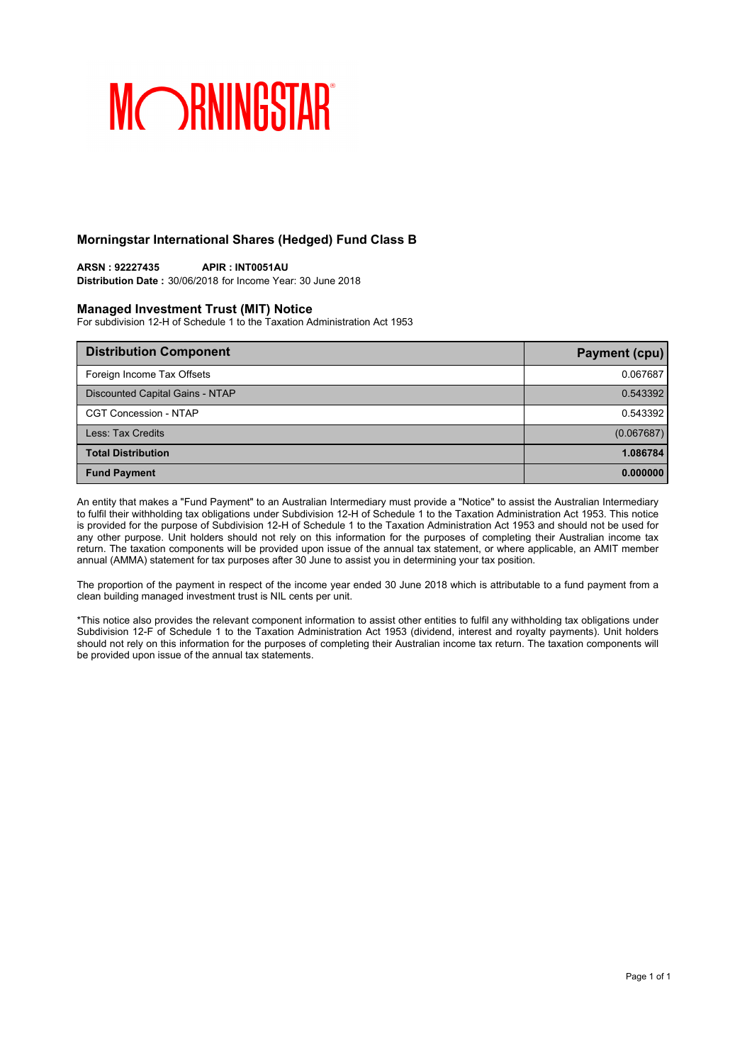## Morningstar International Shares (Hedged) Fund Class B

**ARSN : 92227435** **APIR : INT0051AU**
**Distribution Date :** 30/06/2018 for Income Year: 30 June 2018

### Managed Investment Trust (MIT) Notice

For subdivision 12-H of Schedule 1 to the Taxation Administration Act 1953

| Distribution Component | Payment (cpu) |
| --- | --- |
| Foreign Income Tax Offsets | 0.067687 |
| Discounted Capital Gains - NTAP | 0.543392 |
| CGT Concession - NTAP | 0.543392 |
| Less: Tax Credits | (0.067687) |
| **Total Distribution** | **1.086784** |
| **Fund Payment** | **0.000000** |

An entity that makes a "Fund Payment" to an Australian Intermediary must provide a "Notice" to assist the Australian Intermediary to fulfil their withholding tax obligations under Subdivision 12-H of Schedule 1 to the Taxation Administration Act 1953. This notice is provided for the purpose of Subdivision 12-H of Schedule 1 to the Taxation Administration Act 1953 and should not be used for any other purpose. Unit holders should not rely on this information for the purposes of completing their Australian income tax return. The taxation components will be provided upon issue of the annual tax statement, or where applicable, an AMIT member annual (AMMA) statement for tax purposes after 30 June to assist you in determining your tax position.

The proportion of the payment in respect of the income year ended 30 June 2018 which is attributable to a fund payment from a clean building managed investment trust is NIL cents per unit.

*This notice also provides the relevant component information to assist other entities to fulfil any withholding tax obligations under Subdivision 12-F of Schedule 1 to the Taxation Administration Act 1953 (dividend, interest and royalty payments). Unit holders should not rely on this information for the purposes of completing their Australian income tax return. The taxation components will be provided upon issue of the annual tax statements.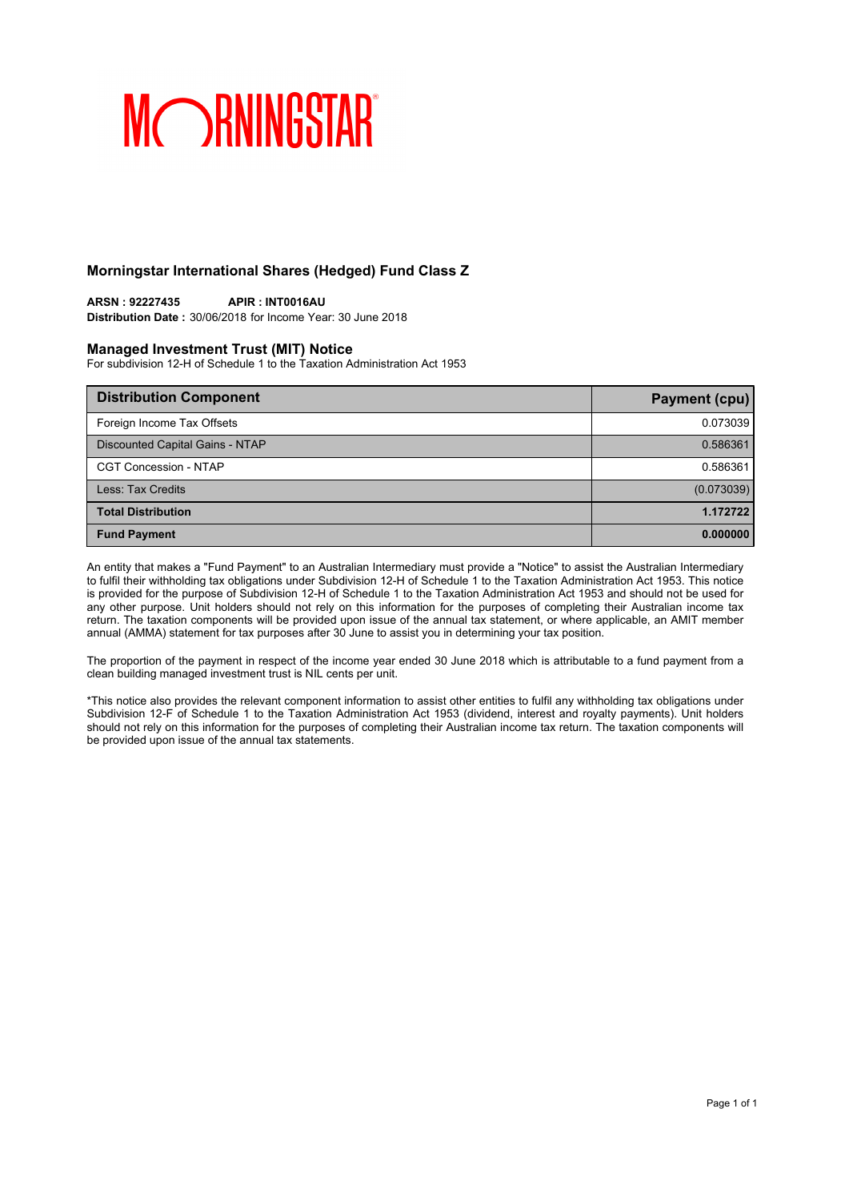MORNINGSTAR

## Morningstar International Shares (Hedged) Fund Class Z

**ARSN : 92227435** **APIR : INT0016AU**
**Distribution Date :** 30/06/2018 for Income Year: 30 June 2018

### Managed Investment Trust (MIT) Notice

For subdivision 12-H of Schedule 1 to the Taxation Administration Act 1953

| Distribution Component | Payment (cpu) |
|---|---|
| Foreign Income Tax Offsets | 0.073039 |
| Discounted Capital Gains - NTAP | 0.586361 |
| CGT Concession - NTAP | 0.586361 |
| Less: Tax Credits | (0.073039) |
| **Total Distribution** | **1.172722** |
| **Fund Payment** | **0.000000** |

An entity that makes a "Fund Payment" to an Australian Intermediary must provide a "Notice" to assist the Australian Intermediary to fulfil their withholding tax obligations under Subdivision 12-H of Schedule 1 to the Taxation Administration Act 1953. This notice is provided for the purpose of Subdivision 12-H of Schedule 1 to the Taxation Administration Act 1953 and should not be used for any other purpose. Unit holders should not rely on this information for the purposes of completing their Australian income tax return. The taxation components will be provided upon issue of the annual tax statement, or where applicable, an AMIT member annual (AMMA) statement for tax purposes after 30 June to assist you in determining your tax position.

The proportion of the payment in respect of the income year ended 30 June 2018 which is attributable to a fund payment from a clean building managed investment trust is NIL cents per unit.

*This notice also provides the relevant component information to assist other entities to fulfil any withholding tax obligations under Subdivision 12-F of Schedule 1 to the Taxation Administration Act 1953 (dividend, interest and royalty payments). Unit holders should not rely on this information for the purposes of completing their Australian income tax return. The taxation components will be provided upon issue of the annual tax statements.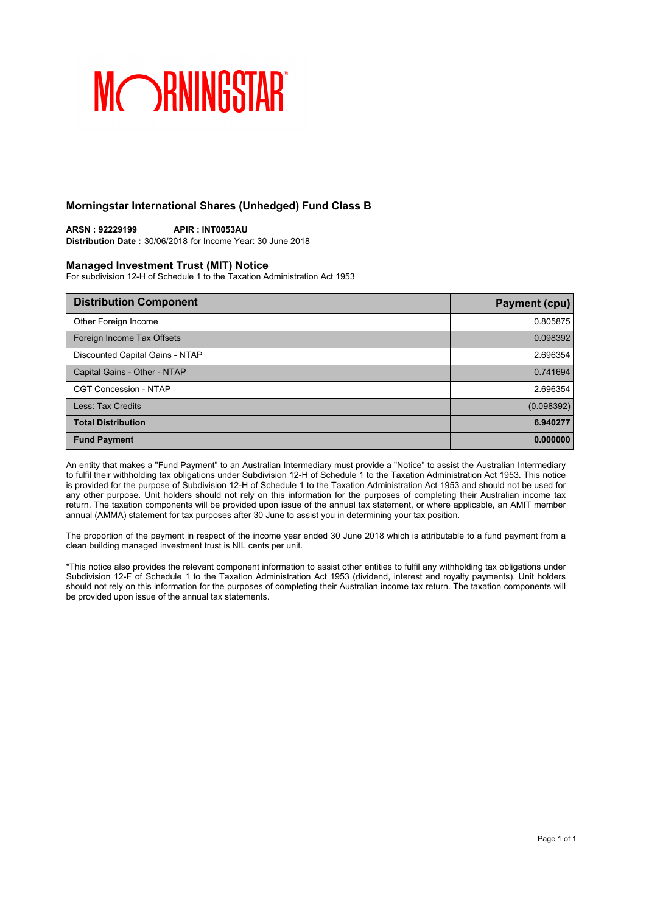MORNINGSTAR

## Morningstar International Shares (Unhedged) Fund Class B

**ARSN : 92229199** **APIR : INT0053AU**
**Distribution Date :** 30/06/2018 for Income Year: 30 June 2018

### Managed Investment Trust (MIT) Notice

For subdivision 12-H of Schedule 1 to the Taxation Administration Act 1953

| Distribution Component | Payment (cpu) |
|---|---|
| Other Foreign Income | 0.805875 |
| Foreign Income Tax Offsets | 0.098392 |
| Discounted Capital Gains - NTAP | 2.696354 |
| Capital Gains - Other - NTAP | 0.741694 |
| CGT Concession - NTAP | 2.696354 |
| Less: Tax Credits | (0.098392) |
| **Total Distribution** | **6.940277** |
| **Fund Payment** | **0.000000** |

An entity that makes a "Fund Payment" to an Australian Intermediary must provide a "Notice" to assist the Australian Intermediary to fulfil their withholding tax obligations under Subdivision 12-H of Schedule 1 to the Taxation Administration Act 1953. This notice is provided for the purpose of Subdivision 12-H of Schedule 1 to the Taxation Administration Act 1953 and should not be used for any other purpose. Unit holders should not rely on this information for the purposes of completing their Australian income tax return. The taxation components will be provided upon issue of the annual tax statement, or where applicable, an AMIT member annual (AMMA) statement for tax purposes after 30 June to assist you in determining your tax position.

The proportion of the payment in respect of the income year ended 30 June 2018 which is attributable to a fund payment from a clean building managed investment trust is NIL cents per unit.

*This notice also provides the relevant component information to assist other entities to fulfil any withholding tax obligations under Subdivision 12-F of Schedule 1 to the Taxation Administration Act 1953 (dividend, interest and royalty payments). Unit holders should not rely on this information for the purposes of completing their Australian income tax return. The taxation components will be provided upon issue of the annual tax statements.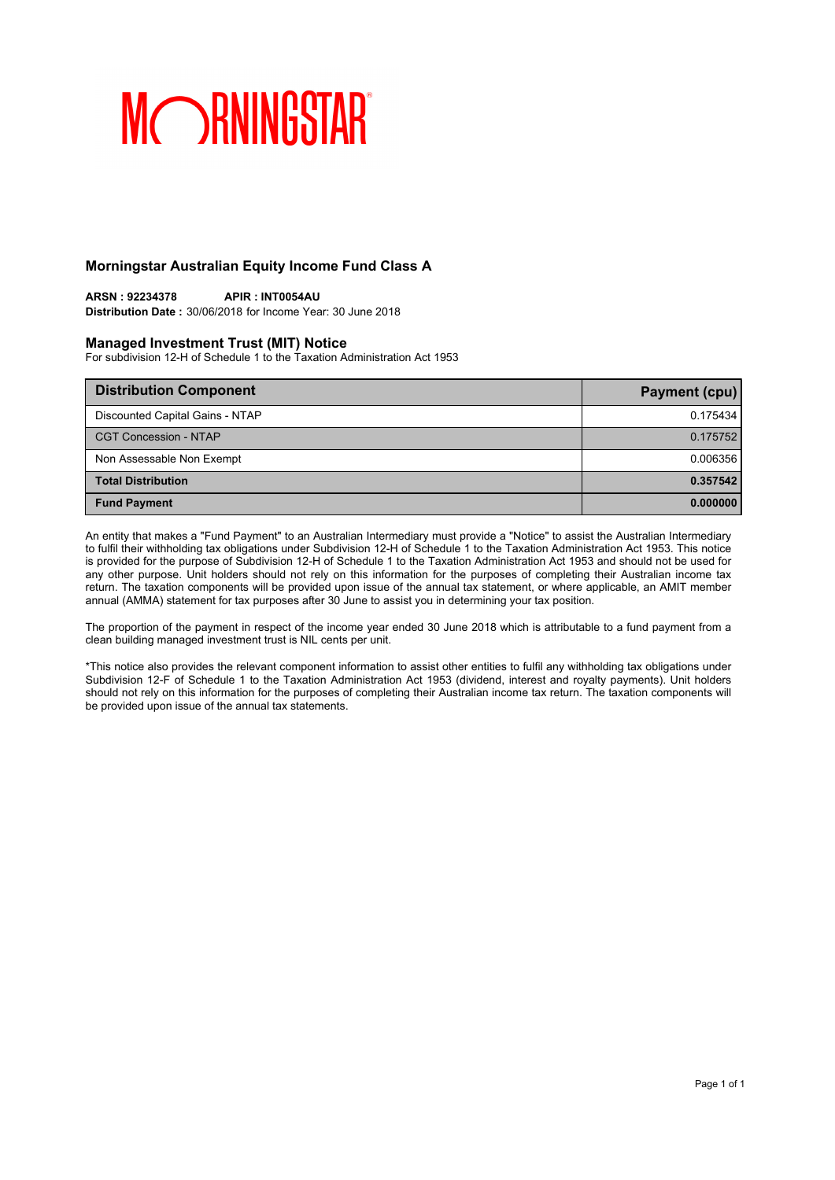MORNINGSTAR

## Morningstar Australian Equity Income Fund Class A

**ARSN : 92234378** **APIR : INT0054AU**
**Distribution Date :** 30/06/2018 for Income Year: 30 June 2018

## Managed Investment Trust (MIT) Notice

For subdivision 12-H of Schedule 1 to the Taxation Administration Act 1953

| Distribution Component | Payment (cpu) |
|---|---|
| Discounted Capital Gains - NTAP | 0.175434 |
| CGT Concession - NTAP | 0.175752 |
| Non Assessable Non Exempt | 0.006356 |
| **Total Distribution** | **0.357542** |
| **Fund Payment** | **0.000000** |

An entity that makes a "Fund Payment" to an Australian Intermediary must provide a "Notice" to assist the Australian Intermediary to fulfil their withholding tax obligations under Subdivision 12-H of Schedule 1 to the Taxation Administration Act 1953. This notice is provided for the purpose of Subdivision 12-H of Schedule 1 to the Taxation Administration Act 1953 and should not be used for any other purpose. Unit holders should not rely on this information for the purposes of completing their Australian income tax return. The taxation components will be provided upon issue of the annual tax statement, or where applicable, an AMIT member annual (AMMA) statement for tax purposes after 30 June to assist you in determining your tax position.

The proportion of the payment in respect of the income year ended 30 June 2018 which is attributable to a fund payment from a clean building managed investment trust is NIL cents per unit.

*This notice also provides the relevant component information to assist other entities to fulfil any withholding tax obligations under Subdivision 12-F of Schedule 1 to the Taxation Administration Act 1953 (dividend, interest and royalty payments). Unit holders should not rely on this information for the purposes of completing their Australian income tax return. The taxation components will be provided upon issue of the annual tax statements.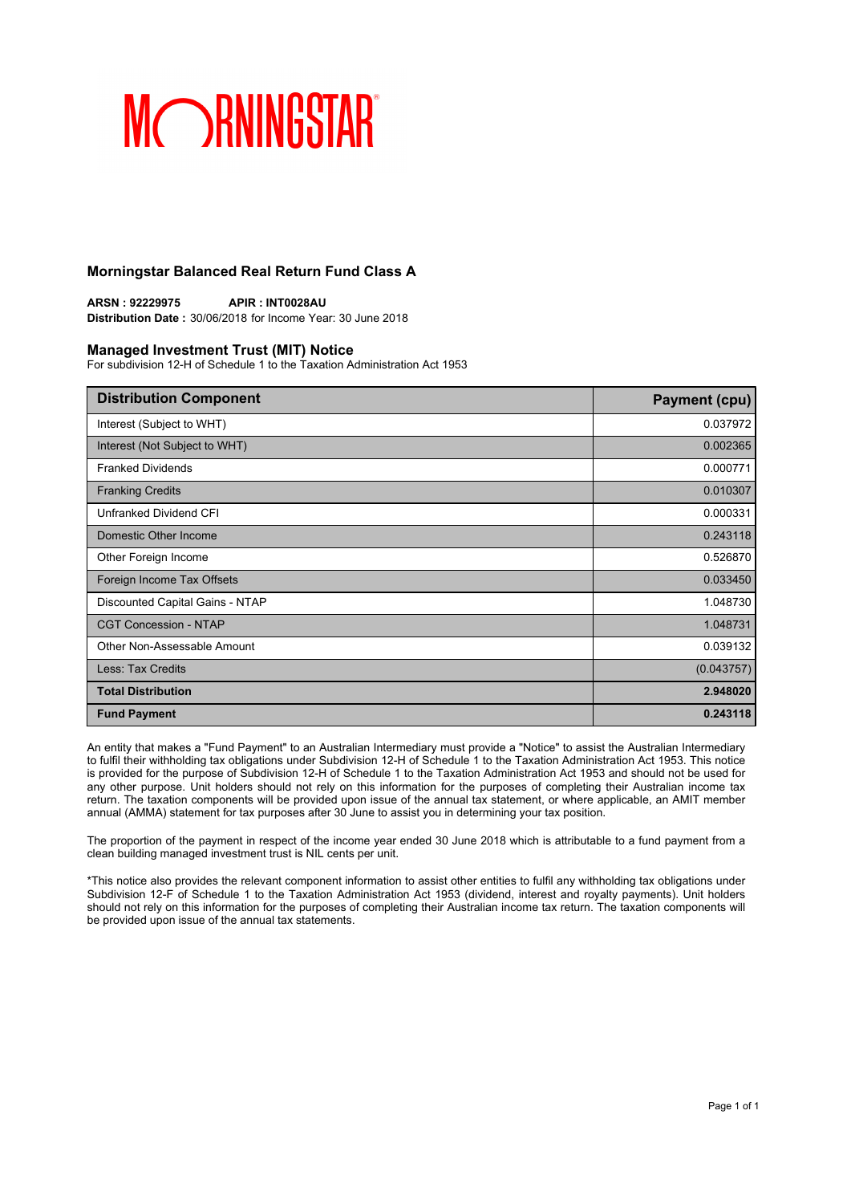MORNINGSTAR

## Morningstar Balanced Real Return Fund Class A

**ARSN : 92229975** **APIR : INT0028AU**
**Distribution Date :** 30/06/2018 for Income Year: 30 June 2018

### Managed Investment Trust (MIT) Notice

For subdivision 12-H of Schedule 1 to the Taxation Administration Act 1953

| Distribution Component | Payment (cpu) |
|---|---|
| Interest (Subject to WHT) | 0.037972 |
| Interest (Not Subject to WHT) | 0.002365 |
| Franked Dividends | 0.000771 |
| Franking Credits | 0.010307 |
| Unfranked Dividend CFI | 0.000331 |
| Domestic Other Income | 0.243118 |
| Other Foreign Income | 0.526870 |
| Foreign Income Tax Offsets | 0.033450 |
| Discounted Capital Gains - NTAP | 1.048730 |
| CGT Concession - NTAP | 1.048731 |
| Other Non-Assessable Amount | 0.039132 |
| Less: Tax Credits | (0.043757) |
| **Total Distribution** | **2.948020** |
| **Fund Payment** | **0.243118** |

An entity that makes a "Fund Payment" to an Australian Intermediary must provide a "Notice" to assist the Australian Intermediary to fulfil their withholding tax obligations under Subdivision 12-H of Schedule 1 to the Taxation Administration Act 1953. This notice is provided for the purpose of Subdivision 12-H of Schedule 1 to the Taxation Administration Act 1953 and should not be used for any other purpose. Unit holders should not rely on this information for the purposes of completing their Australian income tax return. The taxation components will be provided upon issue of the annual tax statement, or where applicable, an AMIT member annual (AMMA) statement for tax purposes after 30 June to assist you in determining your tax position.

The proportion of the payment in respect of the income year ended 30 June 2018 which is attributable to a fund payment from a clean building managed investment trust is NIL cents per unit.

*This notice also provides the relevant component information to assist other entities to fulfil any withholding tax obligations under Subdivision 12-F of Schedule 1 to the Taxation Administration Act 1953 (dividend, interest and royalty payments). Unit holders should not rely on this information for the purposes of completing their Australian income tax return. The taxation components will be provided upon issue of the annual tax statements.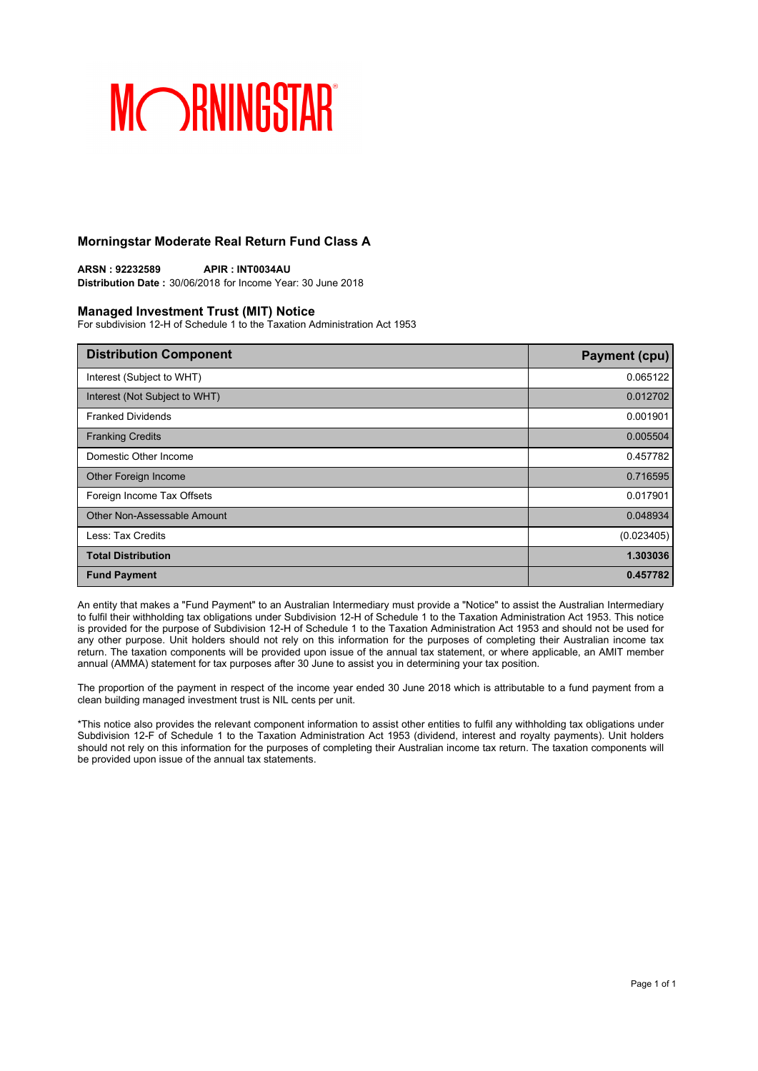MORNINGSTAR

## Morningstar Moderate Real Return Fund Class A

**ARSN : 92232589** **APIR : INT0034AU**
**Distribution Date :** 30/06/2018 for Income Year: 30 June 2018

## Managed Investment Trust (MIT) Notice

For subdivision 12-H of Schedule 1 to the Taxation Administration Act 1953

| Distribution Component | Payment (cpu) |
|---|---|
| Interest (Subject to WHT) | 0.065122 |
| Interest (Not Subject to WHT) | 0.012702 |
| Franked Dividends | 0.001901 |
| Franking Credits | 0.005504 |
| Domestic Other Income | 0.457782 |
| Other Foreign Income | 0.716595 |
| Foreign Income Tax Offsets | 0.017901 |
| Other Non-Assessable Amount | 0.048934 |
| Less: Tax Credits | (0.023405) |
| **Total Distribution** | **1.303036** |
| **Fund Payment** | **0.457782** |

An entity that makes a "Fund Payment" to an Australian Intermediary must provide a "Notice" to assist the Australian Intermediary to fulfil their withholding tax obligations under Subdivision 12-H of Schedule 1 to the Taxation Administration Act 1953. This notice is provided for the purpose of Subdivision 12-H of Schedule 1 to the Taxation Administration Act 1953 and should not be used for any other purpose. Unit holders should not rely on this information for the purposes of completing their Australian income tax return. The taxation components will be provided upon issue of the annual tax statement, or where applicable, an AMIT member annual (AMMA) statement for tax purposes after 30 June to assist you in determining your tax position.

The proportion of the payment in respect of the income year ended 30 June 2018 which is attributable to a fund payment from a clean building managed investment trust is NIL cents per unit.

*This notice also provides the relevant component information to assist other entities to fulfil any withholding tax obligations under Subdivision 12-F of Schedule 1 to the Taxation Administration Act 1953 (dividend, interest and royalty payments). Unit holders should not rely on this information for the purposes of completing their Australian income tax return. The taxation components will be provided upon issue of the annual tax statements.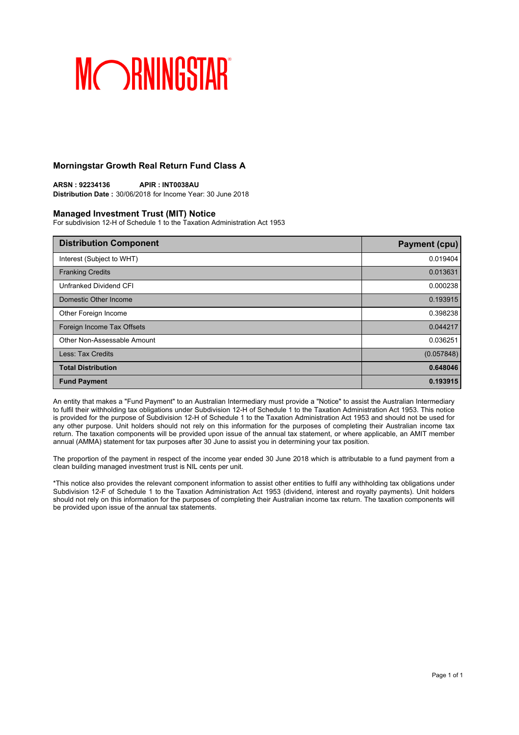MORNINGSTAR

## Morningstar Growth Real Return Fund Class A

**ARSN : 92234136** **APIR : INT0038AU**
**Distribution Date :** 30/06/2018 for Income Year: 30 June 2018

### Managed Investment Trust (MIT) Notice

For subdivision 12-H of Schedule 1 to the Taxation Administration Act 1953

| Distribution Component | Payment (cpu) |
|---|---|
| Interest (Subject to WHT) | 0.019404 |
| Franking Credits | 0.013631 |
| Unfranked Dividend CFI | 0.000238 |
| Domestic Other Income | 0.193915 |
| Other Foreign Income | 0.398238 |
| Foreign Income Tax Offsets | 0.044217 |
| Other Non-Assessable Amount | 0.036251 |
| Less: Tax Credits | (0.057848) |
| **Total Distribution** | **0.648046** |
| **Fund Payment** | **0.193915** |

An entity that makes a "Fund Payment" to an Australian Intermediary must provide a "Notice" to assist the Australian Intermediary to fulfil their withholding tax obligations under Subdivision 12-H of Schedule 1 to the Taxation Administration Act 1953. This notice is provided for the purpose of Subdivision 12-H of Schedule 1 to the Taxation Administration Act 1953 and should not be used for any other purpose. Unit holders should not rely on this information for the purposes of completing their Australian income tax return. The taxation components will be provided upon issue of the annual tax statement, or where applicable, an AMIT member annual (AMMA) statement for tax purposes after 30 June to assist you in determining your tax position.

The proportion of the payment in respect of the income year ended 30 June 2018 which is attributable to a fund payment from a clean building managed investment trust is NIL cents per unit.

*This notice also provides the relevant component information to assist other entities to fulfil any withholding tax obligations under Subdivision 12-F of Schedule 1 to the Taxation Administration Act 1953 (dividend, interest and royalty payments). Unit holders should not rely on this information for the purposes of completing their Australian income tax return. The taxation components will be provided upon issue of the annual tax statements.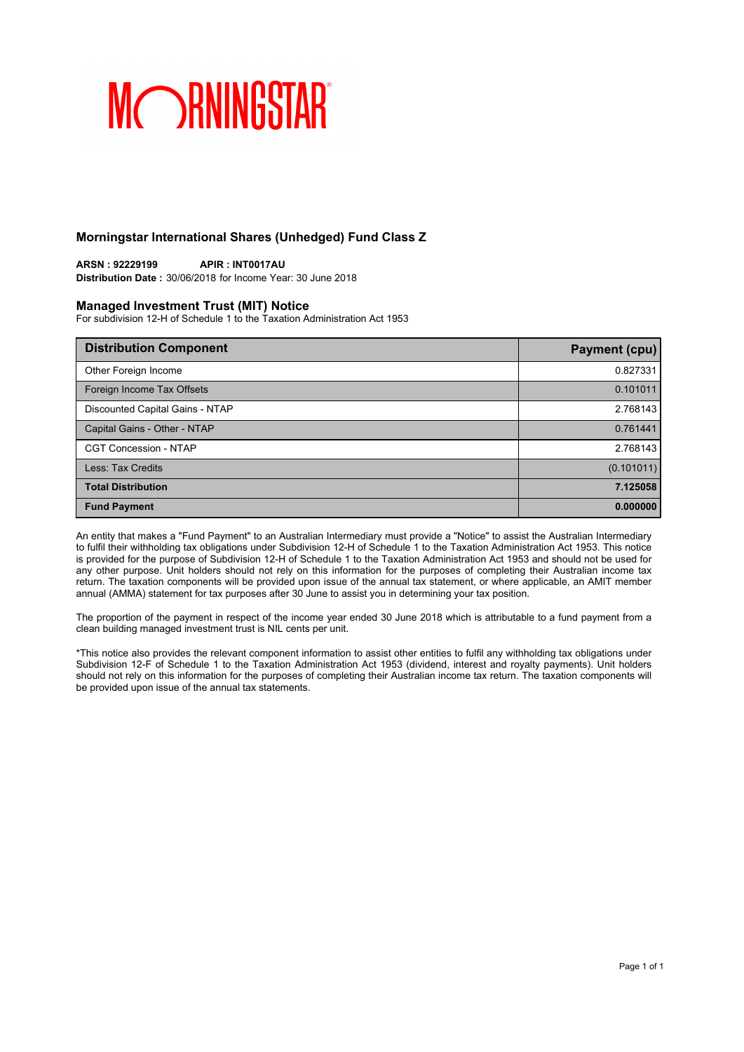MORNINGSTAR

## Morningstar International Shares (Unhedged) Fund Class Z

**ARSN : 92229199** **APIR : INT0017AU**
**Distribution Date :** 30/06/2018 for Income Year: 30 June 2018

### Managed Investment Trust (MIT) Notice

For subdivision 12-H of Schedule 1 to the Taxation Administration Act 1953

| Distribution Component | Payment (cpu) |
|---|---|
| Other Foreign Income | 0.827331 |
| Foreign Income Tax Offsets | 0.101011 |
| Discounted Capital Gains - NTAP | 2.768143 |
| Capital Gains - Other - NTAP | 0.761441 |
| CGT Concession - NTAP | 2.768143 |
| Less: Tax Credits | (0.101011) |
| **Total Distribution** | **7.125058** |
| **Fund Payment** | **0.000000** |

An entity that makes a "Fund Payment" to an Australian Intermediary must provide a "Notice" to assist the Australian Intermediary to fulfil their withholding tax obligations under Subdivision 12-H of Schedule 1 to the Taxation Administration Act 1953. This notice is provided for the purpose of Subdivision 12-H of Schedule 1 to the Taxation Administration Act 1953 and should not be used for any other purpose. Unit holders should not rely on this information for the purposes of completing their Australian income tax return. The taxation components will be provided upon issue of the annual tax statement, or where applicable, an AMIT member annual (AMMA) statement for tax purposes after 30 June to assist you in determining your tax position.

The proportion of the payment in respect of the income year ended 30 June 2018 which is attributable to a fund payment from a clean building managed investment trust is NIL cents per unit.

*This notice also provides the relevant component information to assist other entities to fulfil any withholding tax obligations under Subdivision 12-F of Schedule 1 to the Taxation Administration Act 1953 (dividend, interest and royalty payments). Unit holders should not rely on this information for the purposes of completing their Australian income tax return. The taxation components will be provided upon issue of the annual tax statements.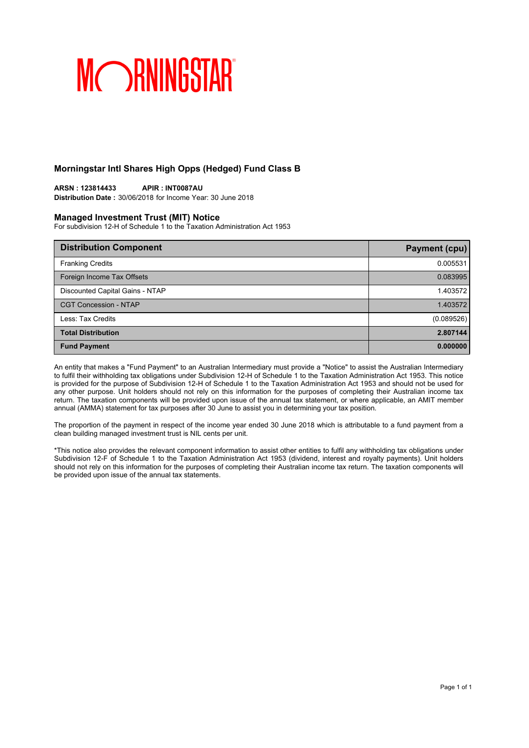# MORNINGSTAR

## Morningstar Intl Shares High Opps (Hedged) Fund Class B

**ARSN : 123814433** **APIR : INT0087AU**
**Distribution Date :** 30/06/2018 for Income Year: 30 June 2018

### Managed Investment Trust (MIT) Notice

For subdivision 12-H of Schedule 1 to the Taxation Administration Act 1953

| Distribution Component | Payment (cpu) |
|---|---|
| Franking Credits | 0.005531 |
| Foreign Income Tax Offsets | 0.083995 |
| Discounted Capital Gains - NTAP | 1.403572 |
| CGT Concession - NTAP | 1.403572 |
| Less: Tax Credits | (0.089526) |
| **Total Distribution** | **2.807144** |
| **Fund Payment** | **0.000000** |

An entity that makes a "Fund Payment" to an Australian Intermediary must provide a "Notice" to assist the Australian Intermediary to fulfil their withholding tax obligations under Subdivision 12-H of Schedule 1 to the Taxation Administration Act 1953. This notice is provided for the purpose of Subdivision 12-H of Schedule 1 to the Taxation Administration Act 1953 and should not be used for any other purpose. Unit holders should not rely on this information for the purposes of completing their Australian income tax return. The taxation components will be provided upon issue of the annual tax statement, or where applicable, an AMIT member annual (AMMA) statement for tax purposes after 30 June to assist you in determining your tax position.

The proportion of the payment in respect of the income year ended 30 June 2018 which is attributable to a fund payment from a clean building managed investment trust is NIL cents per unit.

*This notice also provides the relevant component information to assist other entities to fulfil any withholding tax obligations under Subdivision 12-F of Schedule 1 to the Taxation Administration Act 1953 (dividend, interest and royalty payments). Unit holders should not rely on this information for the purposes of completing their Australian income tax return. The taxation components will be provided upon issue of the annual tax statements.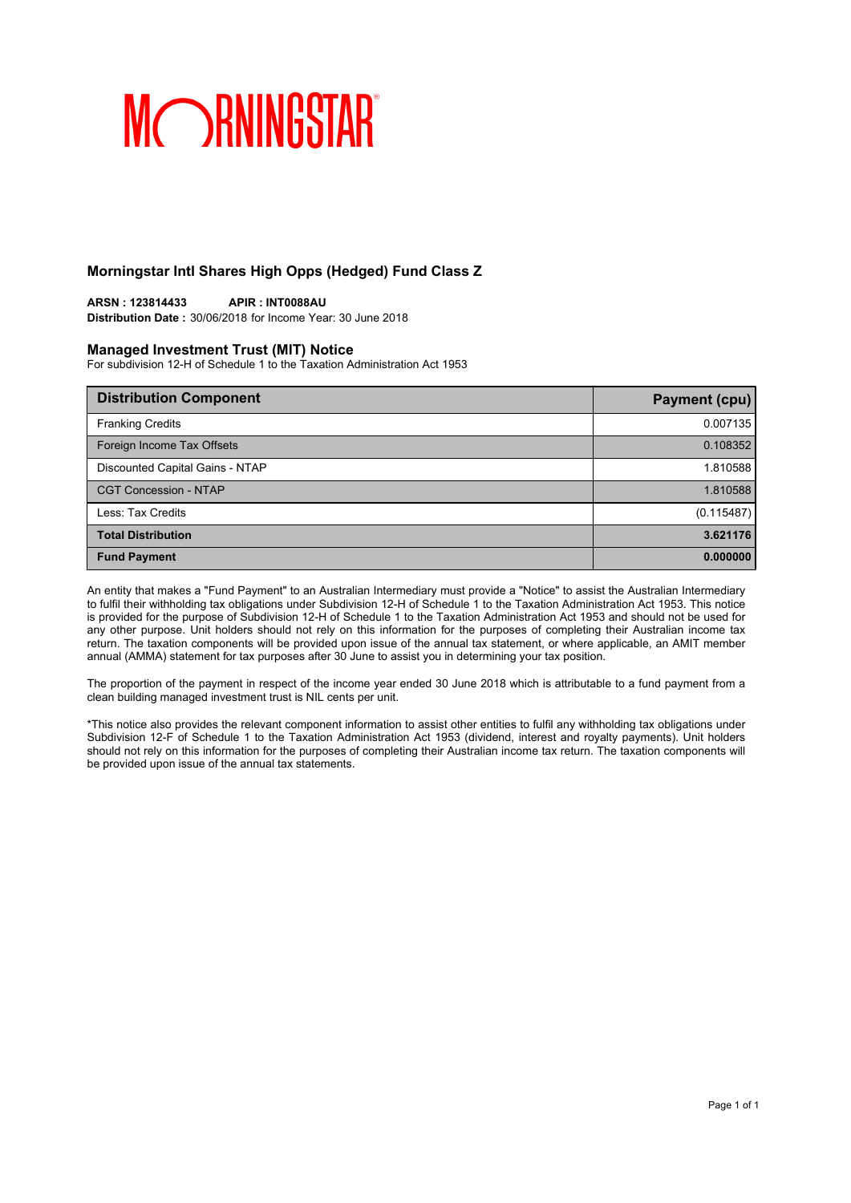MORNINGSTAR

## Morningstar Intl Shares High Opps (Hedged) Fund Class Z

**ARSN : 123814433** **APIR : INT0088AU**
**Distribution Date :** 30/06/2018 for Income Year: 30 June 2018

### Managed Investment Trust (MIT) Notice

For subdivision 12-H of Schedule 1 to the Taxation Administration Act 1953

| Distribution Component | Payment (cpu) |
|---|---:|
| Franking Credits | 0.007135 |
| Foreign Income Tax Offsets | 0.108352 |
| Discounted Capital Gains - NTAP | 1.810588 |
| CGT Concession - NTAP | 1.810588 |
| Less: Tax Credits | (0.115487) |
| **Total Distribution** | **3.621176** |
| **Fund Payment** | **0.000000** |

An entity that makes a "Fund Payment" to an Australian Intermediary must provide a "Notice" to assist the Australian Intermediary to fulfil their withholding tax obligations under Subdivision 12-H of Schedule 1 to the Taxation Administration Act 1953. This notice is provided for the purpose of Subdivision 12-H of Schedule 1 to the Taxation Administration Act 1953 and should not be used for any other purpose. Unit holders should not rely on this information for the purposes of completing their Australian income tax return. The taxation components will be provided upon issue of the annual tax statement, or where applicable, an AMIT member annual (AMMA) statement for tax purposes after 30 June to assist you in determining your tax position.

The proportion of the payment in respect of the income year ended 30 June 2018 which is attributable to a fund payment from a clean building managed investment trust is NIL cents per unit.

*This notice also provides the relevant component information to assist other entities to fulfil any withholding tax obligations under Subdivision 12-F of Schedule 1 to the Taxation Administration Act 1953 (dividend, interest and royalty payments). Unit holders should not rely on this information for the purposes of completing their Australian income tax return. The taxation components will be provided upon issue of the annual tax statements.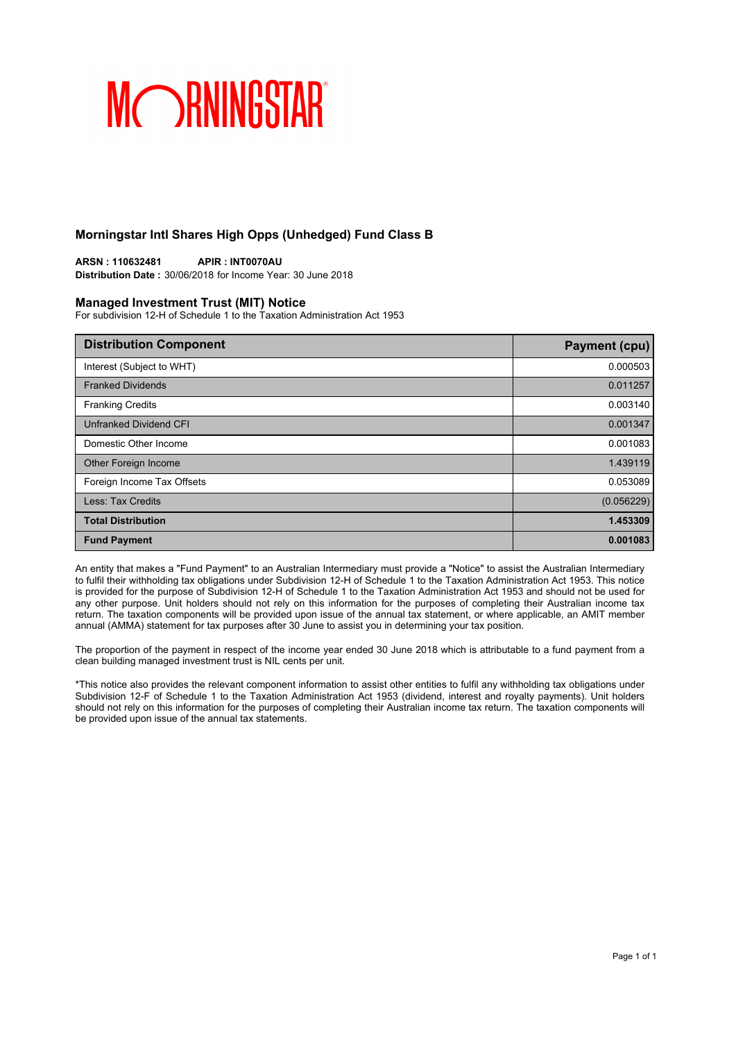# MORNINGSTAR

## Morningstar Intl Shares High Opps (Unhedged) Fund Class B

**ARSN : 110632481** **APIR : INT0070AU**
**Distribution Date :** 30/06/2018 for Income Year: 30 June 2018

### Managed Investment Trust (MIT) Notice

For subdivision 12-H of Schedule 1 to the Taxation Administration Act 1953

| Distribution Component | Payment (cpu) |
|---|---|
| Interest (Subject to WHT) | 0.000503 |
| Franked Dividends | 0.011257 |
| Franking Credits | 0.003140 |
| Unfranked Dividend CFI | 0.001347 |
| Domestic Other Income | 0.001083 |
| Other Foreign Income | 1.439119 |
| Foreign Income Tax Offsets | 0.053089 |
| Less: Tax Credits | (0.056229) |
| **Total Distribution** | **1.453309** |
| **Fund Payment** | **0.001083** |

An entity that makes a "Fund Payment" to an Australian Intermediary must provide a "Notice" to assist the Australian Intermediary to fulfil their withholding tax obligations under Subdivision 12-H of Schedule 1 to the Taxation Administration Act 1953. This notice is provided for the purpose of Subdivision 12-H of Schedule 1 to the Taxation Administration Act 1953 and should not be used for any other purpose. Unit holders should not rely on this information for the purposes of completing their Australian income tax return. The taxation components will be provided upon issue of the annual tax statement, or where applicable, an AMIT member annual (AMMA) statement for tax purposes after 30 June to assist you in determining your tax position.

The proportion of the payment in respect of the income year ended 30 June 2018 which is attributable to a fund payment from a clean building managed investment trust is NIL cents per unit.

*This notice also provides the relevant component information to assist other entities to fulfil any withholding tax obligations under Subdivision 12-F of Schedule 1 to the Taxation Administration Act 1953 (dividend, interest and royalty payments). Unit holders should not rely on this information for the purposes of completing their Australian income tax return. The taxation components will be provided upon issue of the annual tax statements.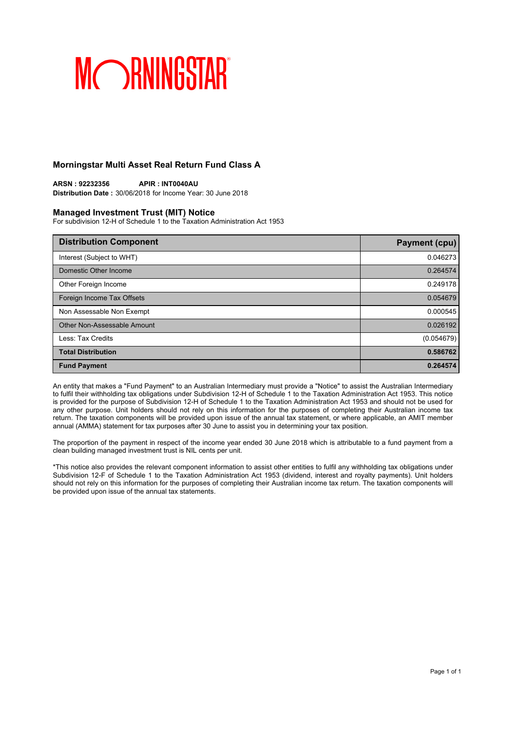MORNINGSTAR

## Morningstar Multi Asset Real Return Fund Class A

**ARSN : 92232356** **APIR : INT0040AU**
**Distribution Date :** 30/06/2018 for Income Year: 30 June 2018

### Managed Investment Trust (MIT) Notice

For subdivision 12-H of Schedule 1 to the Taxation Administration Act 1953

| Distribution Component | Payment (cpu) |
|---|---|
| Interest (Subject to WHT) | 0.046273 |
| Domestic Other Income | 0.264574 |
| Other Foreign Income | 0.249178 |
| Foreign Income Tax Offsets | 0.054679 |
| Non Assessable Non Exempt | 0.000545 |
| Other Non-Assessable Amount | 0.026192 |
| Less: Tax Credits | (0.054679) |
| **Total Distribution** | **0.586762** |
| **Fund Payment** | **0.264574** |

An entity that makes a "Fund Payment" to an Australian Intermediary must provide a "Notice" to assist the Australian Intermediary to fulfil their withholding tax obligations under Subdivision 12-H of Schedule 1 to the Taxation Administration Act 1953. This notice is provided for the purpose of Subdivision 12-H of Schedule 1 to the Taxation Administration Act 1953 and should not be used for any other purpose. Unit holders should not rely on this information for the purposes of completing their Australian income tax return. The taxation components will be provided upon issue of the annual tax statement, or where applicable, an AMIT member annual (AMMA) statement for tax purposes after 30 June to assist you in determining your tax position.

The proportion of the payment in respect of the income year ended 30 June 2018 which is attributable to a fund payment from a clean building managed investment trust is NIL cents per unit.

*This notice also provides the relevant component information to assist other entities to fulfil any withholding tax obligations under Subdivision 12-F of Schedule 1 to the Taxation Administration Act 1953 (dividend, interest and royalty payments). Unit holders should not rely on this information for the purposes of completing their Australian income tax return. The taxation components will be provided upon issue of the annual tax statements.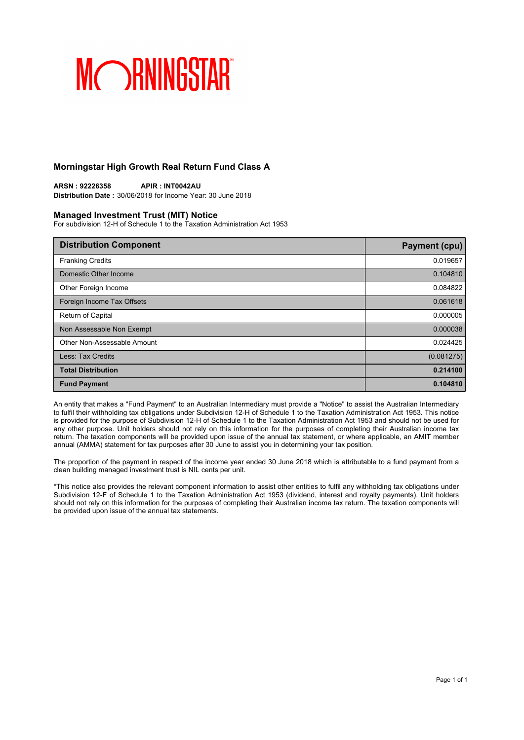MORNINGSTAR

## Morningstar High Growth Real Return Fund Class A

**ARSN : 92226358** **APIR : INT0042AU**
**Distribution Date :** 30/06/2018 for Income Year: 30 June 2018

### Managed Investment Trust (MIT) Notice

For subdivision 12-H of Schedule 1 to the Taxation Administration Act 1953

| Distribution Component | Payment (cpu) |
|---|---|
| Franking Credits | 0.019657 |
| Domestic Other Income | 0.104810 |
| Other Foreign Income | 0.084822 |
| Foreign Income Tax Offsets | 0.061618 |
| Return of Capital | 0.000005 |
| Non Assessable Non Exempt | 0.000038 |
| Other Non-Assessable Amount | 0.024425 |
| Less: Tax Credits | (0.081275) |
| **Total Distribution** | **0.214100** |
| **Fund Payment** | **0.104810** |

An entity that makes a "Fund Payment" to an Australian Intermediary must provide a "Notice" to assist the Australian Intermediary to fulfil their withholding tax obligations under Subdivision 12-H of Schedule 1 to the Taxation Administration Act 1953. This notice is provided for the purpose of Subdivision 12-H of Schedule 1 to the Taxation Administration Act 1953 and should not be used for any other purpose. Unit holders should not rely on this information for the purposes of completing their Australian income tax return. The taxation components will be provided upon issue of the annual tax statement, or where applicable, an AMIT member annual (AMMA) statement for tax purposes after 30 June to assist you in determining your tax position.

The proportion of the payment in respect of the income year ended 30 June 2018 which is attributable to a fund payment from a clean building managed investment trust is NIL cents per unit.

*This notice also provides the relevant component information to assist other entities to fulfil any withholding tax obligations under Subdivision 12-F of Schedule 1 to the Taxation Administration Act 1953 (dividend, interest and royalty payments). Unit holders should not rely on this information for the purposes of completing their Australian income tax return. The taxation components will be provided upon issue of the annual tax statements.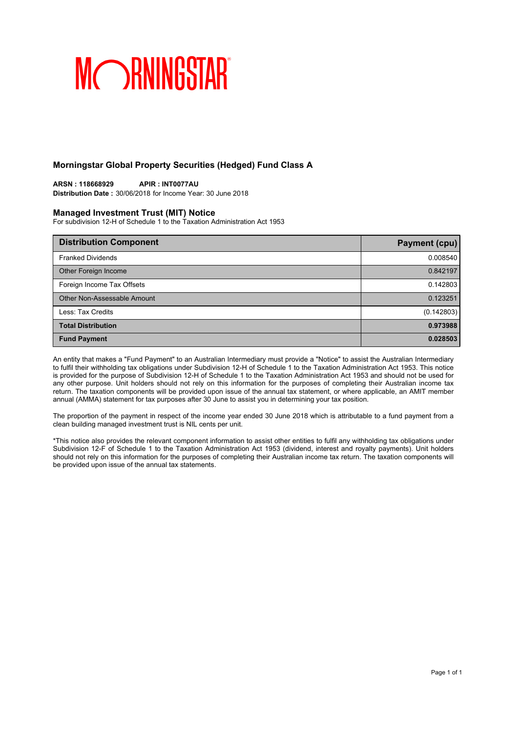MORNINGSTAR

## Morningstar Global Property Securities (Hedged) Fund Class A

**ARSN : 118668929** **APIR : INT0077AU**
**Distribution Date :** 30/06/2018 for Income Year: 30 June 2018

### Managed Investment Trust (MIT) Notice

For subdivision 12-H of Schedule 1 to the Taxation Administration Act 1953

| Distribution Component | Payment (cpu) |
|---|---|
| Franked Dividends | 0.008540 |
| Other Foreign Income | 0.842197 |
| Foreign Income Tax Offsets | 0.142803 |
| Other Non-Assessable Amount | 0.123251 |
| Less: Tax Credits | (0.142803) |
| **Total Distribution** | **0.973988** |
| **Fund Payment** | **0.028503** |

An entity that makes a "Fund Payment" to an Australian Intermediary must provide a "Notice" to assist the Australian Intermediary to fulfil their withholding tax obligations under Subdivision 12-H of Schedule 1 to the Taxation Administration Act 1953. This notice is provided for the purpose of Subdivision 12-H of Schedule 1 to the Taxation Administration Act 1953 and should not be used for any other purpose. Unit holders should not rely on this information for the purposes of completing their Australian income tax return. The taxation components will be provided upon issue of the annual tax statement, or where applicable, an AMIT member annual (AMMA) statement for tax purposes after 30 June to assist you in determining your tax position.

The proportion of the payment in respect of the income year ended 30 June 2018 which is attributable to a fund payment from a clean building managed investment trust is NIL cents per unit.

*This notice also provides the relevant component information to assist other entities to fulfil any withholding tax obligations under Subdivision 12-F of Schedule 1 to the Taxation Administration Act 1953 (dividend, interest and royalty payments). Unit holders should not rely on this information for the purposes of completing their Australian income tax return. The taxation components will be provided upon issue of the annual tax statements.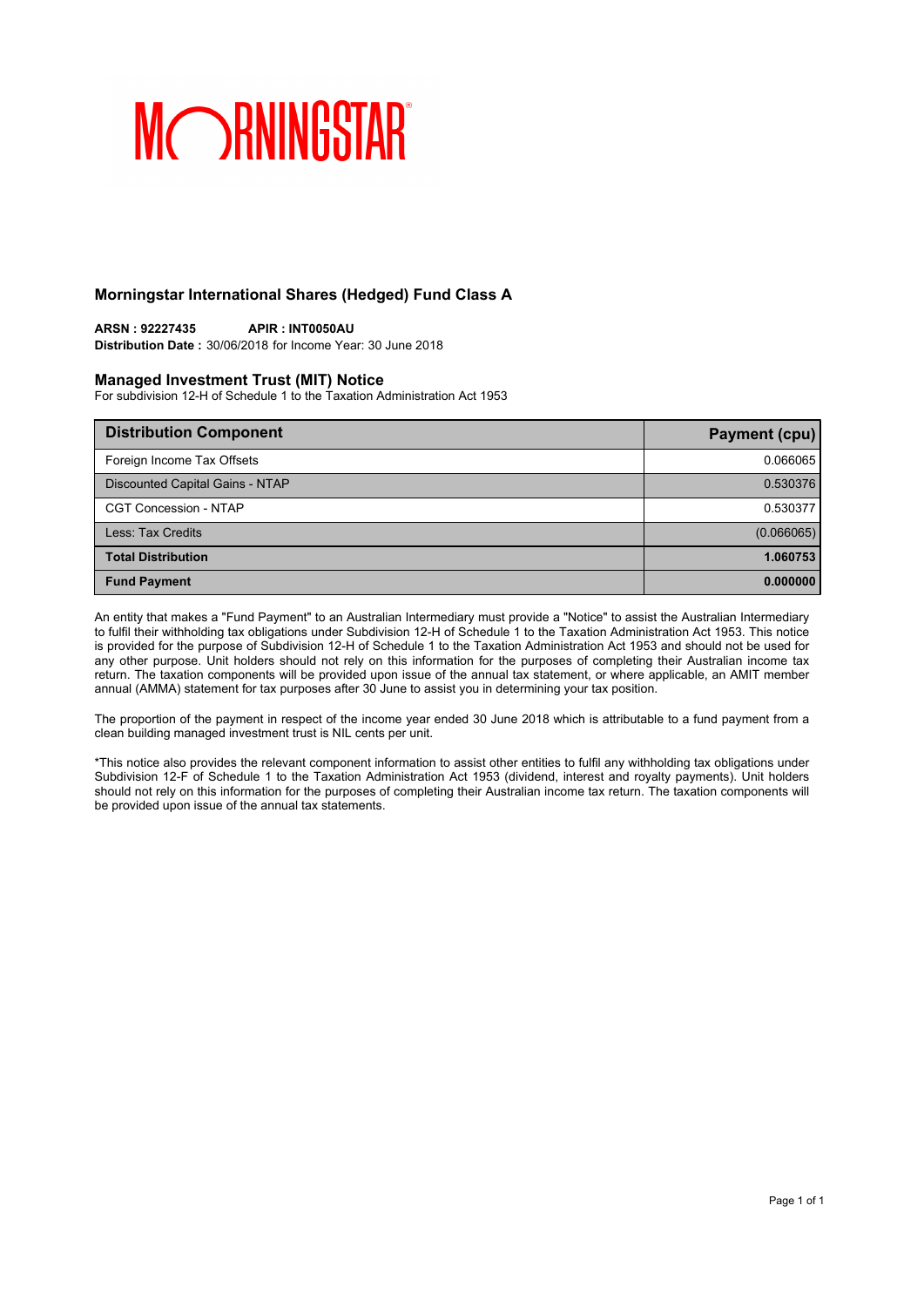MORNINGSTAR

## Morningstar International Shares (Hedged) Fund Class A

**ARSN : 92227435** **APIR : INT0050AU**
**Distribution Date :** 30/06/2018 for Income Year: 30 June 2018

### Managed Investment Trust (MIT) Notice

For subdivision 12-H of Schedule 1 to the Taxation Administration Act 1953

| Distribution Component | Payment (cpu) |
|---|---|
| Foreign Income Tax Offsets | 0.066065 |
| Discounted Capital Gains - NTAP | 0.530376 |
| CGT Concession - NTAP | 0.530377 |
| Less: Tax Credits | (0.066065) |
| **Total Distribution** | **1.060753** |
| **Fund Payment** | **0.000000** |

An entity that makes a "Fund Payment" to an Australian Intermediary must provide a "Notice" to assist the Australian Intermediary to fulfil their withholding tax obligations under Subdivision 12-H of Schedule 1 to the Taxation Administration Act 1953. This notice is provided for the purpose of Subdivision 12-H of Schedule 1 to the Taxation Administration Act 1953 and should not be used for any other purpose. Unit holders should not rely on this information for the purposes of completing their Australian income tax return. The taxation components will be provided upon issue of the annual tax statement, or where applicable, an AMIT member annual (AMMA) statement for tax purposes after 30 June to assist you in determining your tax position.

The proportion of the payment in respect of the income year ended 30 June 2018 which is attributable to a fund payment from a clean building managed investment trust is NIL cents per unit.

*This notice also provides the relevant component information to assist other entities to fulfil any withholding tax obligations under Subdivision 12-F of Schedule 1 to the Taxation Administration Act 1953 (dividend, interest and royalty payments). Unit holders should not rely on this information for the purposes of completing their Australian income tax return. The taxation components will be provided upon issue of the annual tax statements.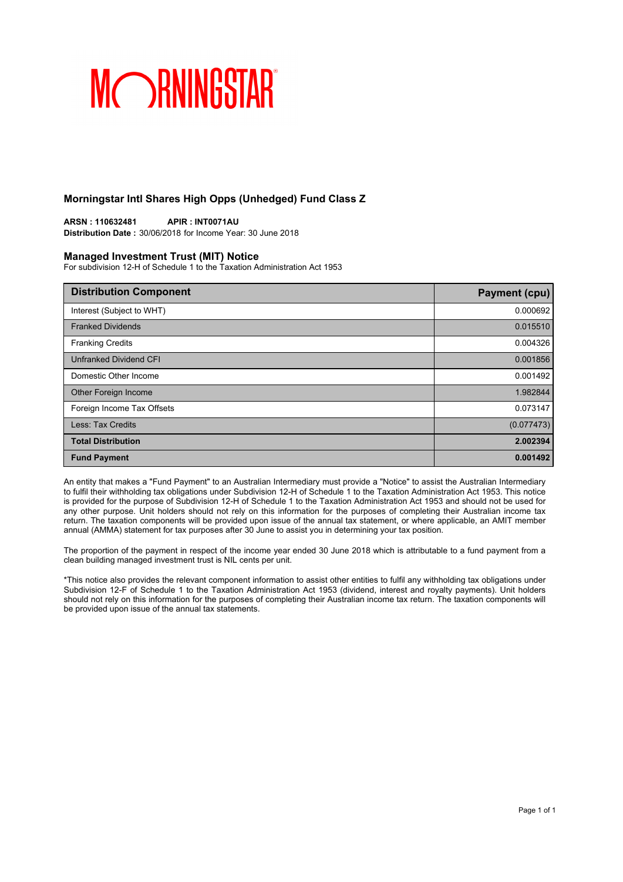MORNINGSTAR

## Morningstar Intl Shares High Opps (Unhedged) Fund Class Z

**ARSN : 110632481** **APIR : INT0071AU**
**Distribution Date :** 30/06/2018 for Income Year: 30 June 2018

### Managed Investment Trust (MIT) Notice

For subdivision 12-H of Schedule 1 to the Taxation Administration Act 1953

| Distribution Component | Payment (cpu) |
|---|---|
| Interest (Subject to WHT) | 0.000692 |
| Franked Dividends | 0.015510 |
| Franking Credits | 0.004326 |
| Unfranked Dividend CFI | 0.001856 |
| Domestic Other Income | 0.001492 |
| Other Foreign Income | 1.982844 |
| Foreign Income Tax Offsets | 0.073147 |
| Less: Tax Credits | (0.077473) |
| **Total Distribution** | **2.002394** |
| **Fund Payment** | **0.001492** |

An entity that makes a "Fund Payment" to an Australian Intermediary must provide a "Notice" to assist the Australian Intermediary to fulfil their withholding tax obligations under Subdivision 12-H of Schedule 1 to the Taxation Administration Act 1953. This notice is provided for the purpose of Subdivision 12-H of Schedule 1 to the Taxation Administration Act 1953 and should not be used for any other purpose. Unit holders should not rely on this information for the purposes of completing their Australian income tax return. The taxation components will be provided upon issue of the annual tax statement, or where applicable, an AMIT member annual (AMMA) statement for tax purposes after 30 June to assist you in determining your tax position.

The proportion of the payment in respect of the income year ended 30 June 2018 which is attributable to a fund payment from a clean building managed investment trust is NIL cents per unit.

*This notice also provides the relevant component information to assist other entities to fulfil any withholding tax obligations under Subdivision 12-F of Schedule 1 to the Taxation Administration Act 1953 (dividend, interest and royalty payments). Unit holders should not rely on this information for the purposes of completing their Australian income tax return. The taxation components will be provided upon issue of the annual tax statements.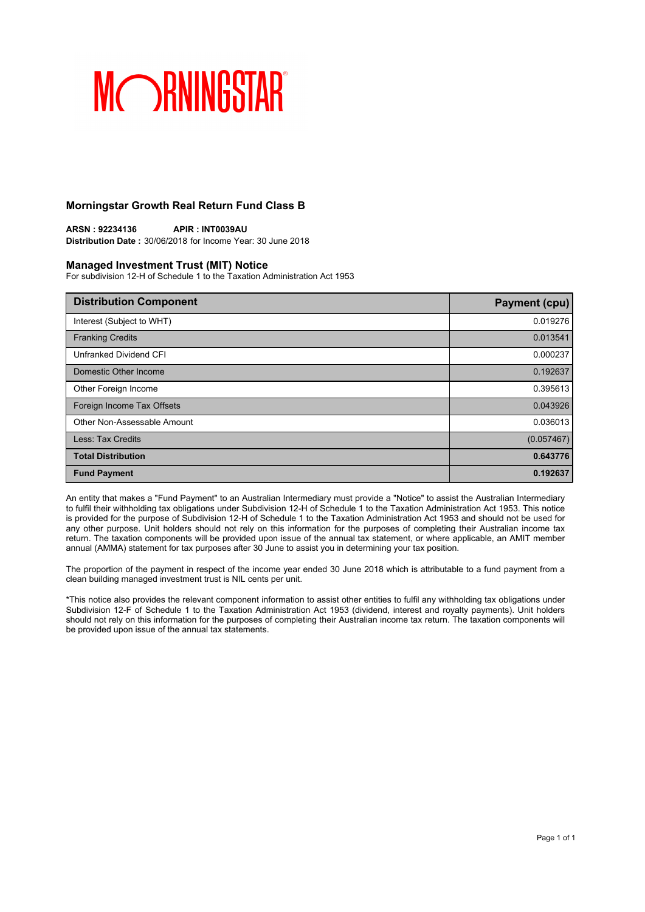MORNINGSTAR

## Morningstar Growth Real Return Fund Class B

**ARSN : 92234136** **APIR : INT0039AU**
**Distribution Date :** 30/06/2018 for Income Year: 30 June 2018

### Managed Investment Trust (MIT) Notice

For subdivision 12-H of Schedule 1 to the Taxation Administration Act 1953

| Distribution Component | Payment (cpu) |
|---|---|
| Interest (Subject to WHT) | 0.019276 |
| Franking Credits | 0.013541 |
| Unfranked Dividend CFI | 0.000237 |
| Domestic Other Income | 0.192637 |
| Other Foreign Income | 0.395613 |
| Foreign Income Tax Offsets | 0.043926 |
| Other Non-Assessable Amount | 0.036013 |
| Less: Tax Credits | (0.057467) |
| **Total Distribution** | **0.643776** |
| **Fund Payment** | **0.192637** |

An entity that makes a "Fund Payment" to an Australian Intermediary must provide a "Notice" to assist the Australian Intermediary to fulfil their withholding tax obligations under Subdivision 12-H of Schedule 1 to the Taxation Administration Act 1953. This notice is provided for the purpose of Subdivision 12-H of Schedule 1 to the Taxation Administration Act 1953 and should not be used for any other purpose. Unit holders should not rely on this information for the purposes of completing their Australian income tax return. The taxation components will be provided upon issue of the annual tax statement, or where applicable, an AMIT member annual (AMMA) statement for tax purposes after 30 June to assist you in determining your tax position.

The proportion of the payment in respect of the income year ended 30 June 2018 which is attributable to a fund payment from a clean building managed investment trust is NIL cents per unit.

*This notice also provides the relevant component information to assist other entities to fulfil any withholding tax obligations under Subdivision 12-F of Schedule 1 to the Taxation Administration Act 1953 (dividend, interest and royalty payments). Unit holders should not rely on this information for the purposes of completing their Australian income tax return. The taxation components will be provided upon issue of the annual tax statements.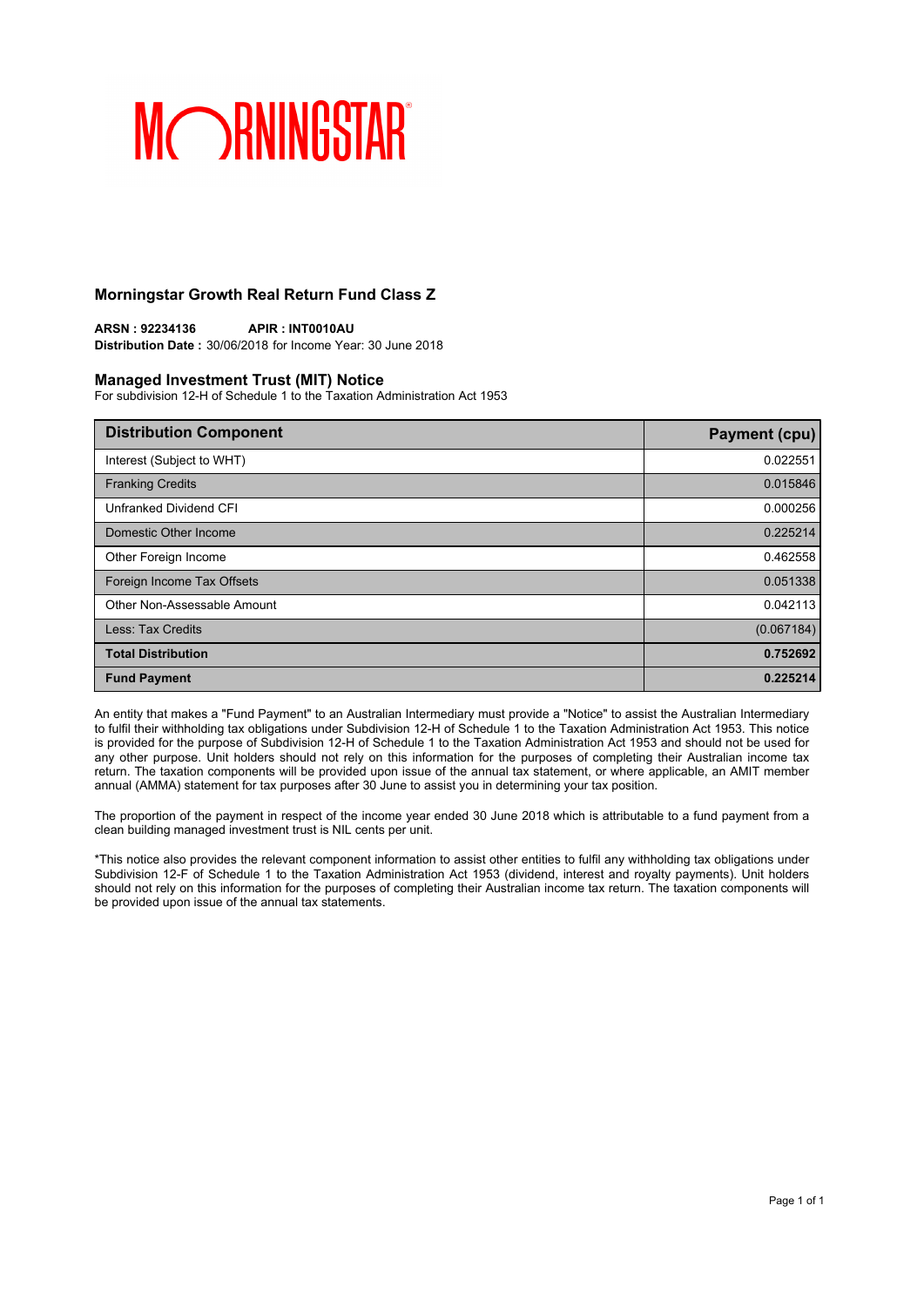MORNINGSTAR

## Morningstar Growth Real Return Fund Class Z

**ARSN : 92234136** **APIR : INT0010AU**
**Distribution Date :** 30/06/2018 for Income Year: 30 June 2018

## Managed Investment Trust (MIT) Notice

For subdivision 12-H of Schedule 1 to the Taxation Administration Act 1953

| Distribution Component | Payment (cpu) |
|---|---|
| Interest (Subject to WHT) | 0.022551 |
| Franking Credits | 0.015846 |
| Unfranked Dividend CFI | 0.000256 |
| Domestic Other Income | 0.225214 |
| Other Foreign Income | 0.462558 |
| Foreign Income Tax Offsets | 0.051338 |
| Other Non-Assessable Amount | 0.042113 |
| Less: Tax Credits | (0.067184) |
| **Total Distribution** | **0.752692** |
| **Fund Payment** | **0.225214** |

An entity that makes a "Fund Payment" to an Australian Intermediary must provide a "Notice" to assist the Australian Intermediary to fulfil their withholding tax obligations under Subdivision 12-H of Schedule 1 to the Taxation Administration Act 1953. This notice is provided for the purpose of Subdivision 12-H of Schedule 1 to the Taxation Administration Act 1953 and should not be used for any other purpose. Unit holders should not rely on this information for the purposes of completing their Australian income tax return. The taxation components will be provided upon issue of the annual tax statement, or where applicable, an AMIT member annual (AMMA) statement for tax purposes after 30 June to assist you in determining your tax position.

The proportion of the payment in respect of the income year ended 30 June 2018 which is attributable to a fund payment from a clean building managed investment trust is NIL cents per unit.

*This notice also provides the relevant component information to assist other entities to fulfil any withholding tax obligations under Subdivision 12-F of Schedule 1 to the Taxation Administration Act 1953 (dividend, interest and royalty payments). Unit holders should not rely on this information for the purposes of completing their Australian income tax return. The taxation components will be provided upon issue of the annual tax statements.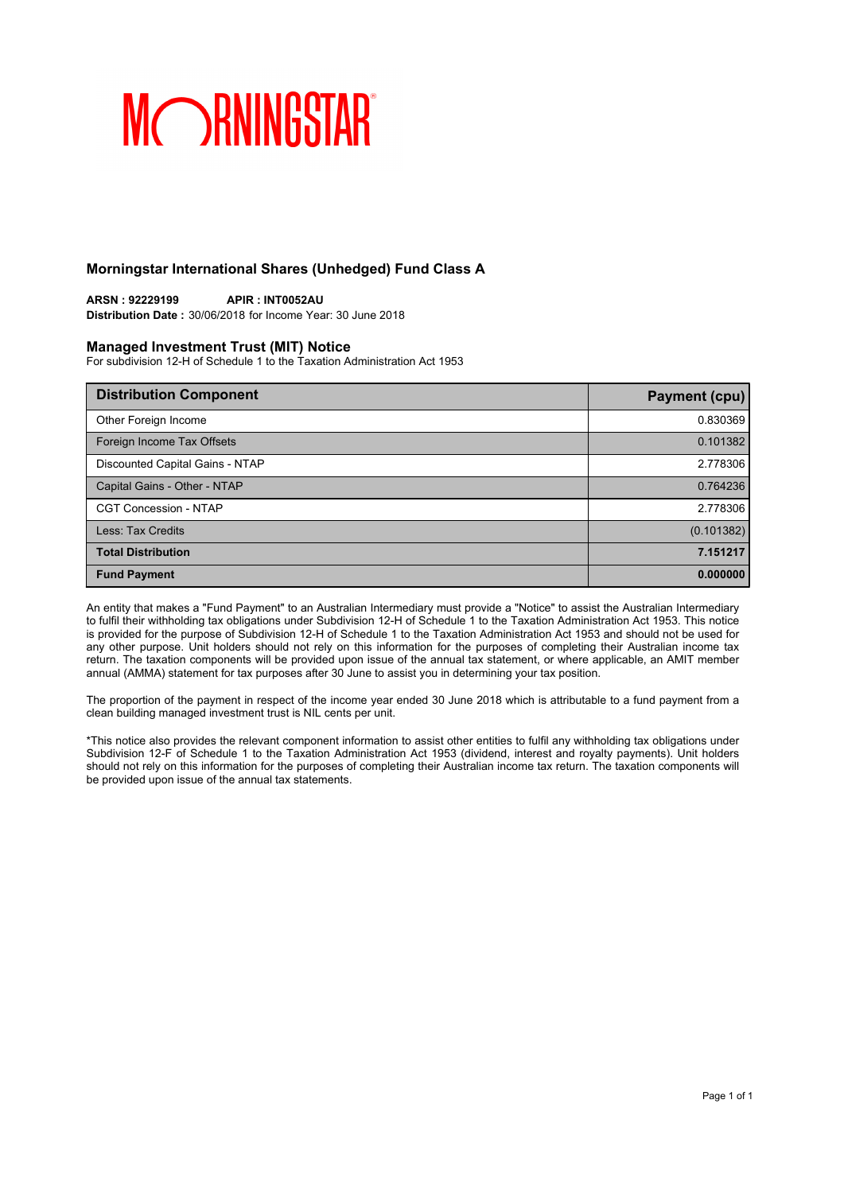MORNINGSTAR

## Morningstar International Shares (Unhedged) Fund Class A

**ARSN : 92229199** **APIR : INT0052AU**
**Distribution Date :** 30/06/2018 for Income Year: 30 June 2018

### Managed Investment Trust (MIT) Notice

For subdivision 12-H of Schedule 1 to the Taxation Administration Act 1953

| Distribution Component | Payment (cpu) |
| --- | --- |
| Other Foreign Income | 0.830369 |
| Foreign Income Tax Offsets | 0.101382 |
| Discounted Capital Gains - NTAP | 2.778306 |
| Capital Gains - Other - NTAP | 0.764236 |
| CGT Concession - NTAP | 2.778306 |
| Less: Tax Credits | (0.101382) |
| **Total Distribution** | **7.151217** |
| **Fund Payment** | **0.000000** |

An entity that makes a "Fund Payment" to an Australian Intermediary must provide a "Notice" to assist the Australian Intermediary to fulfil their withholding tax obligations under Subdivision 12-H of Schedule 1 to the Taxation Administration Act 1953. This notice is provided for the purpose of Subdivision 12-H of Schedule 1 to the Taxation Administration Act 1953 and should not be used for any other purpose. Unit holders should not rely on this information for the purposes of completing their Australian income tax return. The taxation components will be provided upon issue of the annual tax statement, or where applicable, an AMIT member annual (AMMA) statement for tax purposes after 30 June to assist you in determining your tax position.

The proportion of the payment in respect of the income year ended 30 June 2018 which is attributable to a fund payment from a clean building managed investment trust is NIL cents per unit.

*This notice also provides the relevant component information to assist other entities to fulfil any withholding tax obligations under Subdivision 12-F of Schedule 1 to the Taxation Administration Act 1953 (dividend, interest and royalty payments). Unit holders should not rely on this information for the purposes of completing their Australian income tax return. The taxation components will be provided upon issue of the annual tax statements.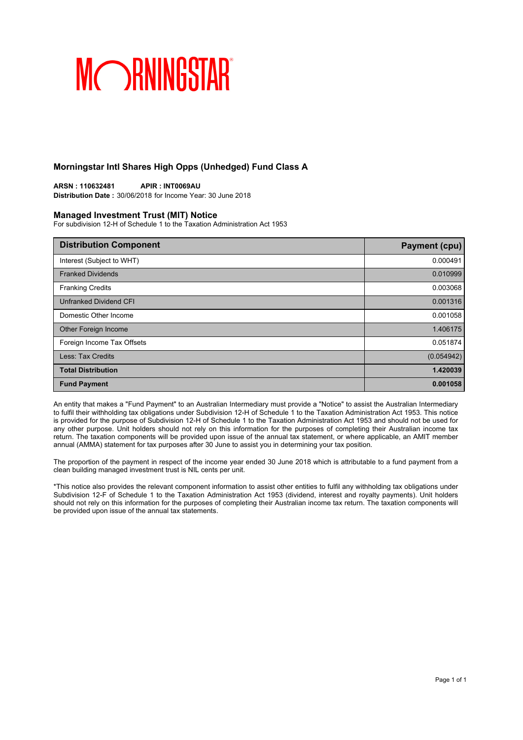MORNINGSTAR

## Morningstar Intl Shares High Opps (Unhedged) Fund Class A

**ARSN : 110632481** **APIR : INT0069AU**
**Distribution Date :** 30/06/2018 for Income Year: 30 June 2018

### Managed Investment Trust (MIT) Notice

For subdivision 12-H of Schedule 1 to the Taxation Administration Act 1953

| Distribution Component | Payment (cpu) |
|---|---|
| Interest (Subject to WHT) | 0.000491 |
| Franked Dividends | 0.010999 |
| Franking Credits | 0.003068 |
| Unfranked Dividend CFI | 0.001316 |
| Domestic Other Income | 0.001058 |
| Other Foreign Income | 1.406175 |
| Foreign Income Tax Offsets | 0.051874 |
| Less: Tax Credits | (0.054942) |
| **Total Distribution** | **1.420039** |
| **Fund Payment** | **0.001058** |

An entity that makes a "Fund Payment" to an Australian Intermediary must provide a "Notice" to assist the Australian Intermediary to fulfil their withholding tax obligations under Subdivision 12-H of Schedule 1 to the Taxation Administration Act 1953. This notice is provided for the purpose of Subdivision 12-H of Schedule 1 to the Taxation Administration Act 1953 and should not be used for any other purpose. Unit holders should not rely on this information for the purposes of completing their Australian income tax return. The taxation components will be provided upon issue of the annual tax statement, or where applicable, an AMIT member annual (AMMA) statement for tax purposes after 30 June to assist you in determining your tax position.

The proportion of the payment in respect of the income year ended 30 June 2018 which is attributable to a fund payment from a clean building managed investment trust is NIL cents per unit.

*This notice also provides the relevant component information to assist other entities to fulfil any withholding tax obligations under Subdivision 12-F of Schedule 1 to the Taxation Administration Act 1953 (dividend, interest and royalty payments). Unit holders should not rely on this information for the purposes of completing their Australian income tax return. The taxation components will be provided upon issue of the annual tax statements.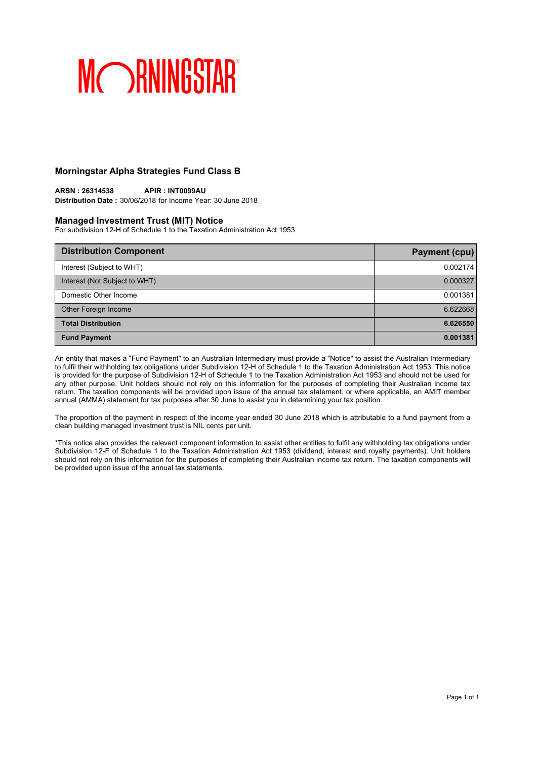## Morningstar Alpha Strategies Fund Class B

**ARSN : 26314538** **APIR : INT0099AU**
**Distribution Date :** 30/06/2018 for Income Year: 30 June 2018

### Managed Investment Trust (MIT) Notice

For subdivision 12-H of Schedule 1 to the Taxation Administration Act 1953

| Distribution Component | Payment (cpu) |
|---|---|
| Interest (Subject to WHT) | 0.002174 |
| Interest (Not Subject to WHT) | 0.000327 |
| Domestic Other Income | 0.001381 |
| Other Foreign Income | 6.622668 |
| **Total Distribution** | **6.626550** |
| **Fund Payment** | **0.001381** |

An entity that makes a "Fund Payment" to an Australian Intermediary must provide a "Notice" to assist the Australian Intermediary to fulfil their withholding tax obligations under Subdivision 12-H of Schedule 1 to the Taxation Administration Act 1953. This notice is provided for the purpose of Subdivision 12-H of Schedule 1 to the Taxation Administration Act 1953 and should not be used for any other purpose. Unit holders should not rely on this information for the purposes of completing their Australian income tax return. The taxation components will be provided upon issue of the annual tax statement, or where applicable, an AMIT member annual (AMMA) statement for tax purposes after 30 June to assist you in determining your tax position.

The proportion of the payment in respect of the income year ended 30 June 2018 which is attributable to a fund payment from a clean building managed investment trust is NIL cents per unit.

*This notice also provides the relevant component information to assist other entities to fulfil any withholding tax obligations under Subdivision 12-F of Schedule 1 to the Taxation Administration Act 1953 (dividend, interest and royalty payments). Unit holders should not rely on this information for the purposes of completing their Australian income tax return. The taxation components will be provided upon issue of the annual tax statements.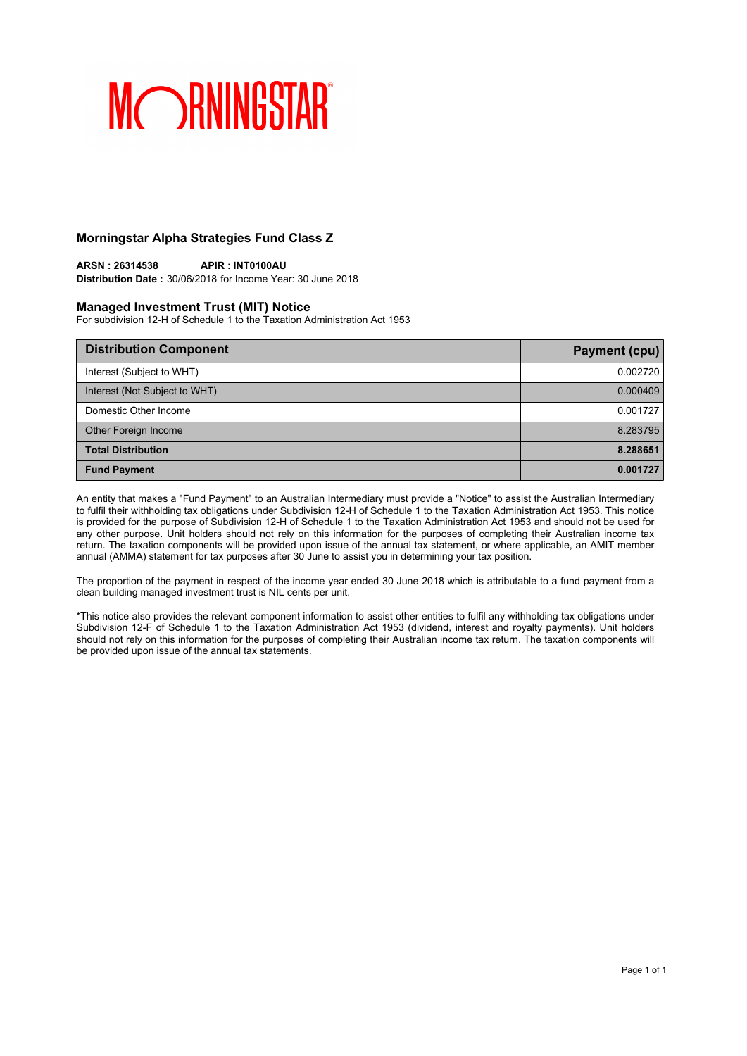MORNINGSTAR

## Morningstar Alpha Strategies Fund Class Z

**ARSN : 26314538** **APIR : INT0100AU**
**Distribution Date :** 30/06/2018 for Income Year: 30 June 2018

## Managed Investment Trust (MIT) Notice

For subdivision 12-H of Schedule 1 to the Taxation Administration Act 1953

| Distribution Component | Payment (cpu) |
| --- | --- |
| Interest (Subject to WHT) | 0.002720 |
| Interest (Not Subject to WHT) | 0.000409 |
| Domestic Other Income | 0.001727 |
| Other Foreign Income | 8.283795 |
| **Total Distribution** | **8.288651** |
| **Fund Payment** | **0.001727** |

An entity that makes a "Fund Payment" to an Australian Intermediary must provide a "Notice" to assist the Australian Intermediary to fulfil their withholding tax obligations under Subdivision 12-H of Schedule 1 to the Taxation Administration Act 1953. This notice is provided for the purpose of Subdivision 12-H of Schedule 1 to the Taxation Administration Act 1953 and should not be used for any other purpose. Unit holders should not rely on this information for the purposes of completing their Australian income tax return. The taxation components will be provided upon issue of the annual tax statement, or where applicable, an AMIT member annual (AMMA) statement for tax purposes after 30 June to assist you in determining your tax position.

The proportion of the payment in respect of the income year ended 30 June 2018 which is attributable to a fund payment from a clean building managed investment trust is NIL cents per unit.

*This notice also provides the relevant component information to assist other entities to fulfil any withholding tax obligations under Subdivision 12-F of Schedule 1 to the Taxation Administration Act 1953 (dividend, interest and royalty payments). Unit holders should not rely on this information for the purposes of completing their Australian income tax return. The taxation components will be provided upon issue of the annual tax statements.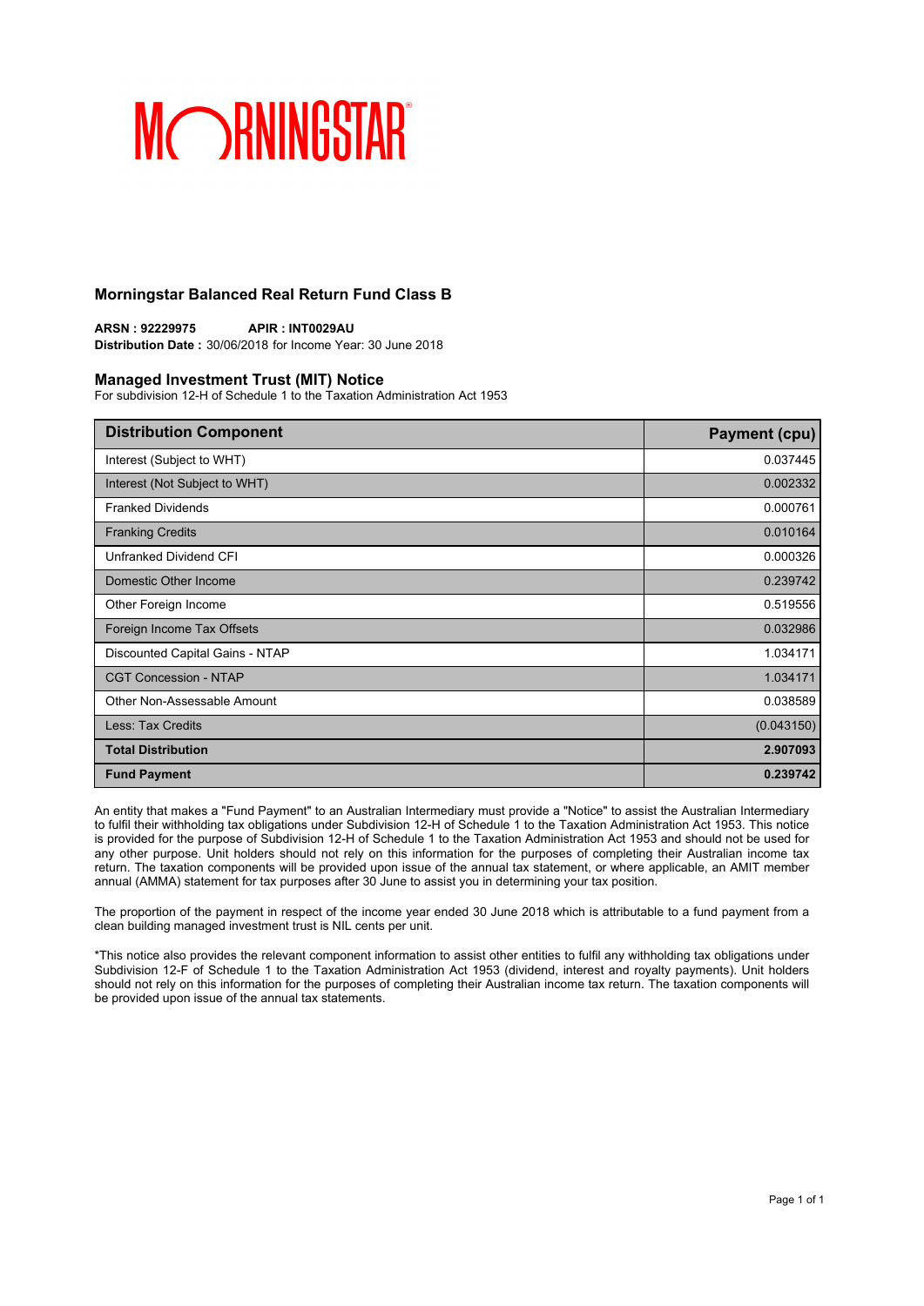MORNINGSTAR

## Morningstar Balanced Real Return Fund Class B

**ARSN : 92229975** **APIR : INT0029AU**
**Distribution Date :** 30/06/2018 for Income Year: 30 June 2018

### Managed Investment Trust (MIT) Notice

For subdivision 12-H of Schedule 1 to the Taxation Administration Act 1953

| Distribution Component | Payment (cpu) |
|---|---|
| Interest (Subject to WHT) | 0.037445 |
| Interest (Not Subject to WHT) | 0.002332 |
| Franked Dividends | 0.000761 |
| Franking Credits | 0.010164 |
| Unfranked Dividend CFI | 0.000326 |
| Domestic Other Income | 0.239742 |
| Other Foreign Income | 0.519556 |
| Foreign Income Tax Offsets | 0.032986 |
| Discounted Capital Gains - NTAP | 1.034171 |
| CGT Concession - NTAP | 1.034171 |
| Other Non-Assessable Amount | 0.038589 |
| Less: Tax Credits | (0.043150) |
| **Total Distribution** | **2.907093** |
| **Fund Payment** | **0.239742** |

An entity that makes a "Fund Payment" to an Australian Intermediary must provide a "Notice" to assist the Australian Intermediary to fulfil their withholding tax obligations under Subdivision 12-H of Schedule 1 to the Taxation Administration Act 1953. This notice is provided for the purpose of Subdivision 12-H of Schedule 1 to the Taxation Administration Act 1953 and should not be used for any other purpose. Unit holders should not rely on this information for the purposes of completing their Australian income tax return. The taxation components will be provided upon issue of the annual tax statement, or where applicable, an AMIT member annual (AMMA) statement for tax purposes after 30 June to assist you in determining your tax position.

The proportion of the payment in respect of the income year ended 30 June 2018 which is attributable to a fund payment from a clean building managed investment trust is NIL cents per unit.

*This notice also provides the relevant component information to assist other entities to fulfil any withholding tax obligations under Subdivision 12-F of Schedule 1 to the Taxation Administration Act 1953 (dividend, interest and royalty payments). Unit holders should not rely on this information for the purposes of completing their Australian income tax return. The taxation components will be provided upon issue of the annual tax statements.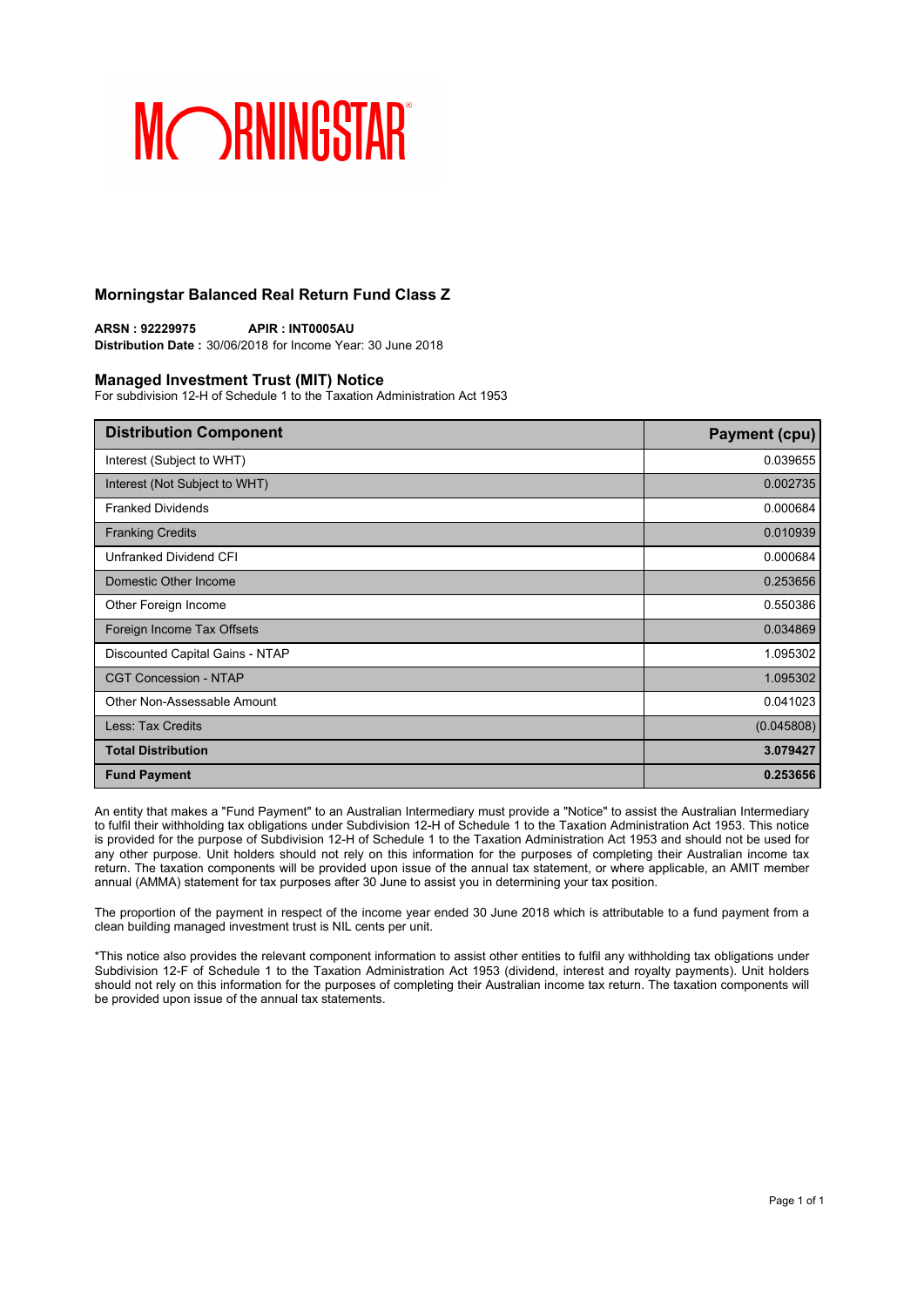MORNINGSTAR

## Morningstar Balanced Real Return Fund Class Z

**ARSN : 92229975** **APIR : INT0005AU**
**Distribution Date :** 30/06/2018 for Income Year: 30 June 2018

### Managed Investment Trust (MIT) Notice

For subdivision 12-H of Schedule 1 to the Taxation Administration Act 1953

| Distribution Component | Payment (cpu) |
|---|---|
| Interest (Subject to WHT) | 0.039655 |
| Interest (Not Subject to WHT) | 0.002735 |
| Franked Dividends | 0.000684 |
| Franking Credits | 0.010939 |
| Unfranked Dividend CFI | 0.000684 |
| Domestic Other Income | 0.253656 |
| Other Foreign Income | 0.550386 |
| Foreign Income Tax Offsets | 0.034869 |
| Discounted Capital Gains - NTAP | 1.095302 |
| CGT Concession - NTAP | 1.095302 |
| Other Non-Assessable Amount | 0.041023 |
| Less: Tax Credits | (0.045808) |
| **Total Distribution** | **3.079427** |
| **Fund Payment** | **0.253656** |

An entity that makes a "Fund Payment" to an Australian Intermediary must provide a "Notice" to assist the Australian Intermediary to fulfil their withholding tax obligations under Subdivision 12-H of Schedule 1 to the Taxation Administration Act 1953. This notice is provided for the purpose of Subdivision 12-H of Schedule 1 to the Taxation Administration Act 1953 and should not be used for any other purpose. Unit holders should not rely on this information for the purposes of completing their Australian income tax return. The taxation components will be provided upon issue of the annual tax statement, or where applicable, an AMIT member annual (AMMA) statement for tax purposes after 30 June to assist you in determining your tax position.

The proportion of the payment in respect of the income year ended 30 June 2018 which is attributable to a fund payment from a clean building managed investment trust is NIL cents per unit.

*This notice also provides the relevant component information to assist other entities to fulfil any withholding tax obligations under Subdivision 12-F of Schedule 1 to the Taxation Administration Act 1953 (dividend, interest and royalty payments). Unit holders should not rely on this information for the purposes of completing their Australian income tax return. The taxation components will be provided upon issue of the annual tax statements.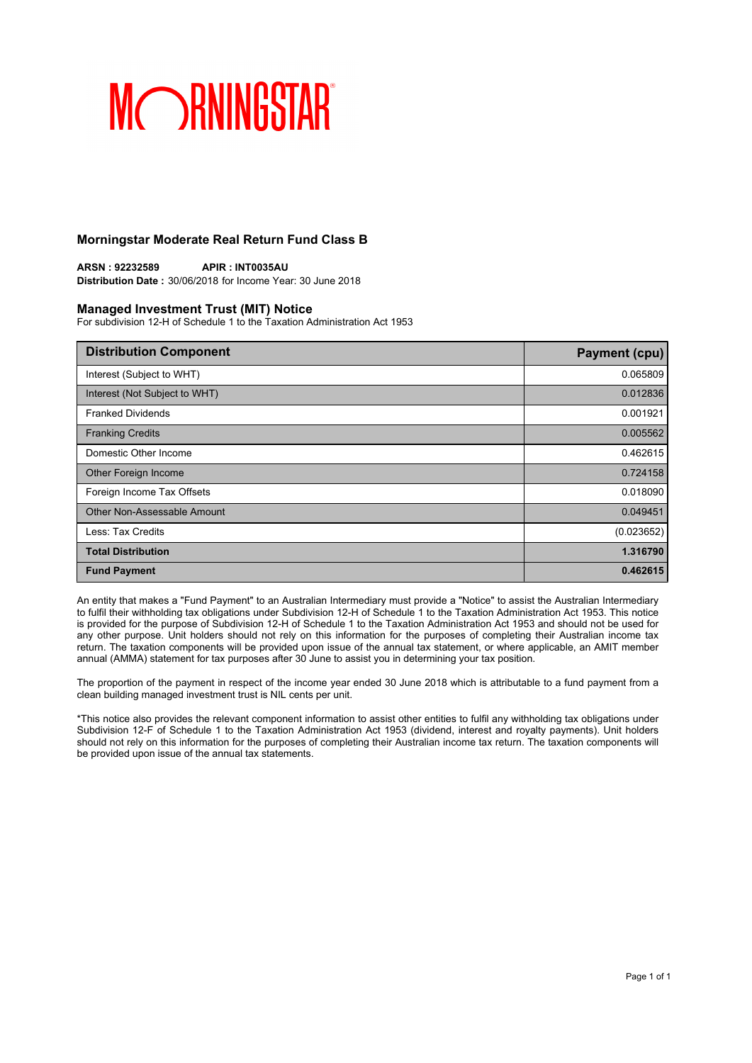MORNINGSTAR

## Morningstar Moderate Real Return Fund Class B

**ARSN : 92232589** **APIR : INT0035AU**
**Distribution Date :** 30/06/2018 for Income Year: 30 June 2018

### Managed Investment Trust (MIT) Notice

For subdivision 12-H of Schedule 1 to the Taxation Administration Act 1953

| Distribution Component | Payment (cpu) |
|---|---|
| Interest (Subject to WHT) | 0.065809 |
| Interest (Not Subject to WHT) | 0.012836 |
| Franked Dividends | 0.001921 |
| Franking Credits | 0.005562 |
| Domestic Other Income | 0.462615 |
| Other Foreign Income | 0.724158 |
| Foreign Income Tax Offsets | 0.018090 |
| Other Non-Assessable Amount | 0.049451 |
| Less: Tax Credits | (0.023652) |
| **Total Distribution** | **1.316790** |
| **Fund Payment** | **0.462615** |

An entity that makes a "Fund Payment" to an Australian Intermediary must provide a "Notice" to assist the Australian Intermediary to fulfil their withholding tax obligations under Subdivision 12-H of Schedule 1 to the Taxation Administration Act 1953. This notice is provided for the purpose of Subdivision 12-H of Schedule 1 to the Taxation Administration Act 1953 and should not be used for any other purpose. Unit holders should not rely on this information for the purposes of completing their Australian income tax return. The taxation components will be provided upon issue of the annual tax statement, or where applicable, an AMIT member annual (AMMA) statement for tax purposes after 30 June to assist you in determining your tax position.

The proportion of the payment in respect of the income year ended 30 June 2018 which is attributable to a fund payment from a clean building managed investment trust is NIL cents per unit.

*This notice also provides the relevant component information to assist other entities to fulfil any withholding tax obligations under Subdivision 12-F of Schedule 1 to the Taxation Administration Act 1953 (dividend, interest and royalty payments). Unit holders should not rely on this information for the purposes of completing their Australian income tax return. The taxation components will be provided upon issue of the annual tax statements.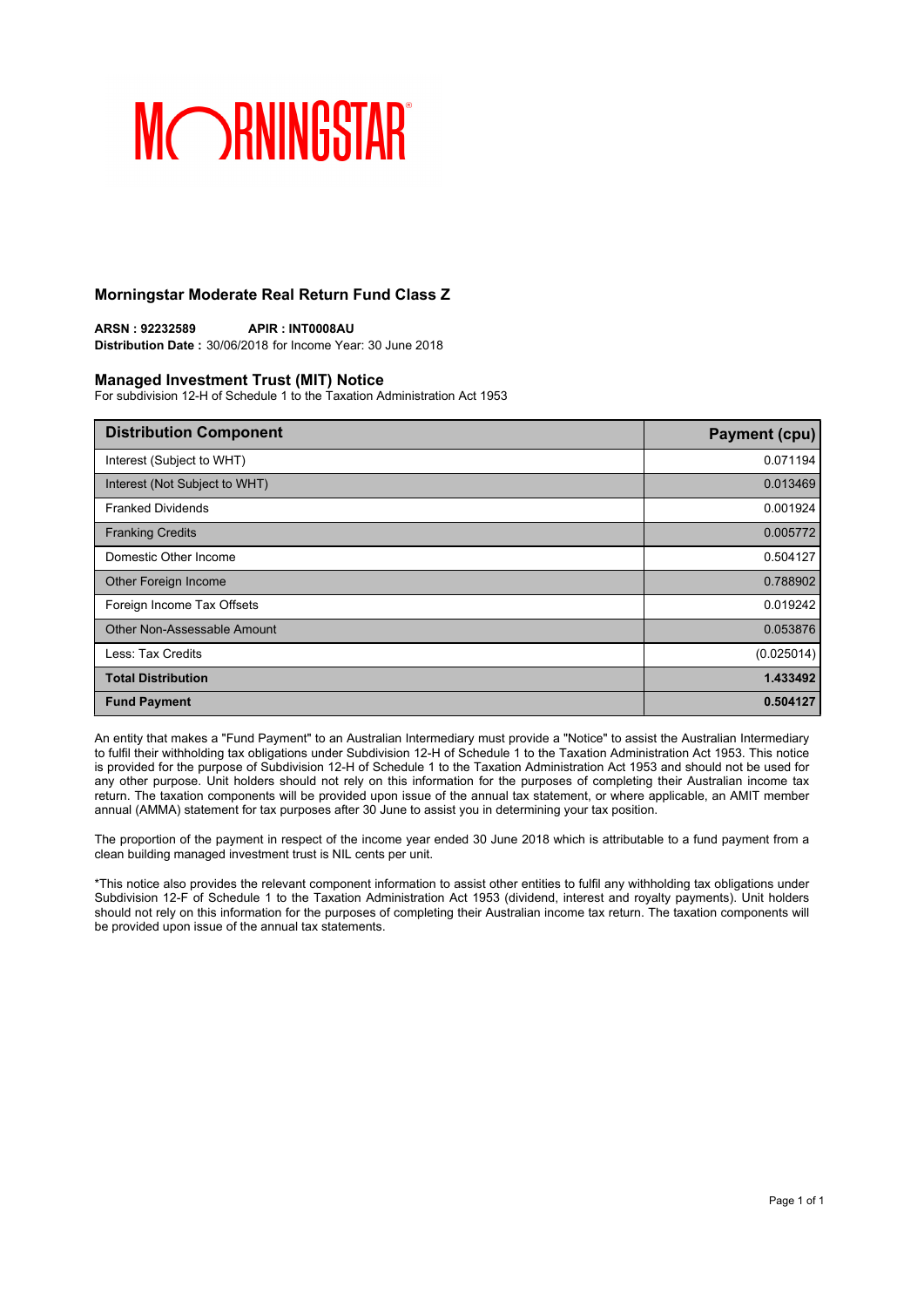MORNINGSTAR

## Morningstar Moderate Real Return Fund Class Z

**ARSN : 92232589** **APIR : INT0008AU**
**Distribution Date :** 30/06/2018 for Income Year: 30 June 2018

## Managed Investment Trust (MIT) Notice

For subdivision 12-H of Schedule 1 to the Taxation Administration Act 1953

| Distribution Component | Payment (cpu) |
|---|---|
| Interest (Subject to WHT) | 0.071194 |
| Interest (Not Subject to WHT) | 0.013469 |
| Franked Dividends | 0.001924 |
| Franking Credits | 0.005772 |
| Domestic Other Income | 0.504127 |
| Other Foreign Income | 0.788902 |
| Foreign Income Tax Offsets | 0.019242 |
| Other Non-Assessable Amount | 0.053876 |
| Less: Tax Credits | (0.025014) |
| **Total Distribution** | **1.433492** |
| **Fund Payment** | **0.504127** |

An entity that makes a "Fund Payment" to an Australian Intermediary must provide a "Notice" to assist the Australian Intermediary to fulfil their withholding tax obligations under Subdivision 12-H of Schedule 1 to the Taxation Administration Act 1953. This notice is provided for the purpose of Subdivision 12-H of Schedule 1 to the Taxation Administration Act 1953 and should not be used for any other purpose. Unit holders should not rely on this information for the purposes of completing their Australian income tax return. The taxation components will be provided upon issue of the annual tax statement, or where applicable, an AMIT member annual (AMMA) statement for tax purposes after 30 June to assist you in determining your tax position.

The proportion of the payment in respect of the income year ended 30 June 2018 which is attributable to a fund payment from a clean building managed investment trust is NIL cents per unit.

*This notice also provides the relevant component information to assist other entities to fulfil any withholding tax obligations under Subdivision 12-F of Schedule 1 to the Taxation Administration Act 1953 (dividend, interest and royalty payments). Unit holders should not rely on this information for the purposes of completing their Australian income tax return. The taxation components will be provided upon issue of the annual tax statements.